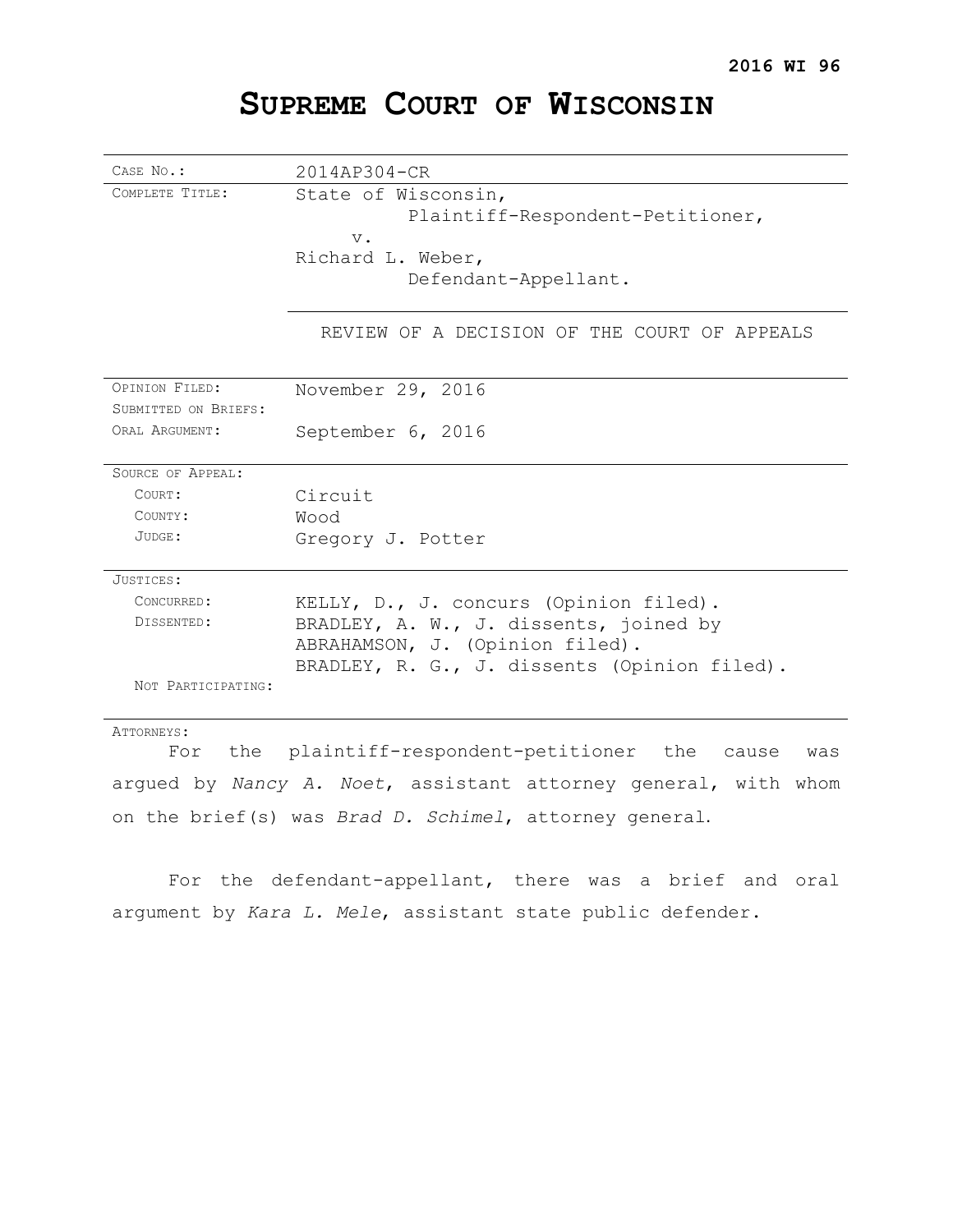**2016 WI 96**

# SUPREME COURT OF WISCONSIN

| | |
|---|---|
| CASE NO.: | 2014AP304-CR |
| COMPLETE TITLE: | State of Wisconsin,<br>Plaintiff-Respondent-Petitioner,<br>v.<br>Richard L. Weber,<br>Defendant-Appellant. |
| | REVIEW OF A DECISION OF THE COURT OF APPEALS |
| OPINION FILED: | November 29, 2016 |
| SUBMITTED ON BRIEFS: | |
| ORAL ARGUMENT: | September 6, 2016 |
| SOURCE OF APPEAL: | |
| COURT: | Circuit |
| COUNTY: | Wood |
| JUDGE: | Gregory J. Potter |
| JUSTICES: | |
| CONCURRED: | KELLY, D., J. concurs (Opinion filed). |
| DISSENTED: | BRADLEY, A. W., J. dissents, joined by ABRAHAMSON, J. (Opinion filed).<br>BRADLEY, R. G., J. dissents (Opinion filed). |
| NOT PARTICIPATING: | |

ATTORNEYS:

For the plaintiff-respondent-petitioner the cause was argued by *Nancy A. Noet*, assistant attorney general, with whom on the brief(s) was *Brad D. Schimel*, attorney general.

For the defendant-appellant, there was a brief and oral argument by *Kara L. Mele*, assistant state public defender.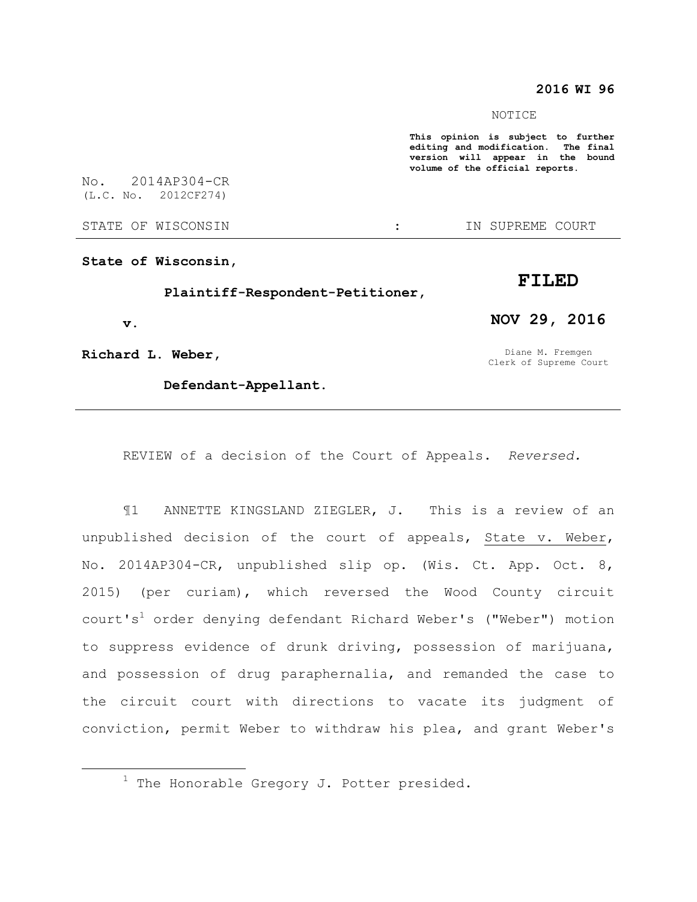**2016 WI 96**

NOTICE

**This opinion is subject to further editing and modification. The final version will appear in the bound volume of the official reports.**

No. 2014AP304-CR
(L.C. No. 2012CF274)

STATE OF WISCONSIN : IN SUPREME COURT

**State of Wisconsin,**

**Plaintiff-Respondent-Petitioner,**

**v.**

**Richard L. Weber,**

**Defendant-Appellant.**

**FILED**

**NOV 29, 2016**

Diane M. Fremgen
Clerk of Supreme Court

---

REVIEW of a decision of the Court of Appeals. *Reversed.*

¶1 ANNETTE KINGSLAND ZIEGLER, J. This is a review of an unpublished decision of the court of appeals, State v. Weber, No. 2014AP304-CR, unpublished slip op. (Wis. Ct. App. Oct. 8, 2015) (per curiam), which reversed the Wood County circuit court's[1] order denying defendant Richard Weber's ("Weber") motion to suppress evidence of drunk driving, possession of marijuana, and possession of drug paraphernalia, and remanded the case to the circuit court with directions to vacate its judgment of conviction, permit Weber to withdraw his plea, and grant Weber's

---

[1] The Honorable Gregory J. Potter presided.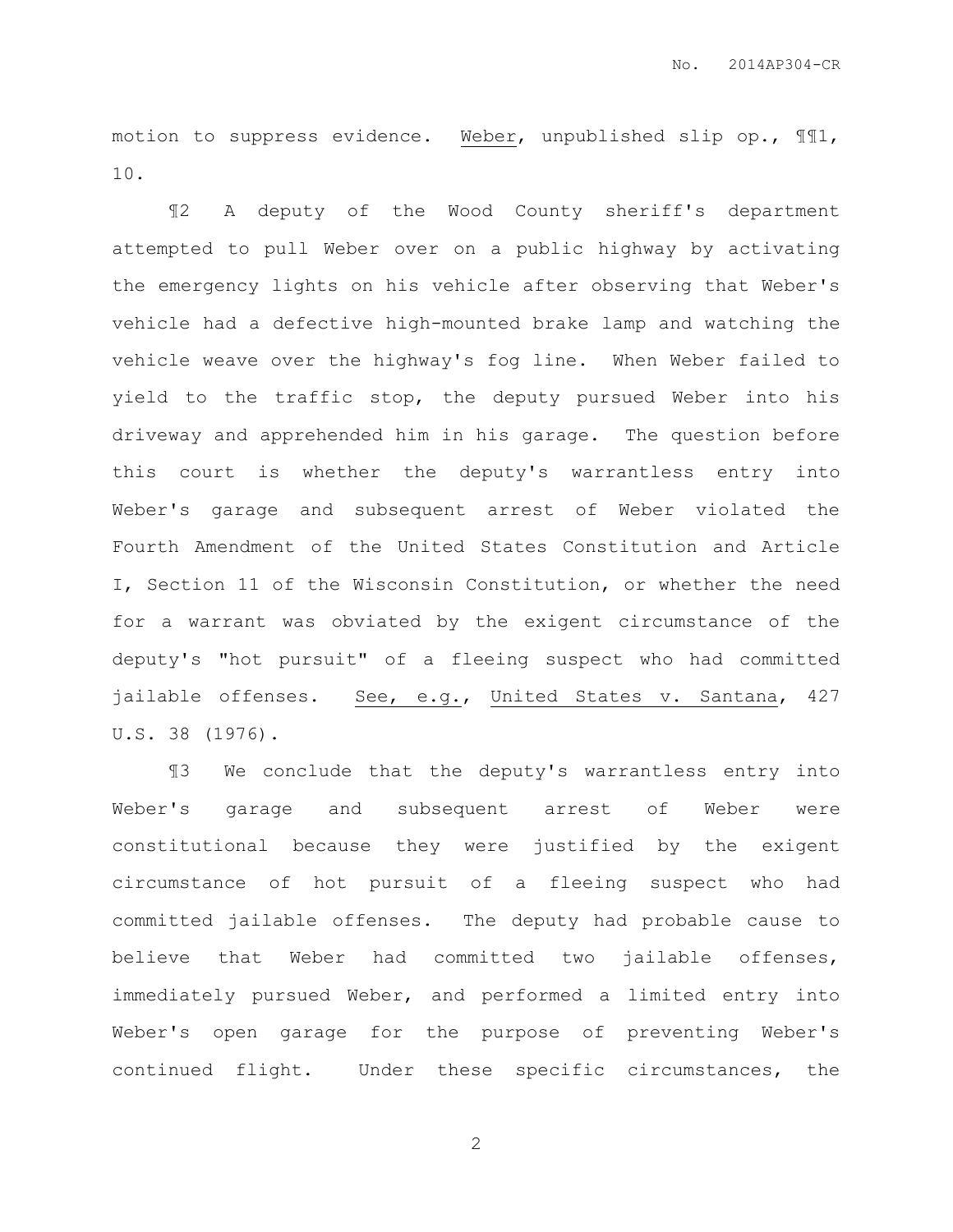motion to suppress evidence. Weber, unpublished slip op., ¶¶1, 10.

¶2 A deputy of the Wood County sheriff's department attempted to pull Weber over on a public highway by activating the emergency lights on his vehicle after observing that Weber's vehicle had a defective high-mounted brake lamp and watching the vehicle weave over the highway's fog line. When Weber failed to yield to the traffic stop, the deputy pursued Weber into his driveway and apprehended him in his garage. The question before this court is whether the deputy's warrantless entry into Weber's garage and subsequent arrest of Weber violated the Fourth Amendment of the United States Constitution and Article I, Section 11 of the Wisconsin Constitution, or whether the need for a warrant was obviated by the exigent circumstance of the deputy's "hot pursuit" of a fleeing suspect who had committed jailable offenses. See, e.g., United States v. Santana, 427 U.S. 38 (1976).

¶3 We conclude that the deputy's warrantless entry into Weber's garage and subsequent arrest of Weber were constitutional because they were justified by the exigent circumstance of hot pursuit of a fleeing suspect who had committed jailable offenses. The deputy had probable cause to believe that Weber had committed two jailable offenses, immediately pursued Weber, and performed a limited entry into Weber's open garage for the purpose of preventing Weber's continued flight. Under these specific circumstances, the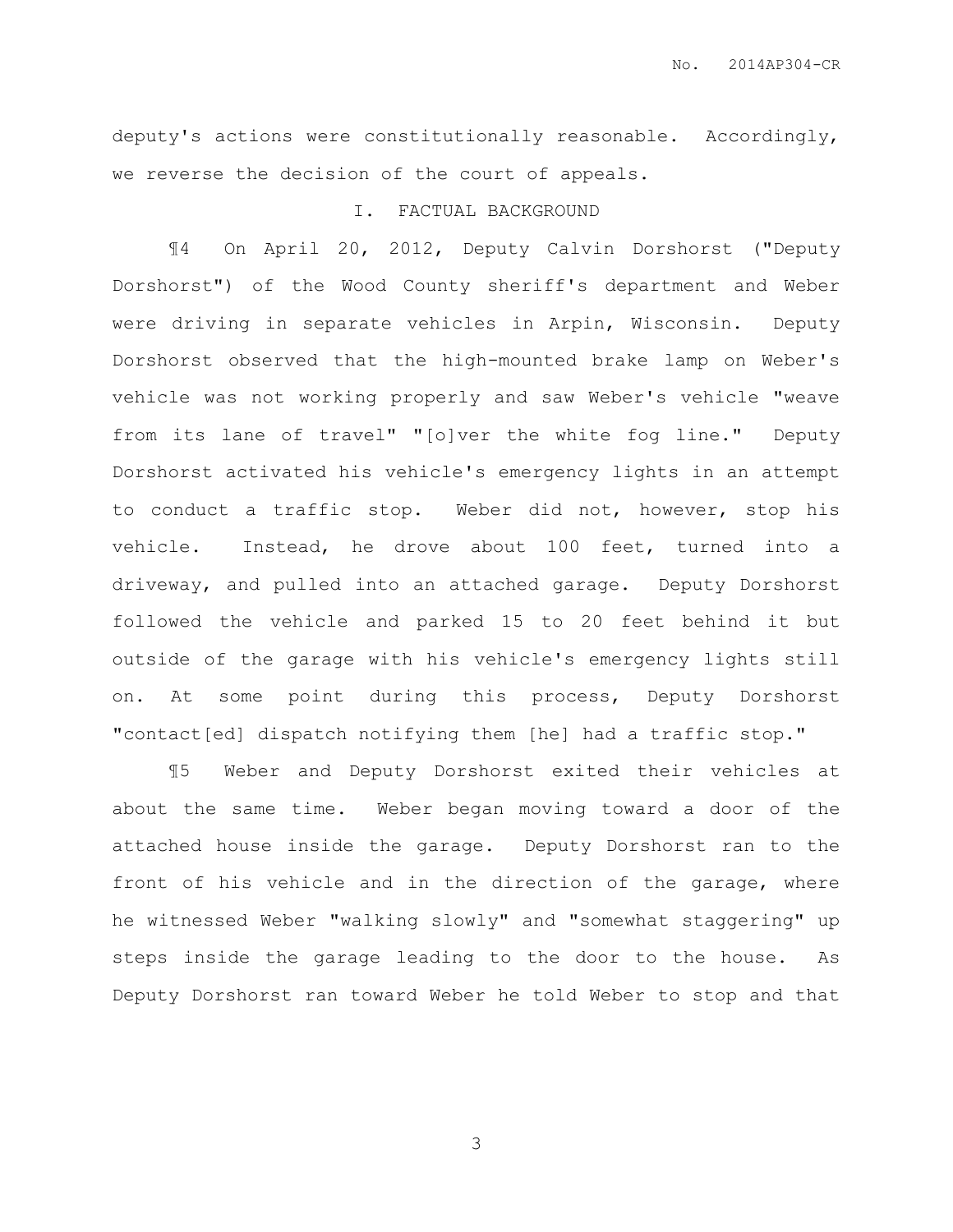deputy's actions were constitutionally reasonable. Accordingly, we reverse the decision of the court of appeals.

## I. FACTUAL BACKGROUND

¶4 On April 20, 2012, Deputy Calvin Dorshorst ("Deputy Dorshorst") of the Wood County sheriff's department and Weber were driving in separate vehicles in Arpin, Wisconsin. Deputy Dorshorst observed that the high-mounted brake lamp on Weber's vehicle was not working properly and saw Weber's vehicle "weave from its lane of travel" "[o]ver the white fog line." Deputy Dorshorst activated his vehicle's emergency lights in an attempt to conduct a traffic stop. Weber did not, however, stop his vehicle. Instead, he drove about 100 feet, turned into a driveway, and pulled into an attached garage. Deputy Dorshorst followed the vehicle and parked 15 to 20 feet behind it but outside of the garage with his vehicle's emergency lights still on. At some point during this process, Deputy Dorshorst "contact[ed] dispatch notifying them [he] had a traffic stop."

¶5 Weber and Deputy Dorshorst exited their vehicles at about the same time. Weber began moving toward a door of the attached house inside the garage. Deputy Dorshorst ran to the front of his vehicle and in the direction of the garage, where he witnessed Weber "walking slowly" and "somewhat staggering" up steps inside the garage leading to the door to the house. As Deputy Dorshorst ran toward Weber he told Weber to stop and that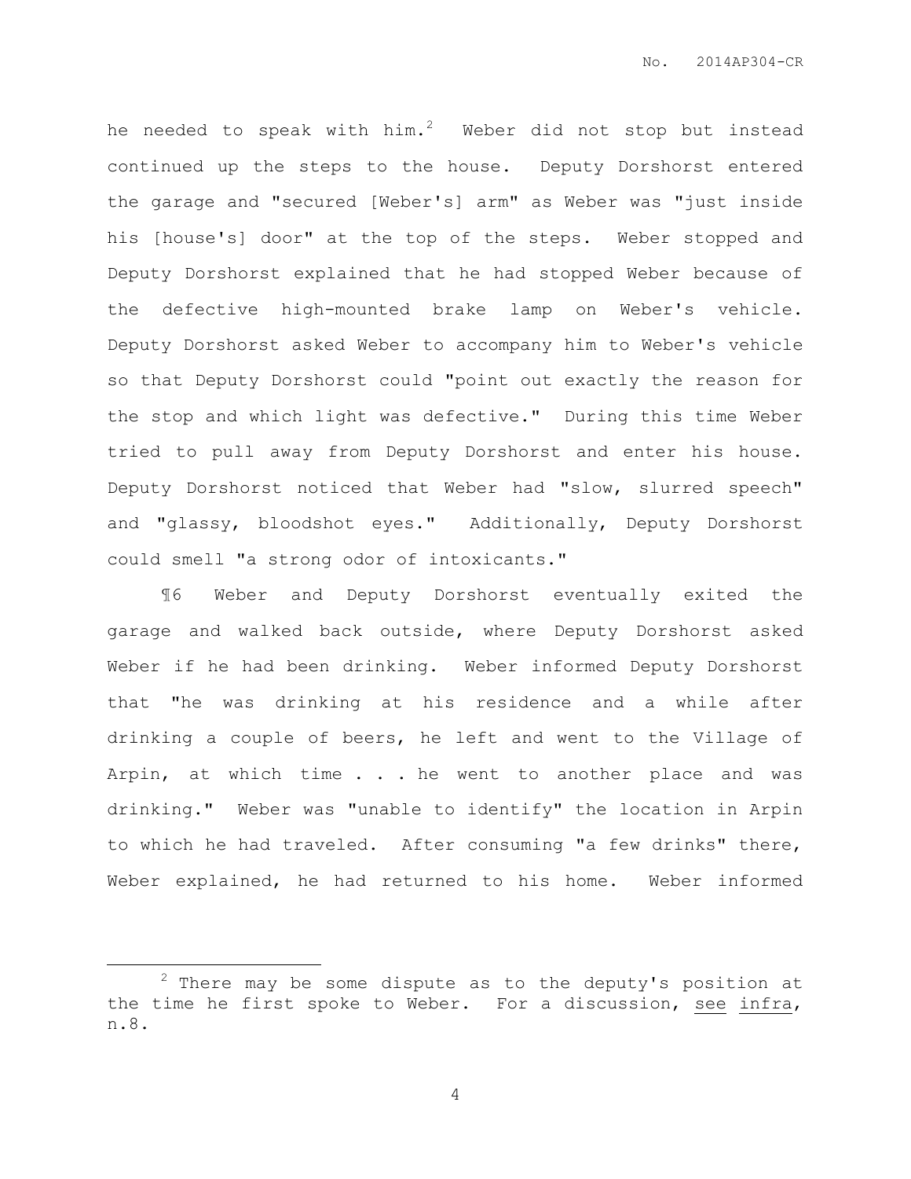he needed to speak with him.[2] Weber did not stop but instead continued up the steps to the house. Deputy Dorshorst entered the garage and "secured [Weber's] arm" as Weber was "just inside his [house's] door" at the top of the steps. Weber stopped and Deputy Dorshorst explained that he had stopped Weber because of the defective high-mounted brake lamp on Weber's vehicle. Deputy Dorshorst asked Weber to accompany him to Weber's vehicle so that Deputy Dorshorst could "point out exactly the reason for the stop and which light was defective." During this time Weber tried to pull away from Deputy Dorshorst and enter his house. Deputy Dorshorst noticed that Weber had "slow, slurred speech" and "glassy, bloodshot eyes." Additionally, Deputy Dorshorst could smell "a strong odor of intoxicants."

¶6 Weber and Deputy Dorshorst eventually exited the garage and walked back outside, where Deputy Dorshorst asked Weber if he had been drinking. Weber informed Deputy Dorshorst that "he was drinking at his residence and a while after drinking a couple of beers, he left and went to the Village of Arpin, at which time . . . he went to another place and was drinking." Weber was "unable to identify" the location in Arpin to which he had traveled. After consuming "a few drinks" there, Weber explained, he had returned to his home. Weber informed

---

[2] There may be some dispute as to the deputy's position at the time he first spoke to Weber. For a discussion, see infra, n.8.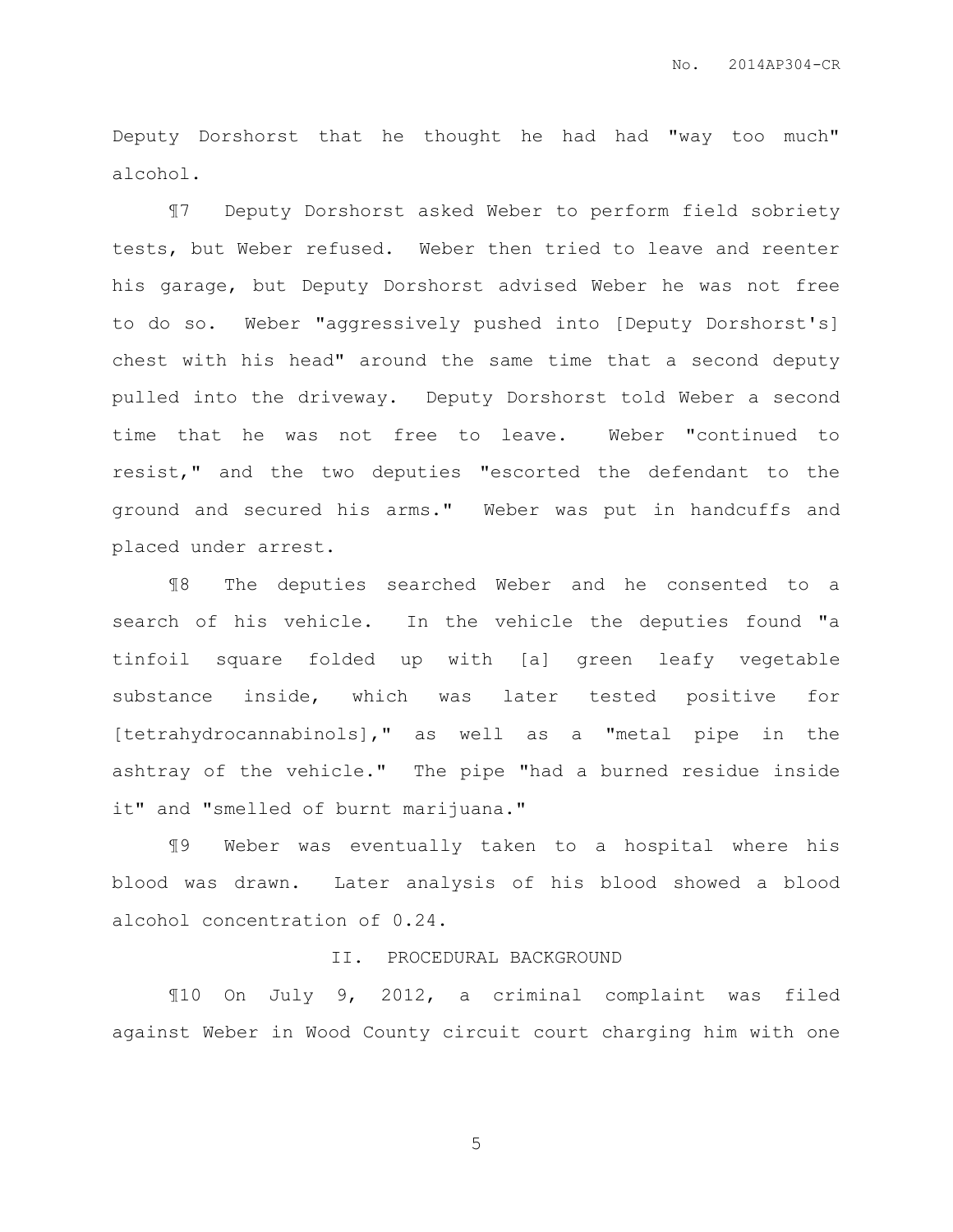Deputy Dorshorst that he thought he had had "way too much" alcohol.

¶7 Deputy Dorshorst asked Weber to perform field sobriety tests, but Weber refused. Weber then tried to leave and reenter his garage, but Deputy Dorshorst advised Weber he was not free to do so. Weber "aggressively pushed into [Deputy Dorshorst's] chest with his head" around the same time that a second deputy pulled into the driveway. Deputy Dorshorst told Weber a second time that he was not free to leave. Weber "continued to resist," and the two deputies "escorted the defendant to the ground and secured his arms." Weber was put in handcuffs and placed under arrest.

¶8 The deputies searched Weber and he consented to a search of his vehicle. In the vehicle the deputies found "a tinfoil square folded up with [a] green leafy vegetable substance inside, which was later tested positive for [tetrahydrocannabinols]," as well as a "metal pipe in the ashtray of the vehicle." The pipe "had a burned residue inside it" and "smelled of burnt marijuana."

¶9 Weber was eventually taken to a hospital where his blood was drawn. Later analysis of his blood showed a blood alcohol concentration of 0.24.

## II. PROCEDURAL BACKGROUND

¶10 On July 9, 2012, a criminal complaint was filed against Weber in Wood County circuit court charging him with one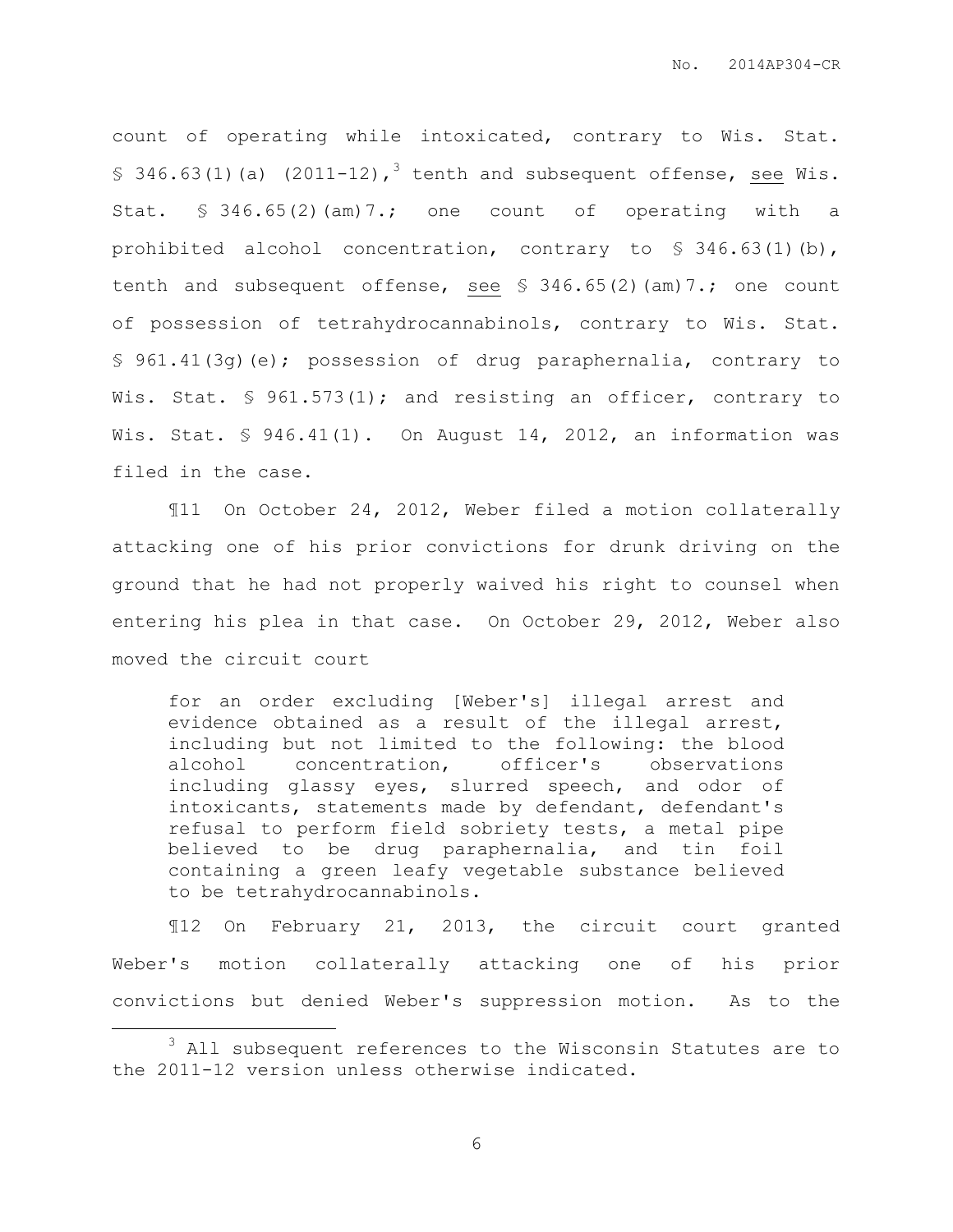count of operating while intoxicated, contrary to Wis. Stat. § 346.63(1)(a) (2011-12),[3] tenth and subsequent offense, see Wis. Stat. § 346.65(2)(am)7.; one count of operating with a prohibited alcohol concentration, contrary to § 346.63(1)(b), tenth and subsequent offense, see § 346.65(2)(am)7.; one count of possession of tetrahydrocannabinols, contrary to Wis. Stat. § 961.41(3g)(e); possession of drug paraphernalia, contrary to Wis. Stat. § 961.573(1); and resisting an officer, contrary to Wis. Stat. § 946.41(1). On August 14, 2012, an information was filed in the case.

¶11 On October 24, 2012, Weber filed a motion collaterally attacking one of his prior convictions for drunk driving on the ground that he had not properly waived his right to counsel when entering his plea in that case. On October 29, 2012, Weber also moved the circuit court

> for an order excluding [Weber's] illegal arrest and evidence obtained as a result of the illegal arrest, including but not limited to the following: the blood alcohol concentration, officer's observations including glassy eyes, slurred speech, and odor of intoxicants, statements made by defendant, defendant's refusal to perform field sobriety tests, a metal pipe believed to be drug paraphernalia, and tin foil containing a green leafy vegetable substance believed to be tetrahydrocannabinols.

¶12 On February 21, 2013, the circuit court granted Weber's motion collaterally attacking one of his prior convictions but denied Weber's suppression motion. As to the

[3] All subsequent references to the Wisconsin Statutes are to the 2011-12 version unless otherwise indicated.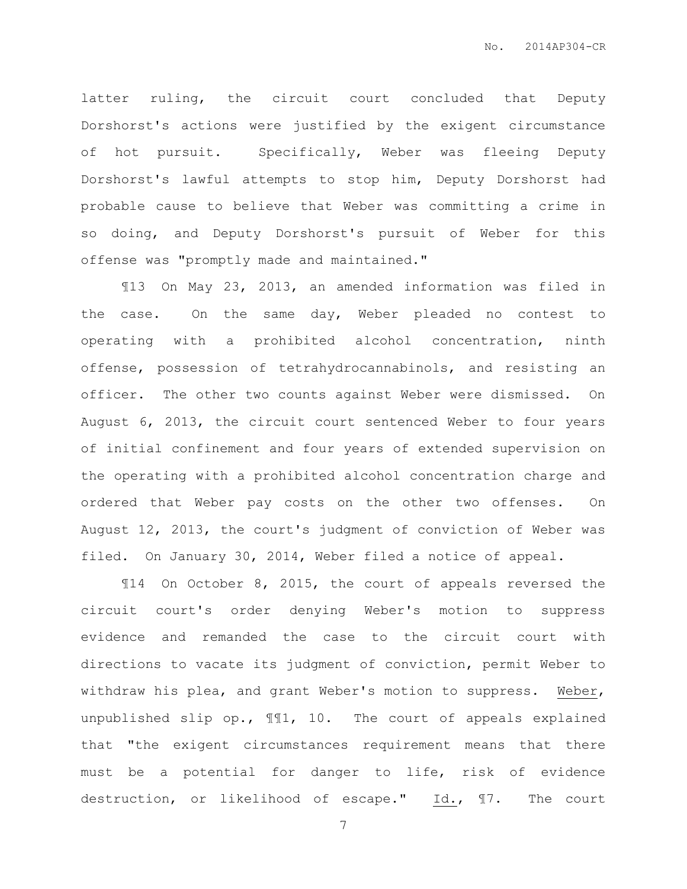latter ruling, the circuit court concluded that Deputy Dorshorst's actions were justified by the exigent circumstance of hot pursuit. Specifically, Weber was fleeing Deputy Dorshorst's lawful attempts to stop him, Deputy Dorshorst had probable cause to believe that Weber was committing a crime in so doing, and Deputy Dorshorst's pursuit of Weber for this offense was "promptly made and maintained."

¶13 On May 23, 2013, an amended information was filed in the case. On the same day, Weber pleaded no contest to operating with a prohibited alcohol concentration, ninth offense, possession of tetrahydrocannabinols, and resisting an officer. The other two counts against Weber were dismissed. On August 6, 2013, the circuit court sentenced Weber to four years of initial confinement and four years of extended supervision on the operating with a prohibited alcohol concentration charge and ordered that Weber pay costs on the other two offenses. On August 12, 2013, the court's judgment of conviction of Weber was filed. On January 30, 2014, Weber filed a notice of appeal.

¶14 On October 8, 2015, the court of appeals reversed the circuit court's order denying Weber's motion to suppress evidence and remanded the case to the circuit court with directions to vacate its judgment of conviction, permit Weber to withdraw his plea, and grant Weber's motion to suppress. Weber, unpublished slip op., ¶¶1, 10. The court of appeals explained that "the exigent circumstances requirement means that there must be a potential for danger to life, risk of evidence destruction, or likelihood of escape." Id., ¶7. The court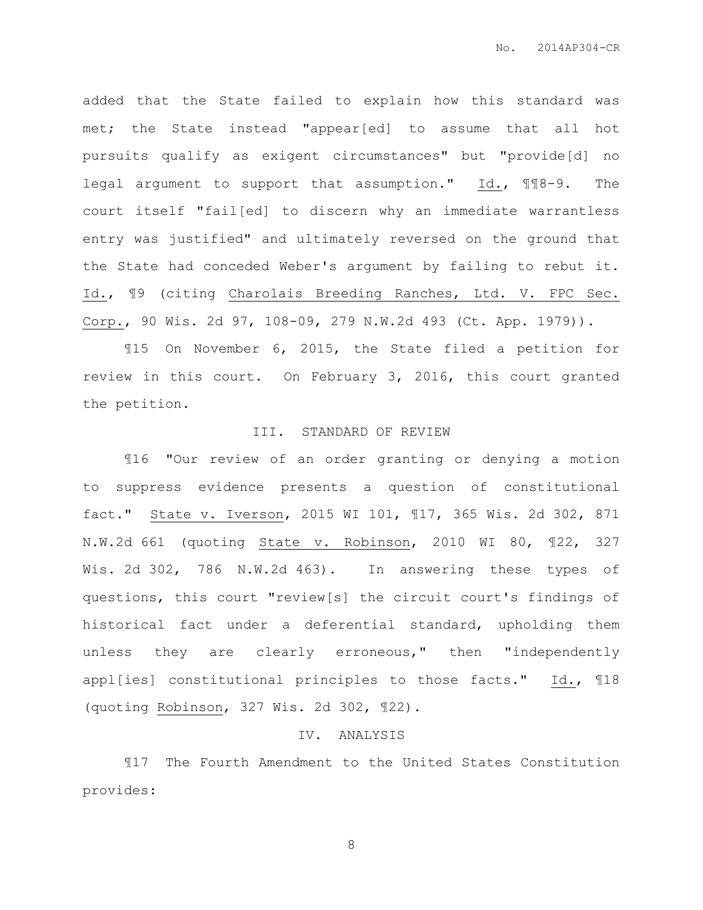added that the State failed to explain how this standard was met; the State instead "appear[ed] to assume that all hot pursuits qualify as exigent circumstances" but "provide[d] no legal argument to support that assumption." Id., ¶¶8-9. The court itself "fail[ed] to discern why an immediate warrantless entry was justified" and ultimately reversed on the ground that the State had conceded Weber's argument by failing to rebut it. Id., ¶9 (citing Charolais Breeding Ranches, Ltd. V. FPC Sec. Corp., 90 Wis. 2d 97, 108-09, 279 N.W.2d 493 (Ct. App. 1979)).

¶15 On November 6, 2015, the State filed a petition for review in this court. On February 3, 2016, this court granted the petition.

## III. STANDARD OF REVIEW

¶16 "Our review of an order granting or denying a motion to suppress evidence presents a question of constitutional fact." State v. Iverson, 2015 WI 101, ¶17, 365 Wis. 2d 302, 871 N.W.2d 661 (quoting State v. Robinson, 2010 WI 80, ¶22, 327 Wis. 2d 302, 786 N.W.2d 463). In answering these types of questions, this court "review[s] the circuit court's findings of historical fact under a deferential standard, upholding them unless they are clearly erroneous," then "independently appl[ies] constitutional principles to those facts." Id., ¶18 (quoting Robinson, 327 Wis. 2d 302, ¶22).

## IV. ANALYSIS

¶17 The Fourth Amendment to the United States Constitution provides: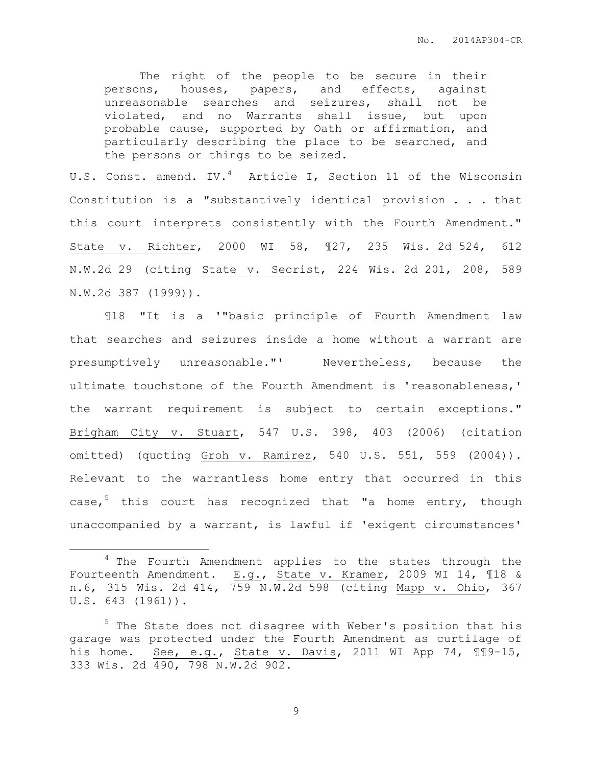> The right of the people to be secure in their persons, houses, papers, and effects, against unreasonable searches and seizures, shall not be violated, and no Warrants shall issue, but upon probable cause, supported by Oath or affirmation, and particularly describing the place to be searched, and the persons or things to be seized.

U.S. Const. amend. IV.[4] Article I, Section 11 of the Wisconsin Constitution is a "substantively identical provision . . . that this court interprets consistently with the Fourth Amendment." State v. Richter, 2000 WI 58, ¶27, 235 Wis. 2d 524, 612 N.W.2d 29 (citing State v. Secrist, 224 Wis. 2d 201, 208, 589 N.W.2d 387 (1999)).

¶18 "It is a '"basic principle of Fourth Amendment law that searches and seizures inside a home without a warrant are presumptively unreasonable."' Nevertheless, because the ultimate touchstone of the Fourth Amendment is 'reasonableness,' the warrant requirement is subject to certain exceptions." Brigham City v. Stuart, 547 U.S. 398, 403 (2006) (citation omitted) (quoting Groh v. Ramirez, 540 U.S. 551, 559 (2004)). Relevant to the warrantless home entry that occurred in this case,[5] this court has recognized that "a home entry, though unaccompanied by a warrant, is lawful if 'exigent circumstances'

---

[4] The Fourth Amendment applies to the states through the Fourteenth Amendment. E.g., State v. Kramer, 2009 WI 14, ¶18 & n.6, 315 Wis. 2d 414, 759 N.W.2d 598 (citing Mapp v. Ohio, 367 U.S. 643 (1961)).

[5] The State does not disagree with Weber's position that his garage was protected under the Fourth Amendment as curtilage of his home. See, e.g., State v. Davis, 2011 WI App 74, ¶¶9-15, 333 Wis. 2d 490, 798 N.W.2d 902.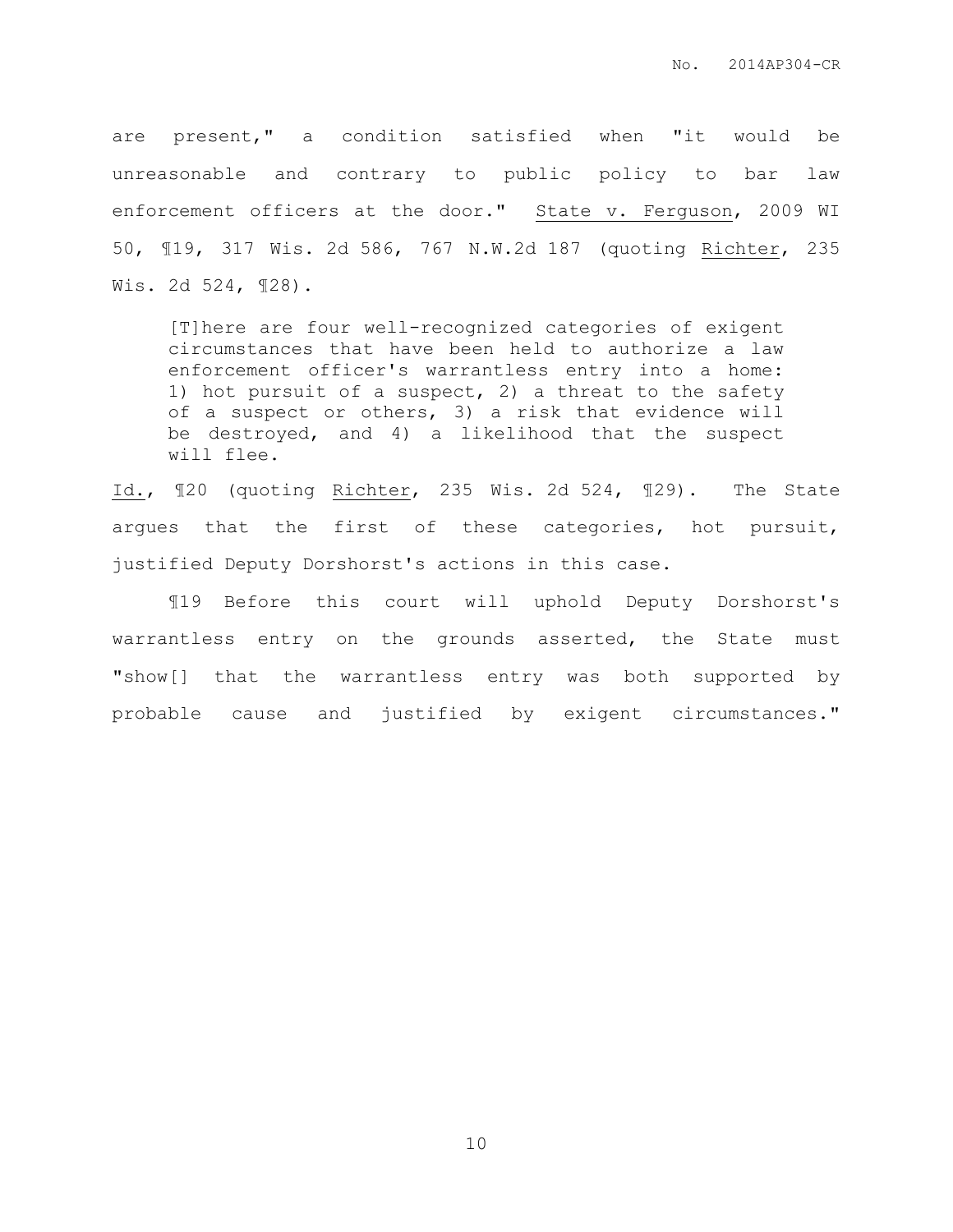are present," a condition satisfied when "it would be unreasonable and contrary to public policy to bar law enforcement officers at the door." State v. Ferguson, 2009 WI 50, ¶19, 317 Wis. 2d 586, 767 N.W.2d 187 (quoting Richter, 235 Wis. 2d 524, ¶28).

> [T]here are four well-recognized categories of exigent circumstances that have been held to authorize a law enforcement officer's warrantless entry into a home: 1) hot pursuit of a suspect, 2) a threat to the safety of a suspect or others, 3) a risk that evidence will be destroyed, and 4) a likelihood that the suspect will flee.

Id., ¶20 (quoting Richter, 235 Wis. 2d 524, ¶29). The State argues that the first of these categories, hot pursuit, justified Deputy Dorshorst's actions in this case.

¶19 Before this court will uphold Deputy Dorshorst's warrantless entry on the grounds asserted, the State must "show[] that the warrantless entry was both supported by probable cause and justified by exigent circumstances."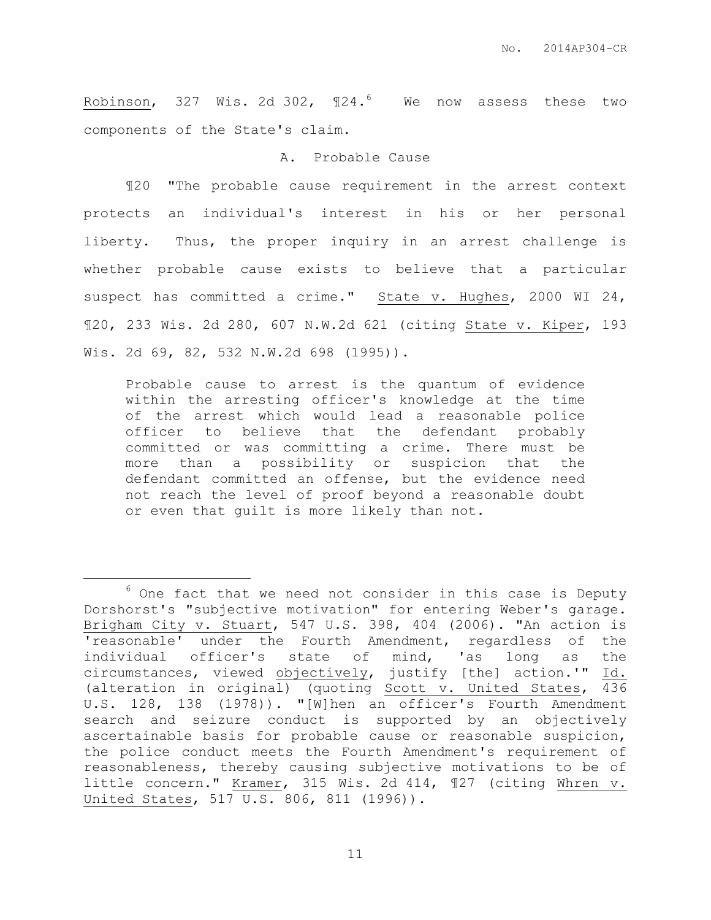Robinson, 327 Wis. 2d 302, ¶24.[6] We now assess these two components of the State's claim.

### A. Probable Cause

¶20 "The probable cause requirement in the arrest context protects an individual's interest in his or her personal liberty. Thus, the proper inquiry in an arrest challenge is whether probable cause exists to believe that a particular suspect has committed a crime." State v. Hughes, 2000 WI 24, ¶20, 233 Wis. 2d 280, 607 N.W.2d 621 (citing State v. Kiper, 193 Wis. 2d 69, 82, 532 N.W.2d 698 (1995)).

> Probable cause to arrest is the quantum of evidence within the arresting officer's knowledge at the time of the arrest which would lead a reasonable police officer to believe that the defendant probably committed or was committing a crime. There must be more than a possibility or suspicion that the defendant committed an offense, but the evidence need not reach the level of proof beyond a reasonable doubt or even that guilt is more likely than not.

---

[6] One fact that we need not consider in this case is Deputy Dorshorst's "subjective motivation" for entering Weber's garage. Brigham City v. Stuart, 547 U.S. 398, 404 (2006). "An action is 'reasonable' under the Fourth Amendment, regardless of the individual officer's state of mind, 'as long as the circumstances, viewed objectively, justify [the] action.'" Id. (alteration in original) (quoting Scott v. United States, 436 U.S. 128, 138 (1978)). "[W]hen an officer's Fourth Amendment search and seizure conduct is supported by an objectively ascertainable basis for probable cause or reasonable suspicion, the police conduct meets the Fourth Amendment's requirement of reasonableness, thereby causing subjective motivations to be of little concern." Kramer, 315 Wis. 2d 414, ¶27 (citing Whren v. United States, 517 U.S. 806, 811 (1996)).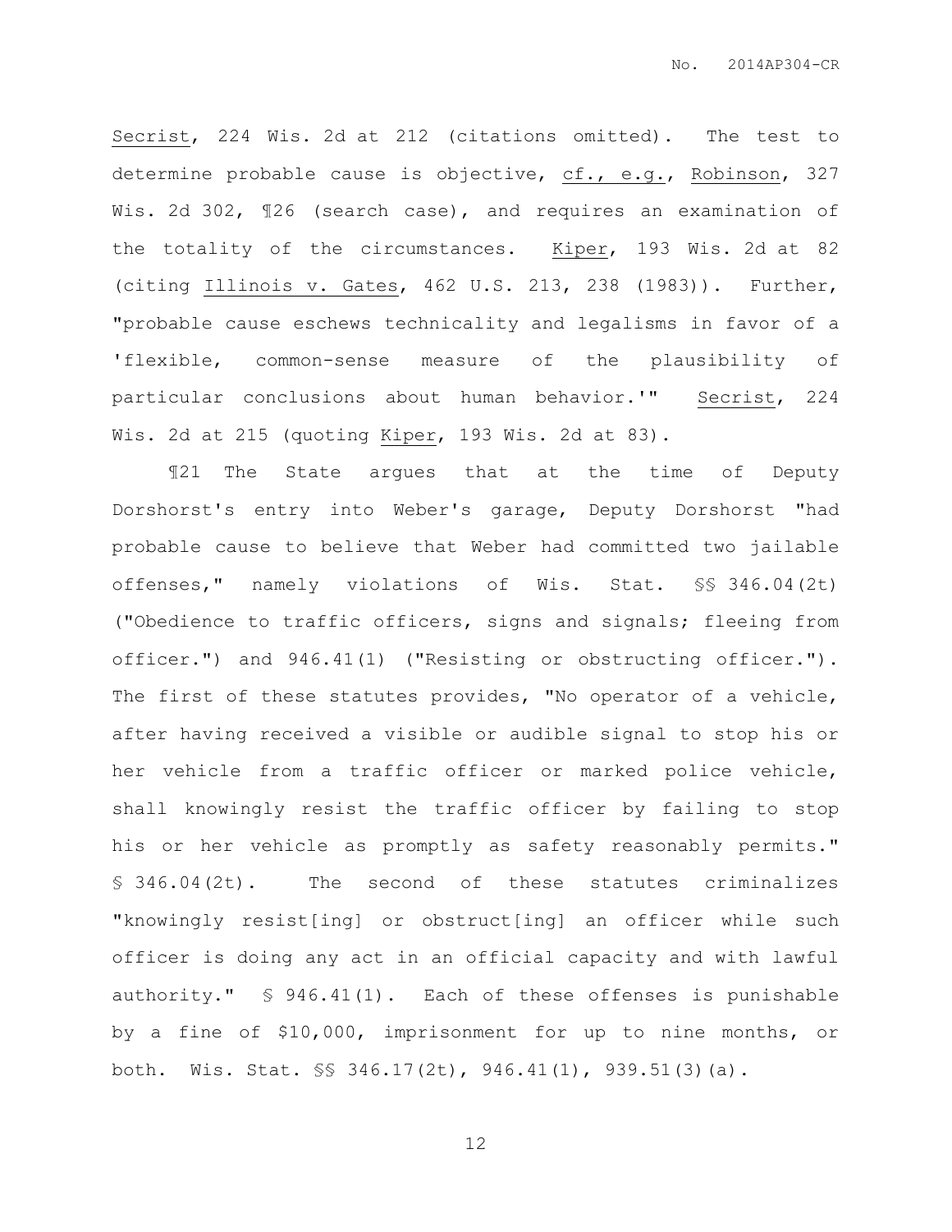Secrist, 224 Wis. 2d at 212 (citations omitted). The test to determine probable cause is objective, cf., e.g., Robinson, 327 Wis. 2d 302, ¶26 (search case), and requires an examination of the totality of the circumstances. Kiper, 193 Wis. 2d at 82 (citing Illinois v. Gates, 462 U.S. 213, 238 (1983)). Further, "probable cause eschews technicality and legalisms in favor of a 'flexible, common-sense measure of the plausibility of particular conclusions about human behavior.'" Secrist, 224 Wis. 2d at 215 (quoting Kiper, 193 Wis. 2d at 83).

¶21 The State argues that at the time of Deputy Dorshorst's entry into Weber's garage, Deputy Dorshorst "had probable cause to believe that Weber had committed two jailable offenses," namely violations of Wis. Stat. §§ 346.04(2t) ("Obedience to traffic officers, signs and signals; fleeing from officer.") and 946.41(1) ("Resisting or obstructing officer."). The first of these statutes provides, "No operator of a vehicle, after having received a visible or audible signal to stop his or her vehicle from a traffic officer or marked police vehicle, shall knowingly resist the traffic officer by failing to stop his or her vehicle as promptly as safety reasonably permits." § 346.04(2t). The second of these statutes criminalizes "knowingly resist[ing] or obstruct[ing] an officer while such officer is doing any act in an official capacity and with lawful authority." § 946.41(1). Each of these offenses is punishable by a fine of $10,000, imprisonment for up to nine months, or both. Wis. Stat. §§ 346.17(2t), 946.41(1), 939.51(3)(a).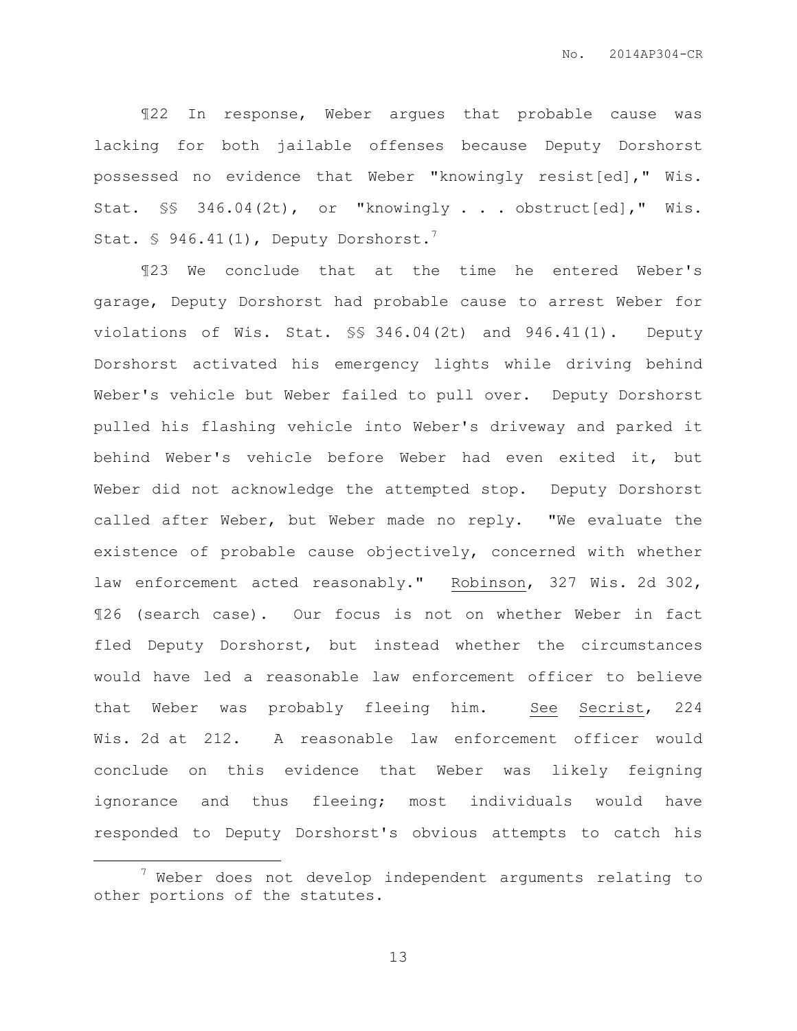¶22 In response, Weber argues that probable cause was lacking for both jailable offenses because Deputy Dorshorst possessed no evidence that Weber "knowingly resist[ed]," Wis. Stat. §§ 346.04(2t), or "knowingly . . . obstruct[ed]," Wis. Stat. § 946.41(1), Deputy Dorshorst.[7]

¶23 We conclude that at the time he entered Weber's garage, Deputy Dorshorst had probable cause to arrest Weber for violations of Wis. Stat. §§ 346.04(2t) and 946.41(1). Deputy Dorshorst activated his emergency lights while driving behind Weber's vehicle but Weber failed to pull over. Deputy Dorshorst pulled his flashing vehicle into Weber's driveway and parked it behind Weber's vehicle before Weber had even exited it, but Weber did not acknowledge the attempted stop. Deputy Dorshorst called after Weber, but Weber made no reply. "We evaluate the existence of probable cause objectively, concerned with whether law enforcement acted reasonably." Robinson, 327 Wis. 2d 302, ¶26 (search case). Our focus is not on whether Weber in fact fled Deputy Dorshorst, but instead whether the circumstances would have led a reasonable law enforcement officer to believe that Weber was probably fleeing him. See Secrist, 224 Wis. 2d at 212. A reasonable law enforcement officer would conclude on this evidence that Weber was likely feigning ignorance and thus fleeing; most individuals would have responded to Deputy Dorshorst's obvious attempts to catch his

---

[7] Weber does not develop independent arguments relating to other portions of the statutes.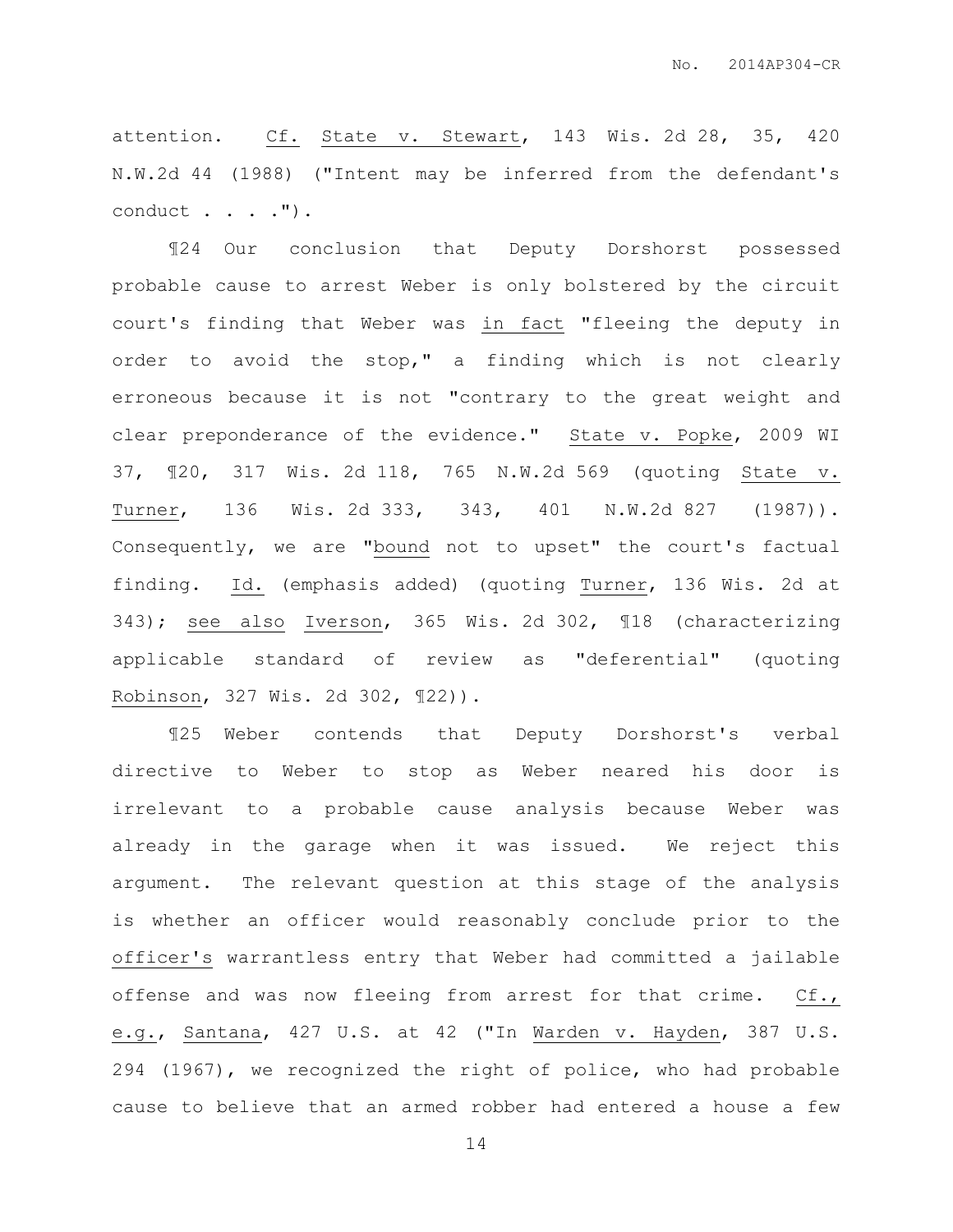attention. *Cf.* *State v. Stewart*, 143 Wis. 2d 28, 35, 420 N.W.2d 44 (1988) ("Intent may be inferred from the defendant's conduct . . . .").

¶24 Our conclusion that Deputy Dorshorst possessed probable cause to arrest Weber is only bolstered by the circuit court's finding that Weber was *in fact* "fleeing the deputy in order to avoid the stop," a finding which is not clearly erroneous because it is not "contrary to the great weight and clear preponderance of the evidence." *State v. Popke*, 2009 WI 37, ¶20, 317 Wis. 2d 118, 765 N.W.2d 569 (quoting *State v. Turner*, 136 Wis. 2d 333, 343, 401 N.W.2d 827 (1987)). Consequently, we are "*bound* not to upset" the court's factual finding. *Id.* (emphasis added) (quoting *Turner*, 136 Wis. 2d at 343); *see also* *Iverson*, 365 Wis. 2d 302, ¶18 (characterizing applicable standard of review as "deferential" (quoting *Robinson*, 327 Wis. 2d 302, ¶22)).

¶25 Weber contends that Deputy Dorshorst's verbal directive to Weber to stop as Weber neared his door is irrelevant to a probable cause analysis because Weber was already in the garage when it was issued. We reject this argument. The relevant question at this stage of the analysis is whether an officer would reasonably conclude prior to the *officer's* warrantless entry that Weber had committed a jailable offense and was now fleeing from arrest for that crime. *Cf., e.g.*, *Santana*, 427 U.S. at 42 ("In *Warden v. Hayden*, 387 U.S. 294 (1967), we recognized the right of police, who had probable cause to believe that an armed robber had entered a house a few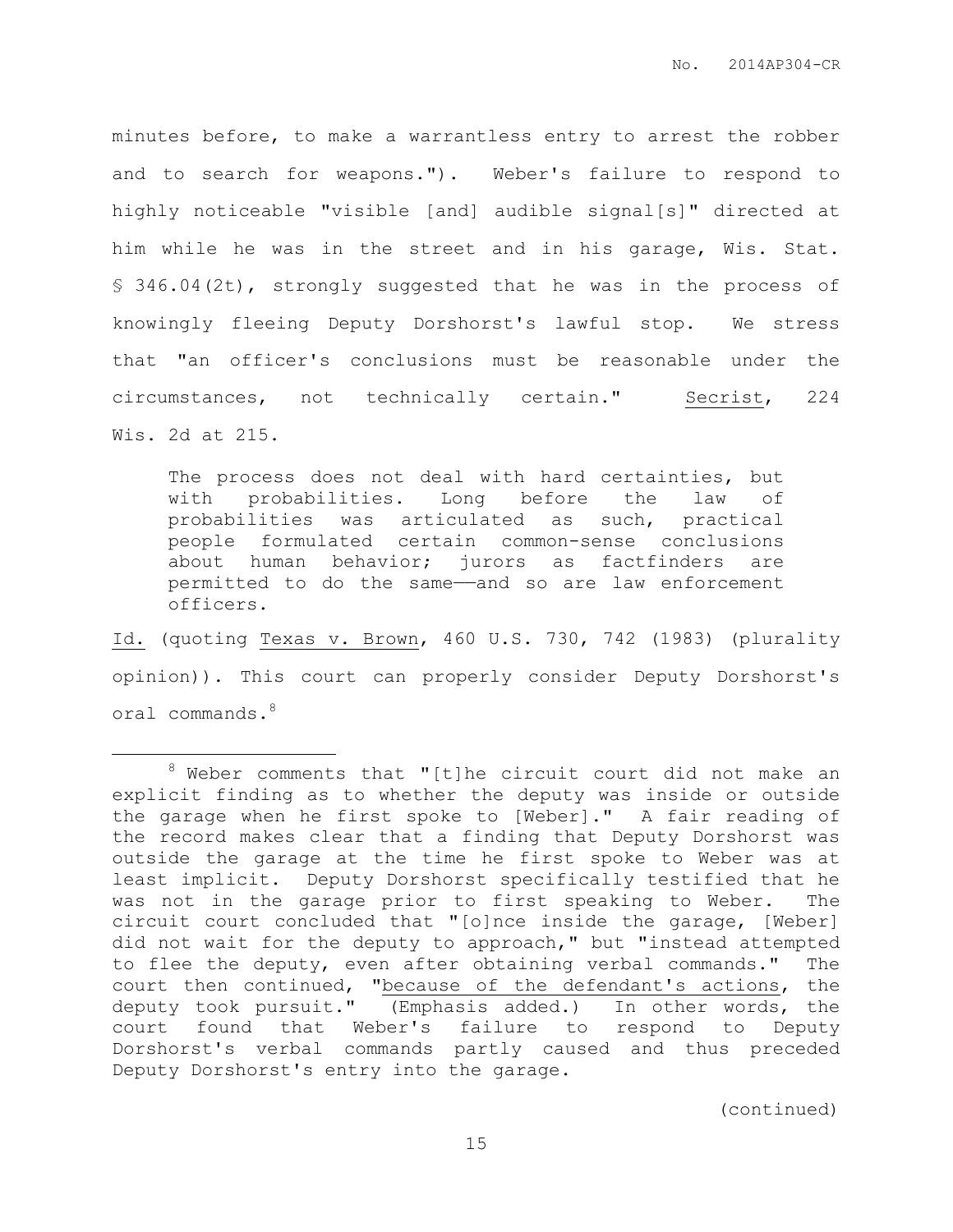minutes before, to make a warrantless entry to arrest the robber and to search for weapons."). Weber's failure to respond to highly noticeable "visible [and] audible signal[s]" directed at him while he was in the street and in his garage, Wis. Stat. § 346.04(2t), strongly suggested that he was in the process of knowingly fleeing Deputy Dorshorst's lawful stop. We stress that "an officer's conclusions must be reasonable under the circumstances, not technically certain." Secrist, 224 Wis. 2d at 215.

> The process does not deal with hard certainties, but with probabilities. Long before the law of probabilities was articulated as such, practical people formulated certain common-sense conclusions about human behavior; jurors as factfinders are permitted to do the same——and so are law enforcement officers.

Id. (quoting Texas v. Brown, 460 U.S. 730, 742 (1983) (plurality opinion)). This court can properly consider Deputy Dorshorst's oral commands.[8]

---

[8] Weber comments that "[t]he circuit court did not make an explicit finding as to whether the deputy was inside or outside the garage when he first spoke to [Weber]." A fair reading of the record makes clear that a finding that Deputy Dorshorst was outside the garage at the time he first spoke to Weber was at least implicit. Deputy Dorshorst specifically testified that he was not in the garage prior to first speaking to Weber. The circuit court concluded that "[o]nce inside the garage, [Weber] did not wait for the deputy to approach," but "instead attempted to flee the deputy, even after obtaining verbal commands." The court then continued, "because of the defendant's actions, the deputy took pursuit." (Emphasis added.) In other words, the court found that Weber's failure to respond to Deputy Dorshorst's verbal commands partly caused and thus preceded Deputy Dorshorst's entry into the garage.

(continued)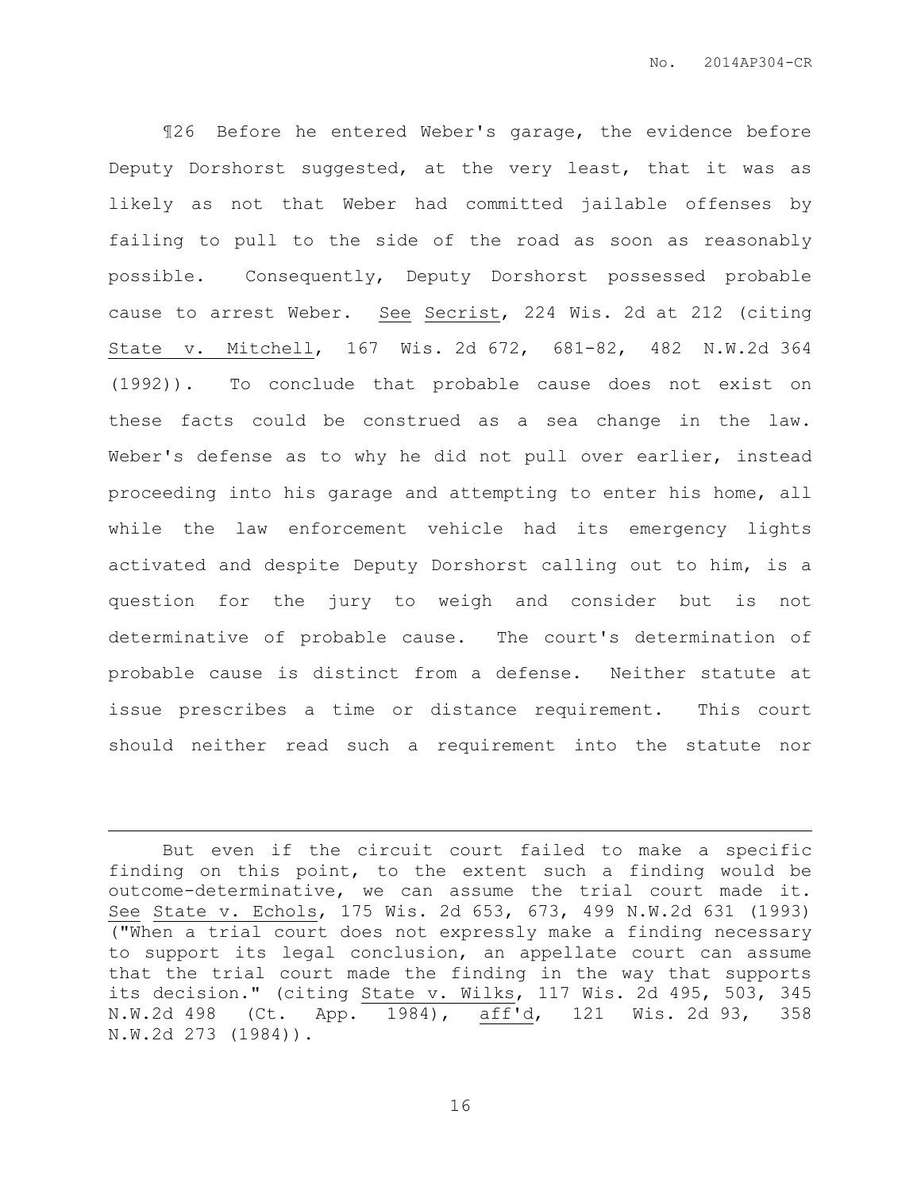¶26 Before he entered Weber's garage, the evidence before Deputy Dorshorst suggested, at the very least, that it was as likely as not that Weber had committed jailable offenses by failing to pull to the side of the road as soon as reasonably possible. Consequently, Deputy Dorshorst possessed probable cause to arrest Weber. See Secrist, 224 Wis. 2d at 212 (citing State v. Mitchell, 167 Wis. 2d 672, 681-82, 482 N.W.2d 364 (1992)). To conclude that probable cause does not exist on these facts could be construed as a sea change in the law. Weber's defense as to why he did not pull over earlier, instead proceeding into his garage and attempting to enter his home, all while the law enforcement vehicle had its emergency lights activated and despite Deputy Dorshorst calling out to him, is a question for the jury to weigh and consider but is not determinative of probable cause. The court's determination of probable cause is distinct from a defense. Neither statute at issue prescribes a time or distance requirement. This court should neither read such a requirement into the statute nor

---

But even if the circuit court failed to make a specific finding on this point, to the extent such a finding would be outcome-determinative, we can assume the trial court made it. See State v. Echols, 175 Wis. 2d 653, 673, 499 N.W.2d 631 (1993) ("When a trial court does not expressly make a finding necessary to support its legal conclusion, an appellate court can assume that the trial court made the finding in the way that supports its decision." (citing State v. Wilks, 117 Wis. 2d 495, 503, 345 N.W.2d 498 (Ct. App. 1984), aff'd, 121 Wis. 2d 93, 358 N.W.2d 273 (1984)).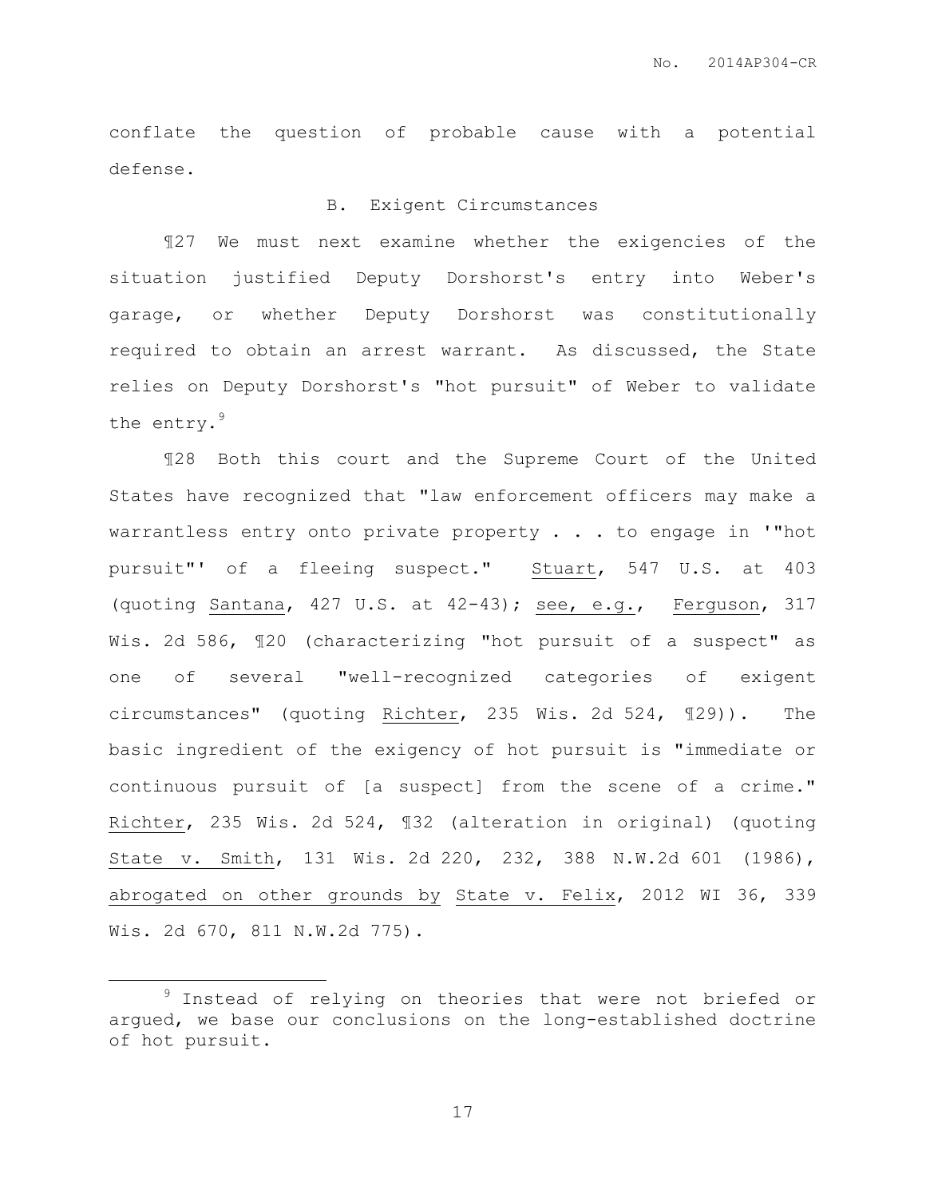conflate the question of probable cause with a potential defense.

### B. Exigent Circumstances

¶27 We must next examine whether the exigencies of the situation justified Deputy Dorshorst's entry into Weber's garage, or whether Deputy Dorshorst was constitutionally required to obtain an arrest warrant. As discussed, the State relies on Deputy Dorshorst's "hot pursuit" of Weber to validate the entry.[9]

¶28 Both this court and the Supreme Court of the United States have recognized that "law enforcement officers may make a warrantless entry onto private property . . . to engage in '"hot pursuit"' of a fleeing suspect." Stuart, 547 U.S. at 403 (quoting Santana, 427 U.S. at 42-43); see, e.g., Ferguson, 317 Wis. 2d 586, ¶20 (characterizing "hot pursuit of a suspect" as one of several "well-recognized categories of exigent circumstances" (quoting Richter, 235 Wis. 2d 524, ¶29)). The basic ingredient of the exigency of hot pursuit is "immediate or continuous pursuit of [a suspect] from the scene of a crime." Richter, 235 Wis. 2d 524, ¶32 (alteration in original) (quoting State v. Smith, 131 Wis. 2d 220, 232, 388 N.W.2d 601 (1986), abrogated on other grounds by State v. Felix, 2012 WI 36, 339 Wis. 2d 670, 811 N.W.2d 775).

---

[9] Instead of relying on theories that were not briefed or argued, we base our conclusions on the long-established doctrine of hot pursuit.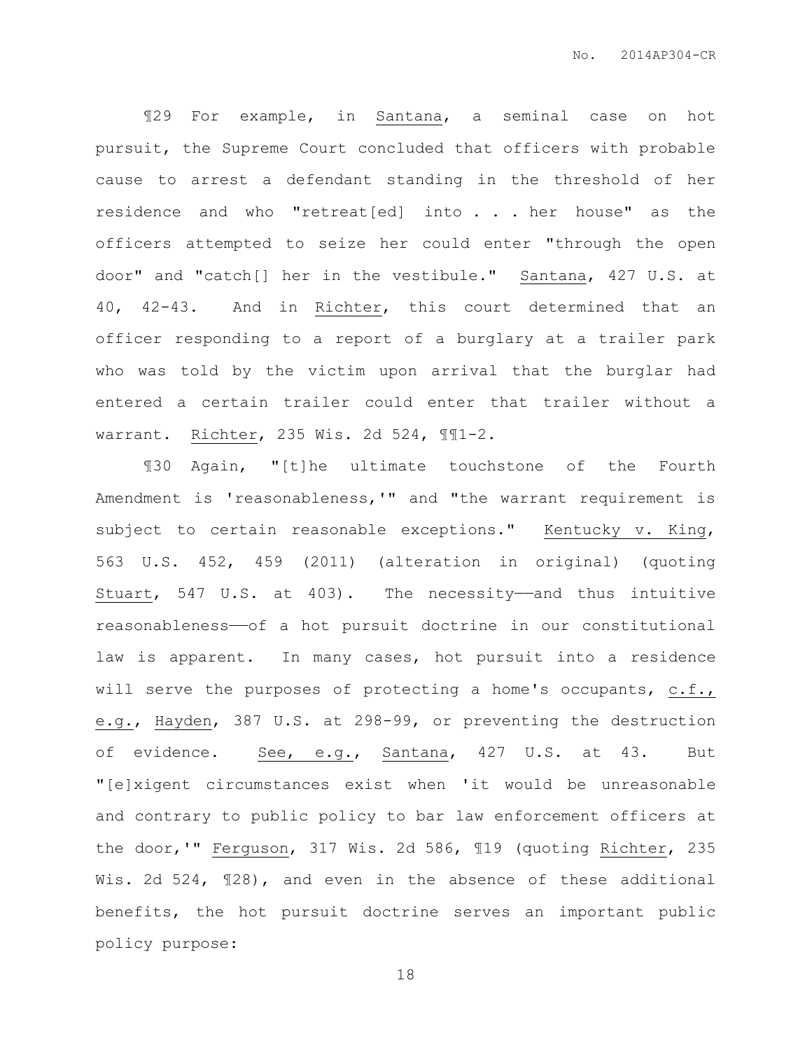¶29 For example, in Santana, a seminal case on hot pursuit, the Supreme Court concluded that officers with probable cause to arrest a defendant standing in the threshold of her residence and who "retreat[ed] into . . . her house" as the officers attempted to seize her could enter "through the open door" and "catch[] her in the vestibule." Santana, 427 U.S. at 40, 42-43. And in Richter, this court determined that an officer responding to a report of a burglary at a trailer park who was told by the victim upon arrival that the burglar had entered a certain trailer could enter that trailer without a warrant. Richter, 235 Wis. 2d 524, ¶¶1-2.

¶30 Again, "[t]he ultimate touchstone of the Fourth Amendment is 'reasonableness,'" and "the warrant requirement is subject to certain reasonable exceptions." Kentucky v. King, 563 U.S. 452, 459 (2011) (alteration in original) (quoting Stuart, 547 U.S. at 403). The necessity——and thus intuitive reasonableness——of a hot pursuit doctrine in our constitutional law is apparent. In many cases, hot pursuit into a residence will serve the purposes of protecting a home's occupants, c.f., e.g., Hayden, 387 U.S. at 298-99, or preventing the destruction of evidence. See, e.g., Santana, 427 U.S. at 43. But "[e]xigent circumstances exist when 'it would be unreasonable and contrary to public policy to bar law enforcement officers at the door,'" Ferguson, 317 Wis. 2d 586, ¶19 (quoting Richter, 235 Wis. 2d 524, ¶28), and even in the absence of these additional benefits, the hot pursuit doctrine serves an important public policy purpose: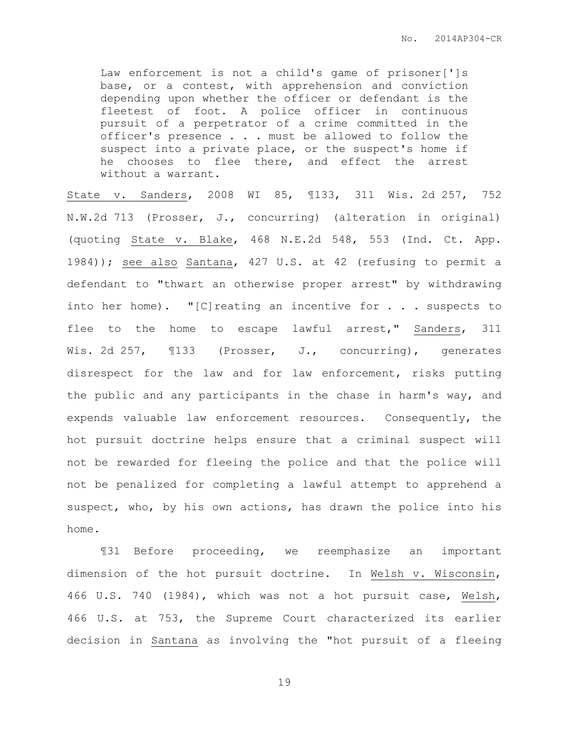> Law enforcement is not a child's game of prisoner[']s base, or a contest, with apprehension and conviction depending upon whether the officer or defendant is the fleetest of foot. A police officer in continuous pursuit of a perpetrator of a crime committed in the officer's presence . . . must be allowed to follow the suspect into a private place, or the suspect's home if he chooses to flee there, and effect the arrest without a warrant.

State v. Sanders, 2008 WI 85, ¶133, 311 Wis. 2d 257, 752 N.W.2d 713 (Prosser, J., concurring) (alteration in original) (quoting State v. Blake, 468 N.E.2d 548, 553 (Ind. Ct. App. 1984)); see also Santana, 427 U.S. at 42 (refusing to permit a defendant to "thwart an otherwise proper arrest" by withdrawing into her home). "[C]reating an incentive for . . . suspects to flee to the home to escape lawful arrest," Sanders, 311 Wis. 2d 257, ¶133 (Prosser, J., concurring), generates disrespect for the law and for law enforcement, risks putting the public and any participants in the chase in harm's way, and expends valuable law enforcement resources. Consequently, the hot pursuit doctrine helps ensure that a criminal suspect will not be rewarded for fleeing the police and that the police will not be penalized for completing a lawful attempt to apprehend a suspect, who, by his own actions, has drawn the police into his home.

¶31 Before proceeding, we reemphasize an important dimension of the hot pursuit doctrine. In Welsh v. Wisconsin, 466 U.S. 740 (1984), which was not a hot pursuit case, Welsh, 466 U.S. at 753, the Supreme Court characterized its earlier decision in Santana as involving the "hot pursuit of a fleeing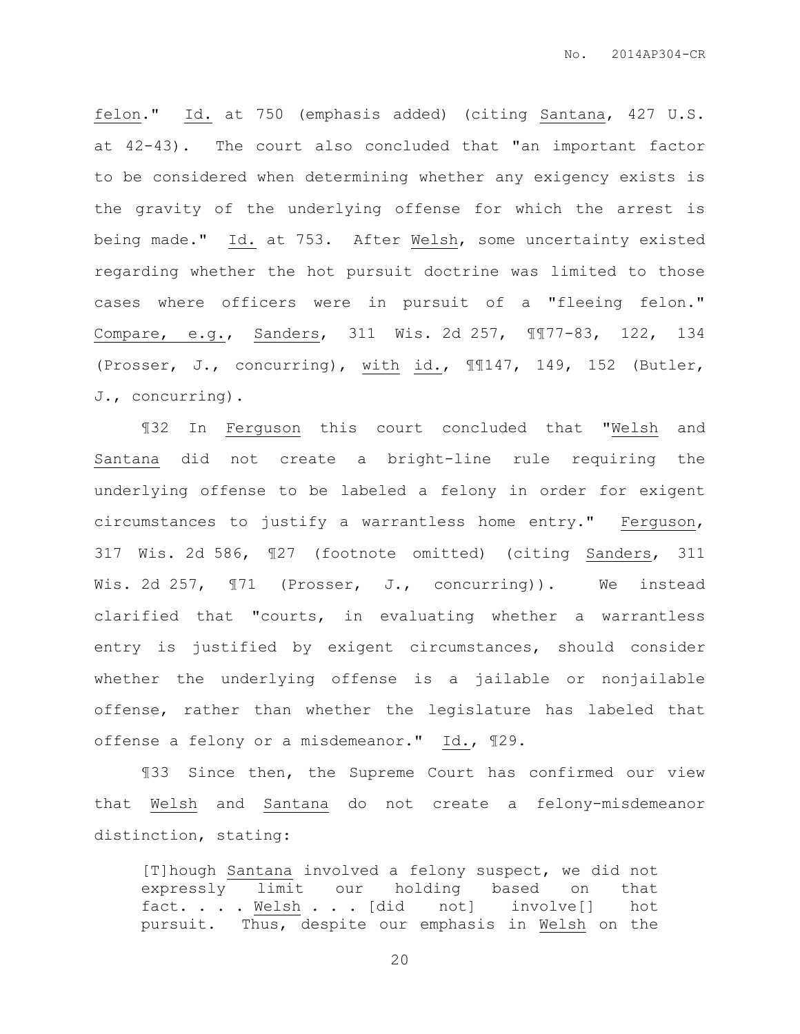felon." Id. at 750 (emphasis added) (citing Santana, 427 U.S. at 42-43). The court also concluded that "an important factor to be considered when determining whether any exigency exists is the gravity of the underlying offense for which the arrest is being made." Id. at 753. After Welsh, some uncertainty existed regarding whether the hot pursuit doctrine was limited to those cases where officers were in pursuit of a "fleeing felon." Compare, e.g., Sanders, 311 Wis. 2d 257, ¶¶77-83, 122, 134 (Prosser, J., concurring), with id., ¶¶147, 149, 152 (Butler, J., concurring).

¶32 In Ferguson this court concluded that "Welsh and Santana did not create a bright-line rule requiring the underlying offense to be labeled a felony in order for exigent circumstances to justify a warrantless home entry." Ferguson, 317 Wis. 2d 586, ¶27 (footnote omitted) (citing Sanders, 311 Wis. 2d 257, ¶71 (Prosser, J., concurring)). We instead clarified that "courts, in evaluating whether a warrantless entry is justified by exigent circumstances, should consider whether the underlying offense is a jailable or nonjailable offense, rather than whether the legislature has labeled that offense a felony or a misdemeanor." Id., ¶29.

¶33 Since then, the Supreme Court has confirmed our view that Welsh and Santana do not create a felony-misdemeanor distinction, stating:

> [T]hough Santana involved a felony suspect, we did not expressly limit our holding based on that fact. . . . Welsh . . . [did not] involve[] hot pursuit. Thus, despite our emphasis in Welsh on the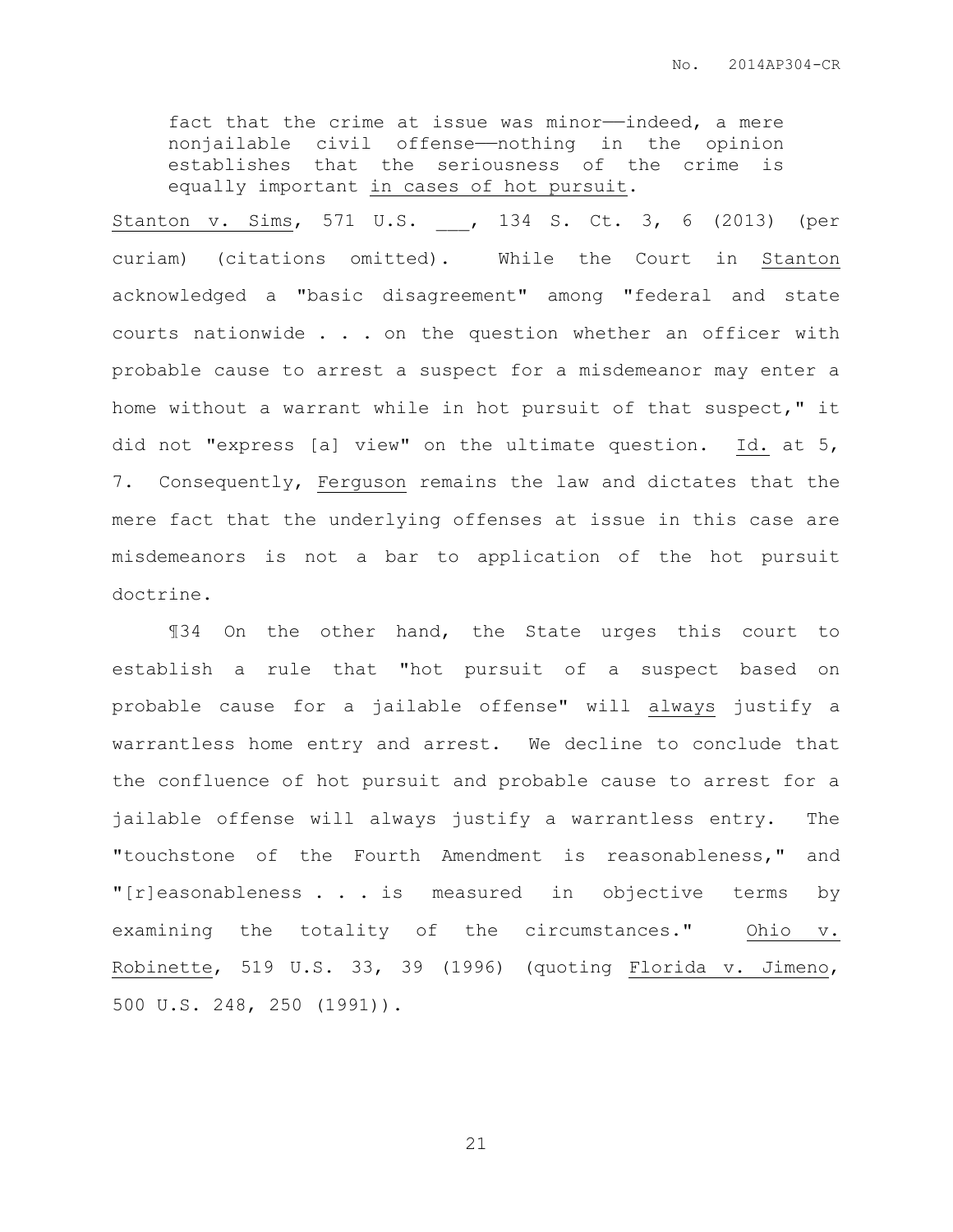> fact that the crime at issue was minor——indeed, a mere nonjailable civil offense——nothing in the opinion establishes that the seriousness of the crime is equally important in cases of hot pursuit.

Stanton v. Sims, 571 U.S. ___, 134 S. Ct. 3, 6 (2013) (per curiam) (citations omitted). While the Court in Stanton acknowledged a "basic disagreement" among "federal and state courts nationwide . . . on the question whether an officer with probable cause to arrest a suspect for a misdemeanor may enter a home without a warrant while in hot pursuit of that suspect," it did not "express [a] view" on the ultimate question. Id. at 5, 7. Consequently, Ferguson remains the law and dictates that the mere fact that the underlying offenses at issue in this case are misdemeanors is not a bar to application of the hot pursuit doctrine.

¶34 On the other hand, the State urges this court to establish a rule that "hot pursuit of a suspect based on probable cause for a jailable offense" will always justify a warrantless home entry and arrest. We decline to conclude that the confluence of hot pursuit and probable cause to arrest for a jailable offense will always justify a warrantless entry. The "touchstone of the Fourth Amendment is reasonableness," and "[r]easonableness . . . is measured in objective terms by examining the totality of the circumstances." Ohio v. Robinette, 519 U.S. 33, 39 (1996) (quoting Florida v. Jimeno, 500 U.S. 248, 250 (1991)).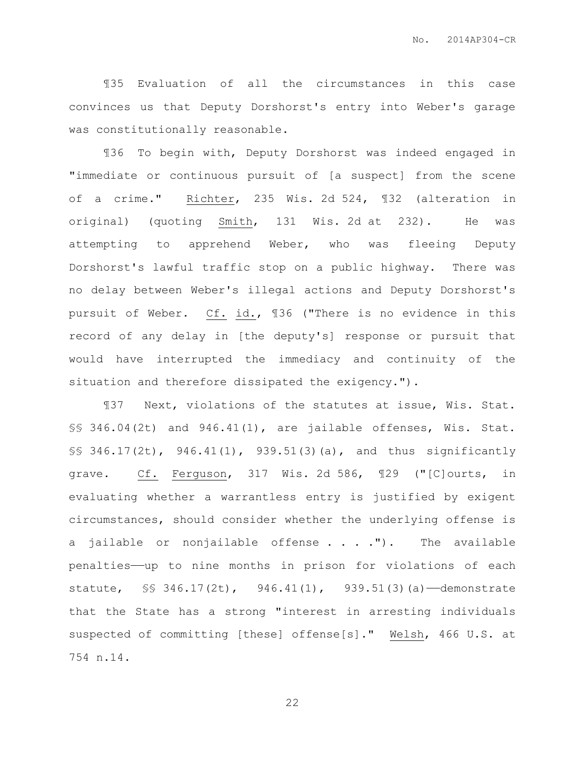¶35 Evaluation of all the circumstances in this case convinces us that Deputy Dorshorst's entry into Weber's garage was constitutionally reasonable.

¶36 To begin with, Deputy Dorshorst was indeed engaged in "immediate or continuous pursuit of [a suspect] from the scene of a crime." Richter, 235 Wis. 2d 524, ¶32 (alteration in original) (quoting Smith, 131 Wis. 2d at 232). He was attempting to apprehend Weber, who was fleeing Deputy Dorshorst's lawful traffic stop on a public highway. There was no delay between Weber's illegal actions and Deputy Dorshorst's pursuit of Weber. Cf. id., ¶36 ("There is no evidence in this record of any delay in [the deputy's] response or pursuit that would have interrupted the immediacy and continuity of the situation and therefore dissipated the exigency.").

¶37 Next, violations of the statutes at issue, Wis. Stat. §§ 346.04(2t) and 946.41(1), are jailable offenses, Wis. Stat. §§ 346.17(2t), 946.41(1), 939.51(3)(a), and thus significantly grave. Cf. Ferguson, 317 Wis. 2d 586, ¶29 ("[C]ourts, in evaluating whether a warrantless entry is justified by exigent circumstances, should consider whether the underlying offense is a jailable or nonjailable offense . . . ."). The available penalties——up to nine months in prison for violations of each statute, §§ 346.17(2t), 946.41(1), 939.51(3)(a)——demonstrate that the State has a strong "interest in arresting individuals suspected of committing [these] offense[s]." Welsh, 466 U.S. at 754 n.14.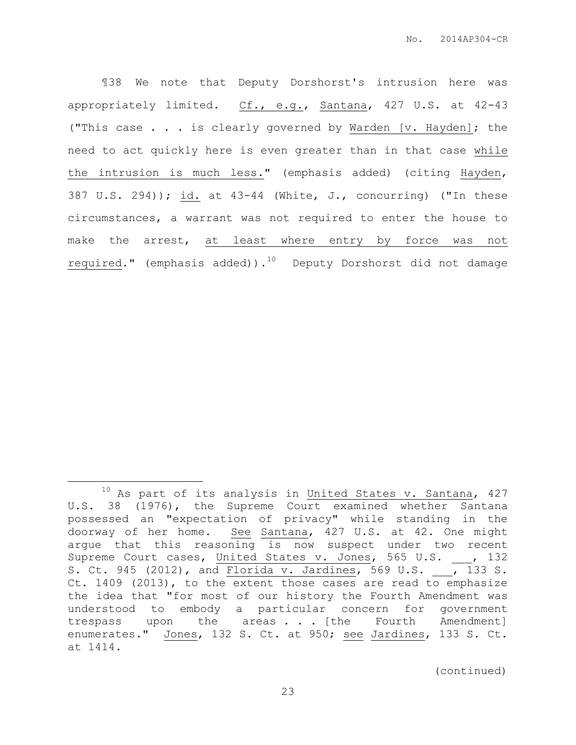¶38 We note that Deputy Dorshorst's intrusion here was appropriately limited. Cf., e.g., Santana, 427 U.S. at 42-43 ("This case . . . is clearly governed by Warden [v. Hayden]; the need to act quickly here is even greater than in that case while the intrusion is much less." (emphasis added) (citing Hayden, 387 U.S. 294)); id. at 43-44 (White, J., concurring) ("In these circumstances, a warrant was not required to enter the house to make the arrest, at least where entry by force was not required." (emphasis added)).[10] Deputy Dorshorst did not damage

---

[10] As part of its analysis in United States v. Santana, 427 U.S. 38 (1976), the Supreme Court examined whether Santana possessed an "expectation of privacy" while standing in the doorway of her home. See Santana, 427 U.S. at 42. One might argue that this reasoning is now suspect under two recent Supreme Court cases, United States v. Jones, 565 U.S. ___, 132 S. Ct. 945 (2012), and Florida v. Jardines, 569 U.S. ___, 133 S. Ct. 1409 (2013), to the extent those cases are read to emphasize the idea that "for most of our history the Fourth Amendment was understood to embody a particular concern for government trespass upon the areas . . . [the Fourth Amendment] enumerates." Jones, 132 S. Ct. at 950; see Jardines, 133 S. Ct. at 1414.

(continued)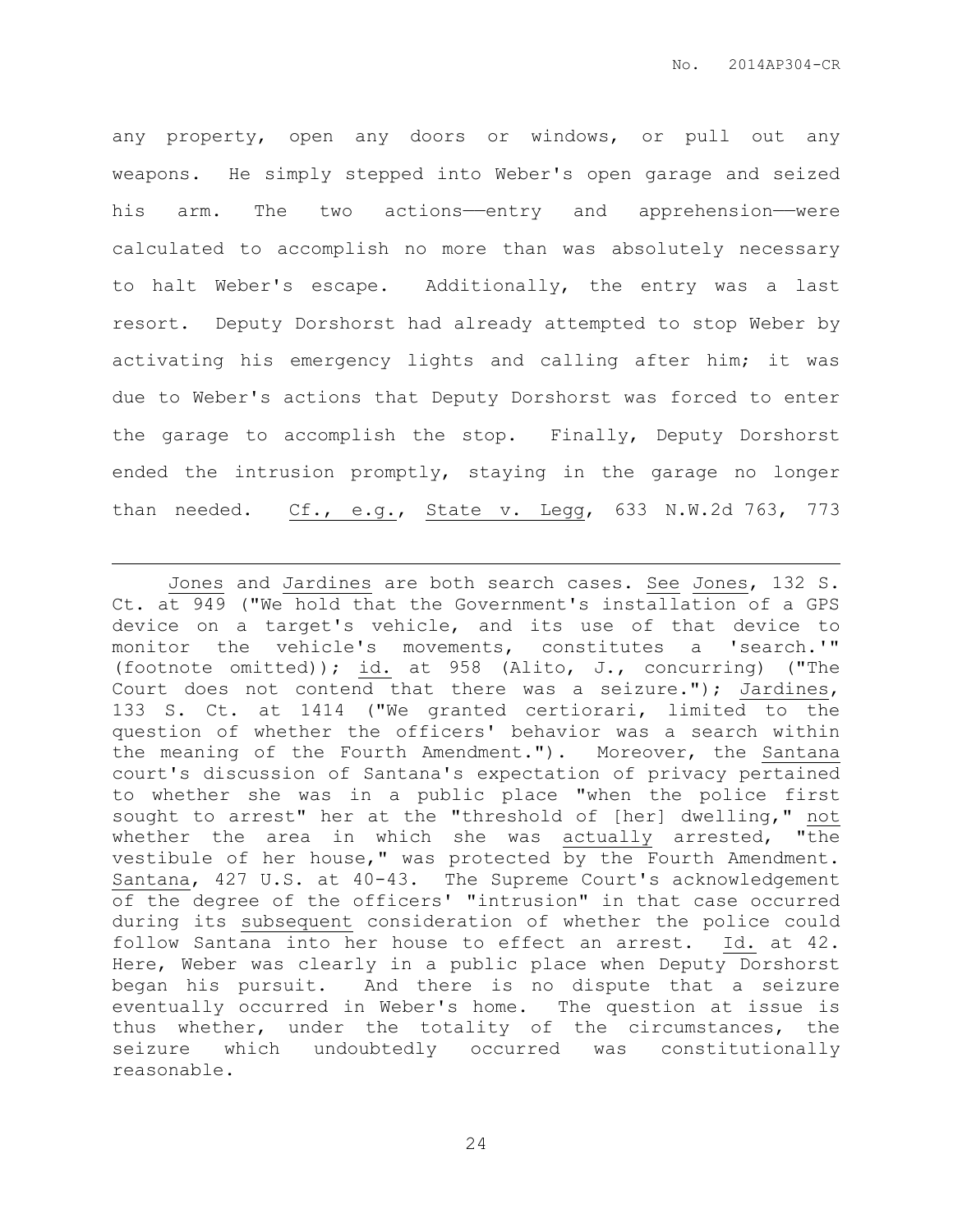any property, open any doors or windows, or pull out any weapons. He simply stepped into Weber's open garage and seized his arm. The two actions——entry and apprehension——were calculated to accomplish no more than was absolutely necessary to halt Weber's escape. Additionally, the entry was a last resort. Deputy Dorshorst had already attempted to stop Weber by activating his emergency lights and calling after him; it was due to Weber's actions that Deputy Dorshorst was forced to enter the garage to accomplish the stop. Finally, Deputy Dorshorst ended the intrusion promptly, staying in the garage no longer than needed. Cf., e.g., State v. Legg, 633 N.W.2d 763, 773

---

Jones and Jardines are both search cases. See Jones, 132 S. Ct. at 949 ("We hold that the Government's installation of a GPS device on a target's vehicle, and its use of that device to monitor the vehicle's movements, constitutes a 'search.'" (footnote omitted)); id. at 958 (Alito, J., concurring) ("The Court does not contend that there was a seizure."); Jardines, 133 S. Ct. at 1414 ("We granted certiorari, limited to the question of whether the officers' behavior was a search within the meaning of the Fourth Amendment."). Moreover, the Santana court's discussion of Santana's expectation of privacy pertained to whether she was in a public place "when the police first sought to arrest" her at the "threshold of [her] dwelling," not whether the area in which she was actually arrested, "the vestibule of her house," was protected by the Fourth Amendment. Santana, 427 U.S. at 40-43. The Supreme Court's acknowledgement of the degree of the officers' "intrusion" in that case occurred during its subsequent consideration of whether the police could follow Santana into her house to effect an arrest. Id. at 42. Here, Weber was clearly in a public place when Deputy Dorshorst began his pursuit. And there is no dispute that a seizure eventually occurred in Weber's home. The question at issue is thus whether, under the totality of the circumstances, the seizure which undoubtedly occurred was constitutionally reasonable.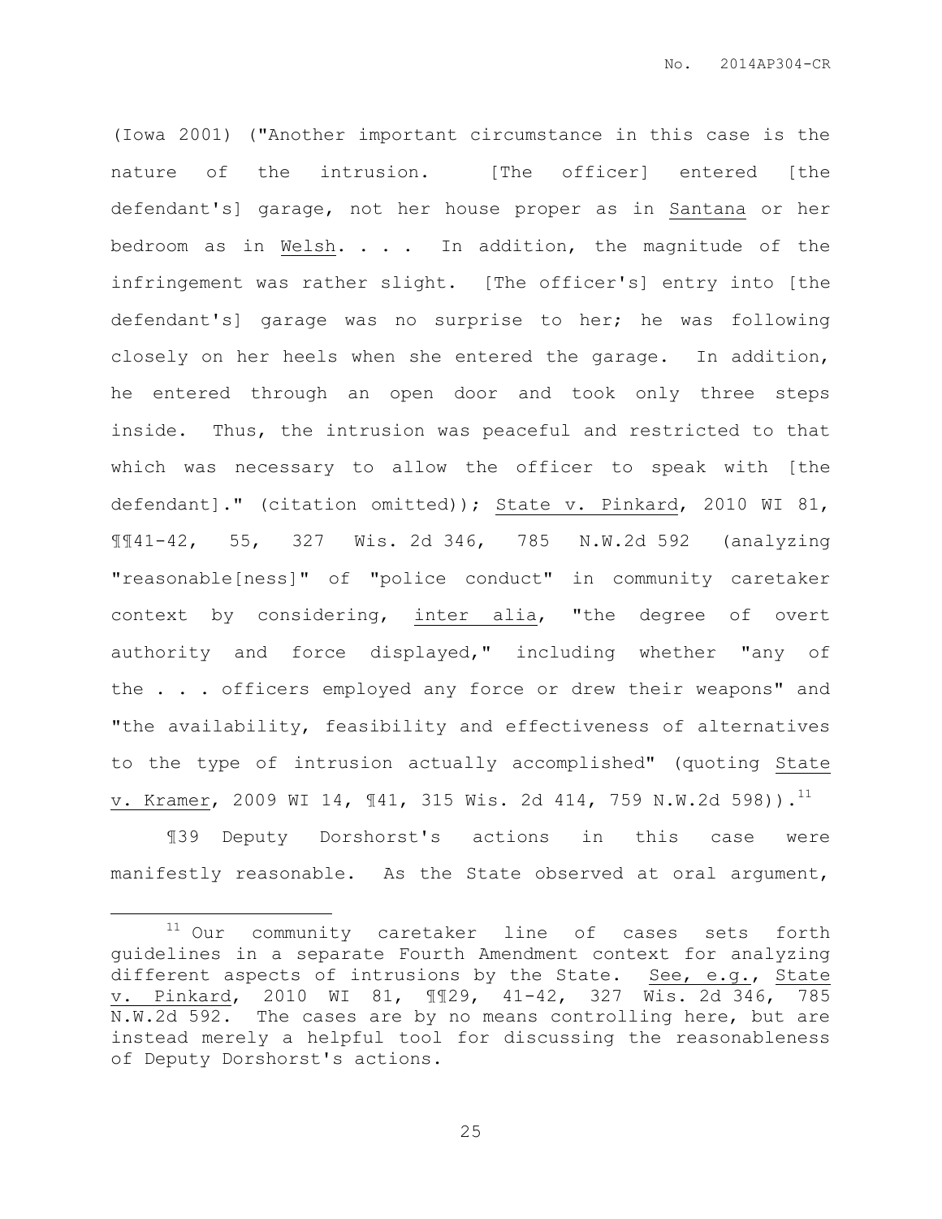(Iowa 2001) ("Another important circumstance in this case is the nature of the intrusion. [The officer] entered [the defendant's] garage, not her house proper as in Santana or her bedroom as in Welsh. . . . In addition, the magnitude of the infringement was rather slight. [The officer's] entry into [the defendant's] garage was no surprise to her; he was following closely on her heels when she entered the garage. In addition, he entered through an open door and took only three steps inside. Thus, the intrusion was peaceful and restricted to that which was necessary to allow the officer to speak with [the defendant]." (citation omitted)); State v. Pinkard, 2010 WI 81, ¶¶41-42, 55, 327 Wis. 2d 346, 785 N.W.2d 592 (analyzing "reasonable[ness]" of "police conduct" in community caretaker context by considering, inter alia, "the degree of overt authority and force displayed," including whether "any of the . . . officers employed any force or drew their weapons" and "the availability, feasibility and effectiveness of alternatives to the type of intrusion actually accomplished" (quoting State v. Kramer, 2009 WI 14, ¶41, 315 Wis. 2d 414, 759 N.W.2d 598)).[11]

¶39 Deputy Dorshorst's actions in this case were manifestly reasonable. As the State observed at oral argument,

[11] Our community caretaker line of cases sets forth guidelines in a separate Fourth Amendment context for analyzing different aspects of intrusions by the State. See, e.g., State v. Pinkard, 2010 WI 81, ¶¶29, 41-42, 327 Wis. 2d 346, 785 N.W.2d 592. The cases are by no means controlling here, but are instead merely a helpful tool for discussing the reasonableness of Deputy Dorshorst's actions.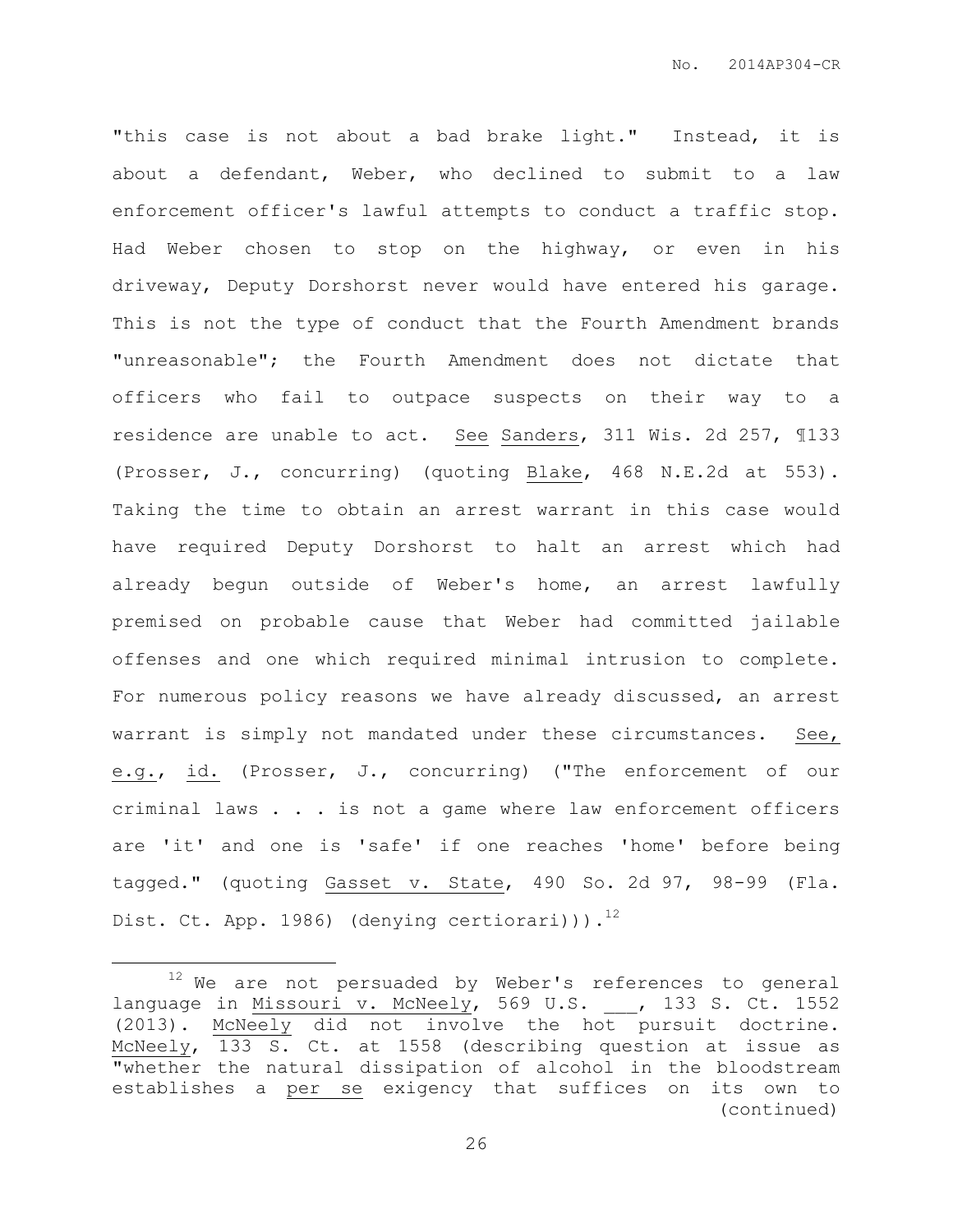"this case is not about a bad brake light." Instead, it is about a defendant, Weber, who declined to submit to a law enforcement officer's lawful attempts to conduct a traffic stop. Had Weber chosen to stop on the highway, or even in his driveway, Deputy Dorshorst never would have entered his garage. This is not the type of conduct that the Fourth Amendment brands "unreasonable"; the Fourth Amendment does not dictate that officers who fail to outpace suspects on their way to a residence are unable to act. See Sanders, 311 Wis. 2d 257, ¶133 (Prosser, J., concurring) (quoting Blake, 468 N.E.2d at 553). Taking the time to obtain an arrest warrant in this case would have required Deputy Dorshorst to halt an arrest which had already begun outside of Weber's home, an arrest lawfully premised on probable cause that Weber had committed jailable offenses and one which required minimal intrusion to complete. For numerous policy reasons we have already discussed, an arrest warrant is simply not mandated under these circumstances. See, e.g., id. (Prosser, J., concurring) ("The enforcement of our criminal laws . . . is not a game where law enforcement officers are 'it' and one is 'safe' if one reaches 'home' before being tagged." (quoting Gasset v. State, 490 So. 2d 97, 98-99 (Fla. Dist. Ct. App. 1986) (denying certiorari))).[12]

---

[12] We are not persuaded by Weber's references to general language in Missouri v. McNeely, 569 U.S. ___, 133 S. Ct. 1552 (2013). McNeely did not involve the hot pursuit doctrine. McNeely, 133 S. Ct. at 1558 (describing question at issue as "whether the natural dissipation of alcohol in the bloodstream establishes a per se exigency that suffices on its own to (continued)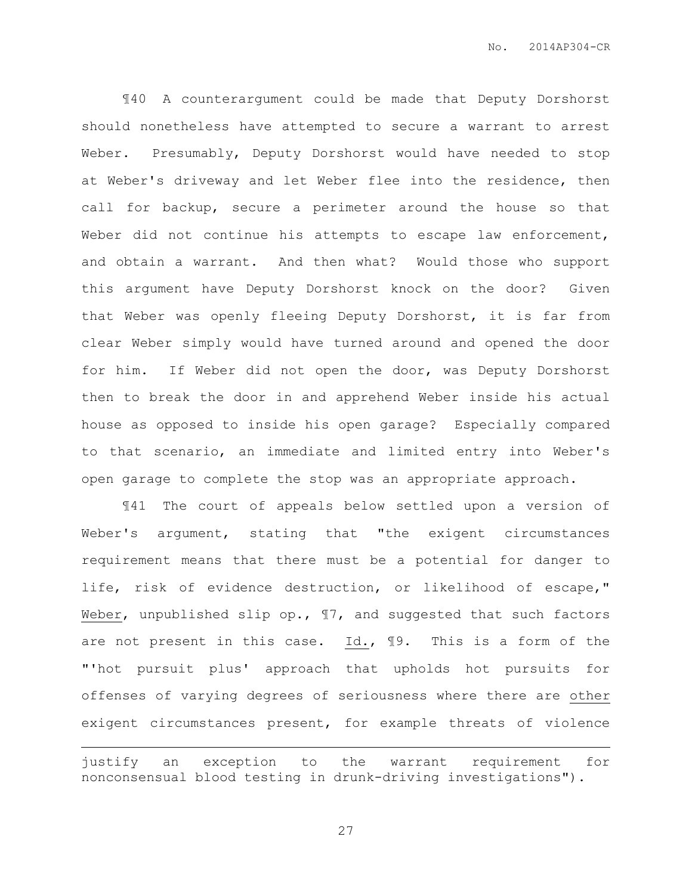¶40 A counterargument could be made that Deputy Dorshorst should nonetheless have attempted to secure a warrant to arrest Weber. Presumably, Deputy Dorshorst would have needed to stop at Weber's driveway and let Weber flee into the residence, then call for backup, secure a perimeter around the house so that Weber did not continue his attempts to escape law enforcement, and obtain a warrant. And then what? Would those who support this argument have Deputy Dorshorst knock on the door? Given that Weber was openly fleeing Deputy Dorshorst, it is far from clear Weber simply would have turned around and opened the door for him. If Weber did not open the door, was Deputy Dorshorst then to break the door in and apprehend Weber inside his actual house as opposed to inside his open garage? Especially compared to that scenario, an immediate and limited entry into Weber's open garage to complete the stop was an appropriate approach.

¶41 The court of appeals below settled upon a version of Weber's argument, stating that "the exigent circumstances requirement means that there must be a potential for danger to life, risk of evidence destruction, or likelihood of escape," Weber, unpublished slip op., ¶7, and suggested that such factors are not present in this case. Id., ¶9. This is a form of the "'hot pursuit plus' approach that upholds hot pursuits for offenses of varying degrees of seriousness where there are other exigent circumstances present, for example threats of violence

---

justify an exception to the warrant requirement for nonconsensual blood testing in drunk-driving investigations").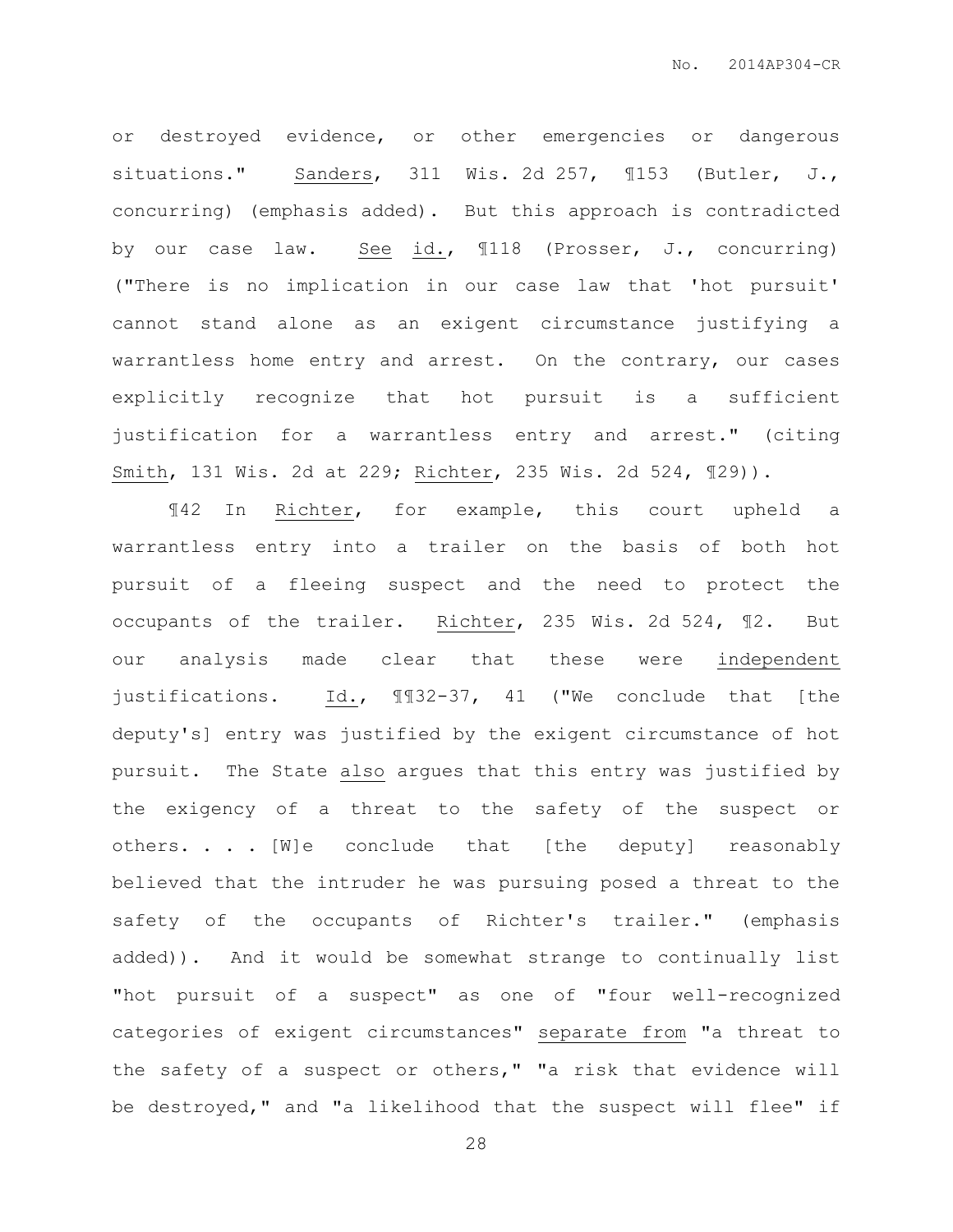or destroyed evidence, or other emergencies or dangerous situations." Sanders, 311 Wis. 2d 257, ¶153 (Butler, J., concurring) (emphasis added). But this approach is contradicted by our case law. See id., ¶118 (Prosser, J., concurring) ("There is no implication in our case law that 'hot pursuit' cannot stand alone as an exigent circumstance justifying a warrantless home entry and arrest. On the contrary, our cases explicitly recognize that hot pursuit is a sufficient justification for a warrantless entry and arrest." (citing Smith, 131 Wis. 2d at 229; Richter, 235 Wis. 2d 524, ¶29)).

¶42 In Richter, for example, this court upheld a warrantless entry into a trailer on the basis of both hot pursuit of a fleeing suspect and the need to protect the occupants of the trailer. Richter, 235 Wis. 2d 524, ¶2. But our analysis made clear that these were independent justifications. Id., ¶¶32-37, 41 ("We conclude that [the deputy's] entry was justified by the exigent circumstance of hot pursuit. The State also argues that this entry was justified by the exigency of a threat to the safety of the suspect or others. . . . [W]e conclude that [the deputy] reasonably believed that the intruder he was pursuing posed a threat to the safety of the occupants of Richter's trailer." (emphasis added)). And it would be somewhat strange to continually list "hot pursuit of a suspect" as one of "four well-recognized categories of exigent circumstances" separate from "a threat to the safety of a suspect or others," "a risk that evidence will be destroyed," and "a likelihood that the suspect will flee" if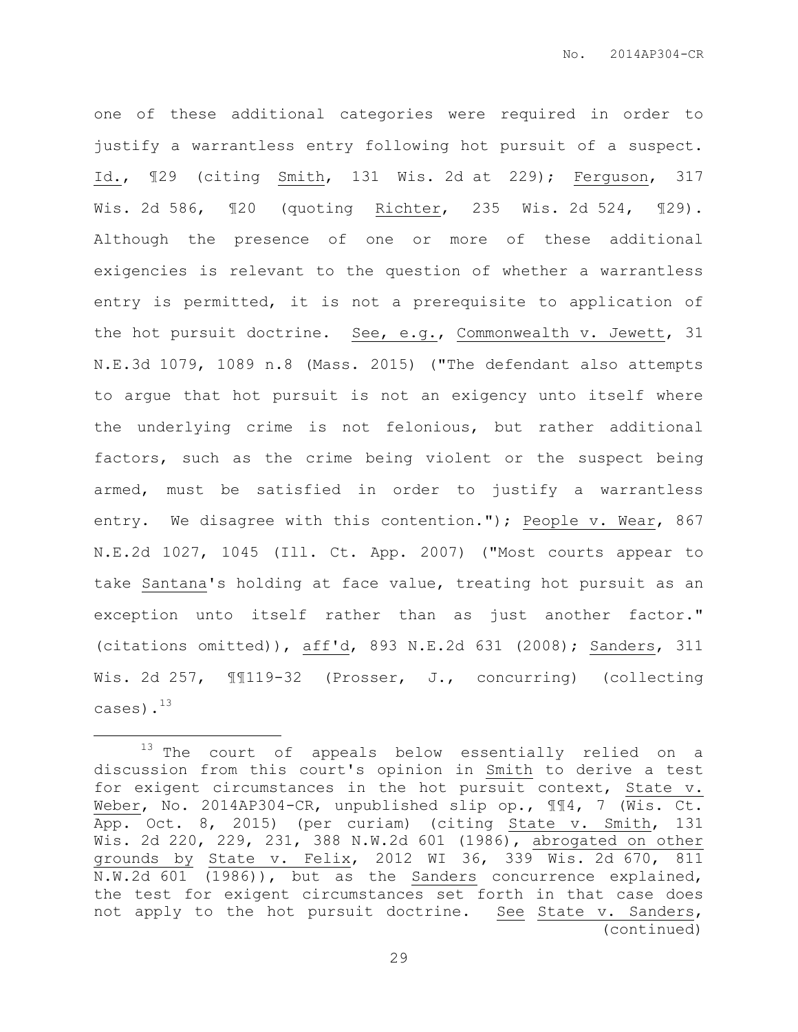one of these additional categories were required in order to justify a warrantless entry following hot pursuit of a suspect. Id., ¶29 (citing Smith, 131 Wis. 2d at 229); Ferguson, 317 Wis. 2d 586, ¶20 (quoting Richter, 235 Wis. 2d 524, ¶29). Although the presence of one or more of these additional exigencies is relevant to the question of whether a warrantless entry is permitted, it is not a prerequisite to application of the hot pursuit doctrine. See, e.g., Commonwealth v. Jewett, 31 N.E.3d 1079, 1089 n.8 (Mass. 2015) ("The defendant also attempts to argue that hot pursuit is not an exigency unto itself where the underlying crime is not felonious, but rather additional factors, such as the crime being violent or the suspect being armed, must be satisfied in order to justify a warrantless entry. We disagree with this contention."); People v. Wear, 867 N.E.2d 1027, 1045 (Ill. Ct. App. 2007) ("Most courts appear to take Santana's holding at face value, treating hot pursuit as an exception unto itself rather than as just another factor." (citations omitted)), aff'd, 893 N.E.2d 631 (2008); Sanders, 311 Wis. 2d 257, ¶¶119-32 (Prosser, J., concurring) (collecting cases).[13]

---

[13] The court of appeals below essentially relied on a discussion from this court's opinion in Smith to derive a test for exigent circumstances in the hot pursuit context, State v. Weber, No. 2014AP304-CR, unpublished slip op., ¶¶4, 7 (Wis. Ct. App. Oct. 8, 2015) (per curiam) (citing State v. Smith, 131 Wis. 2d 220, 229, 231, 388 N.W.2d 601 (1986), abrogated on other grounds by State v. Felix, 2012 WI 36, 339 Wis. 2d 670, 811 N.W.2d 601 (1986)), but as the Sanders concurrence explained, the test for exigent circumstances set forth in that case does not apply to the hot pursuit doctrine. See State v. Sanders, (continued)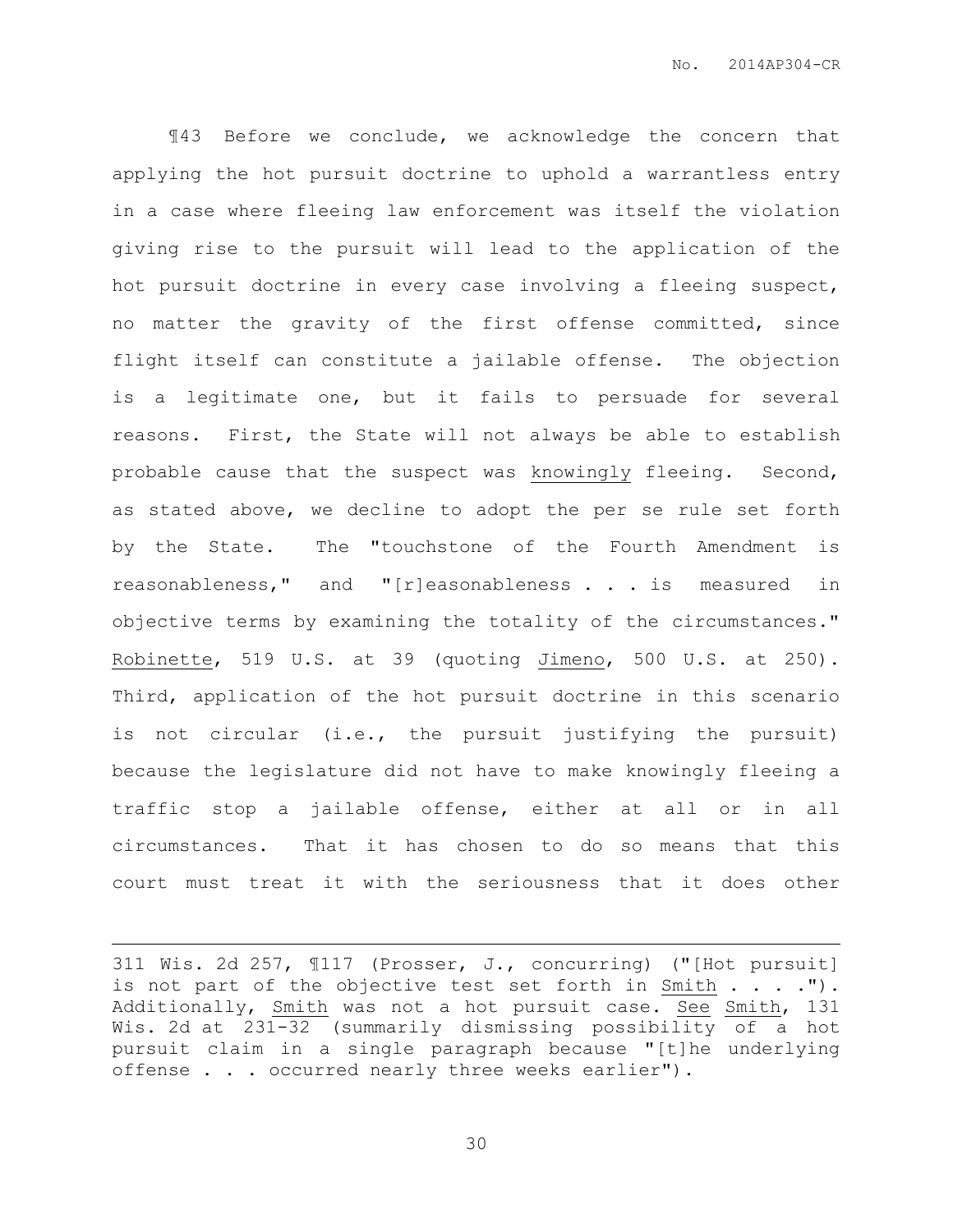¶43 Before we conclude, we acknowledge the concern that applying the hot pursuit doctrine to uphold a warrantless entry in a case where fleeing law enforcement was itself the violation giving rise to the pursuit will lead to the application of the hot pursuit doctrine in every case involving a fleeing suspect, no matter the gravity of the first offense committed, since flight itself can constitute a jailable offense. The objection is a legitimate one, but it fails to persuade for several reasons. First, the State will not always be able to establish probable cause that the suspect was knowingly fleeing. Second, as stated above, we decline to adopt the per se rule set forth by the State. The "touchstone of the Fourth Amendment is reasonableness," and "[r]easonableness . . . is measured in objective terms by examining the totality of the circumstances." Robinette, 519 U.S. at 39 (quoting Jimeno, 500 U.S. at 250). Third, application of the hot pursuit doctrine in this scenario is not circular (i.e., the pursuit justifying the pursuit) because the legislature did not have to make knowingly fleeing a traffic stop a jailable offense, either at all or in all circumstances. That it has chosen to do so means that this court must treat it with the seriousness that it does other

---

311 Wis. 2d 257, ¶117 (Prosser, J., concurring) ("[Hot pursuit] is not part of the objective test set forth in Smith . . . ."). Additionally, Smith was not a hot pursuit case. See Smith, 131 Wis. 2d at 231-32 (summarily dismissing possibility of a hot pursuit claim in a single paragraph because "[t]he underlying offense . . . occurred nearly three weeks earlier").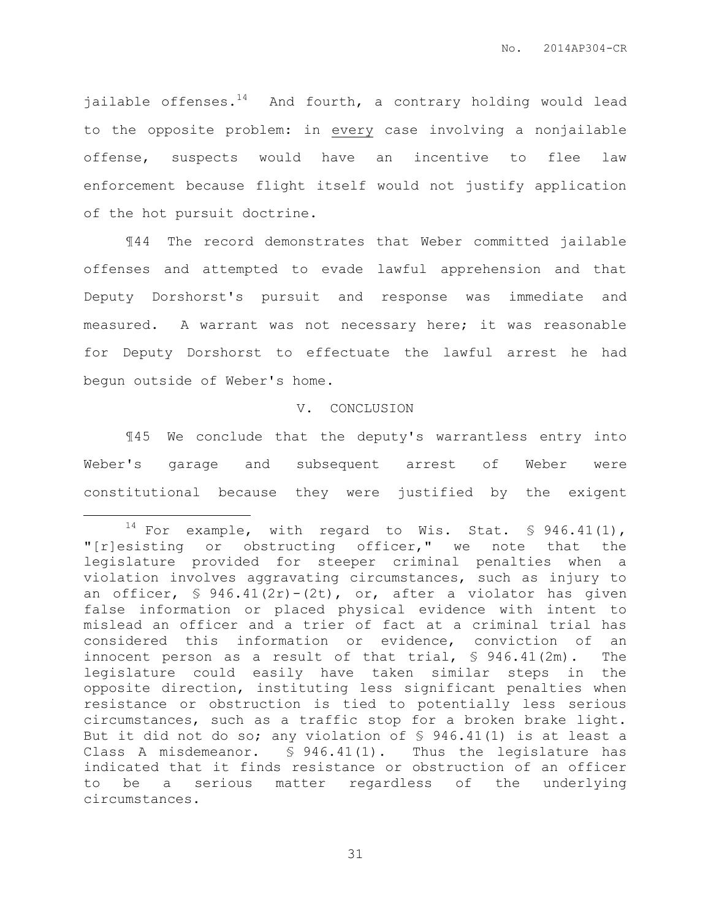jailable offenses.[14] And fourth, a contrary holding would lead to the opposite problem: in <u>every</u> case involving a nonjailable offense, suspects would have an incentive to flee law enforcement because flight itself would not justify application of the hot pursuit doctrine.

¶44 The record demonstrates that Weber committed jailable offenses and attempted to evade lawful apprehension and that Deputy Dorshorst's pursuit and response was immediate and measured. A warrant was not necessary here; it was reasonable for Deputy Dorshorst to effectuate the lawful arrest he had begun outside of Weber's home.

## V. CONCLUSION

¶45 We conclude that the deputy's warrantless entry into Weber's garage and subsequent arrest of Weber were constitutional because they were justified by the exigent

---

[14] For example, with regard to Wis. Stat. § 946.41(1), "[r]esisting or obstructing officer," we note that the legislature provided for steeper criminal penalties when a violation involves aggravating circumstances, such as injury to an officer, § 946.41(2r)-(2t), or, after a violator has given false information or placed physical evidence with intent to mislead an officer and a trier of fact at a criminal trial has considered this information or evidence, conviction of an innocent person as a result of that trial, § 946.41(2m). The legislature could easily have taken similar steps in the opposite direction, instituting less significant penalties when resistance or obstruction is tied to potentially less serious circumstances, such as a traffic stop for a broken brake light. But it did not do so; any violation of § 946.41(1) is at least a Class A misdemeanor. § 946.41(1). Thus the legislature has indicated that it finds resistance or obstruction of an officer to be a serious matter regardless of the underlying circumstances.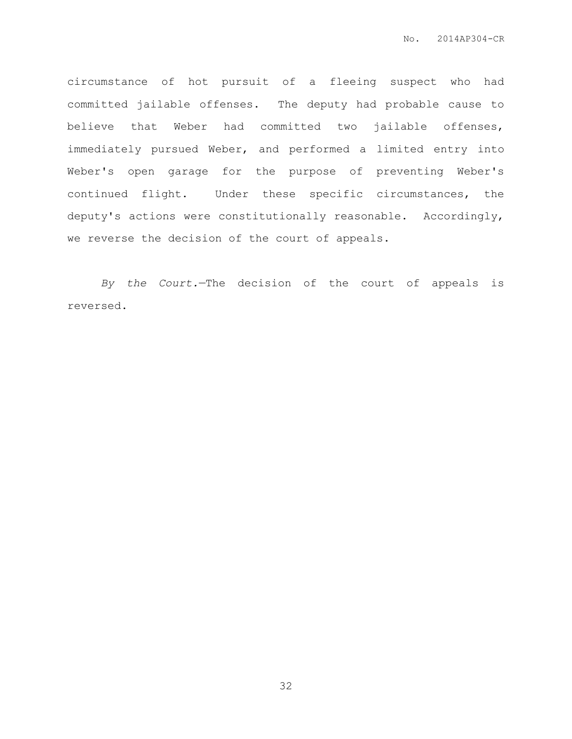circumstance of hot pursuit of a fleeing suspect who had committed jailable offenses. The deputy had probable cause to believe that Weber had committed two jailable offenses, immediately pursued Weber, and performed a limited entry into Weber's open garage for the purpose of preventing Weber's continued flight. Under these specific circumstances, the deputy's actions were constitutionally reasonable. Accordingly, we reverse the decision of the court of appeals.

*By the Court.*—The decision of the court of appeals is reversed.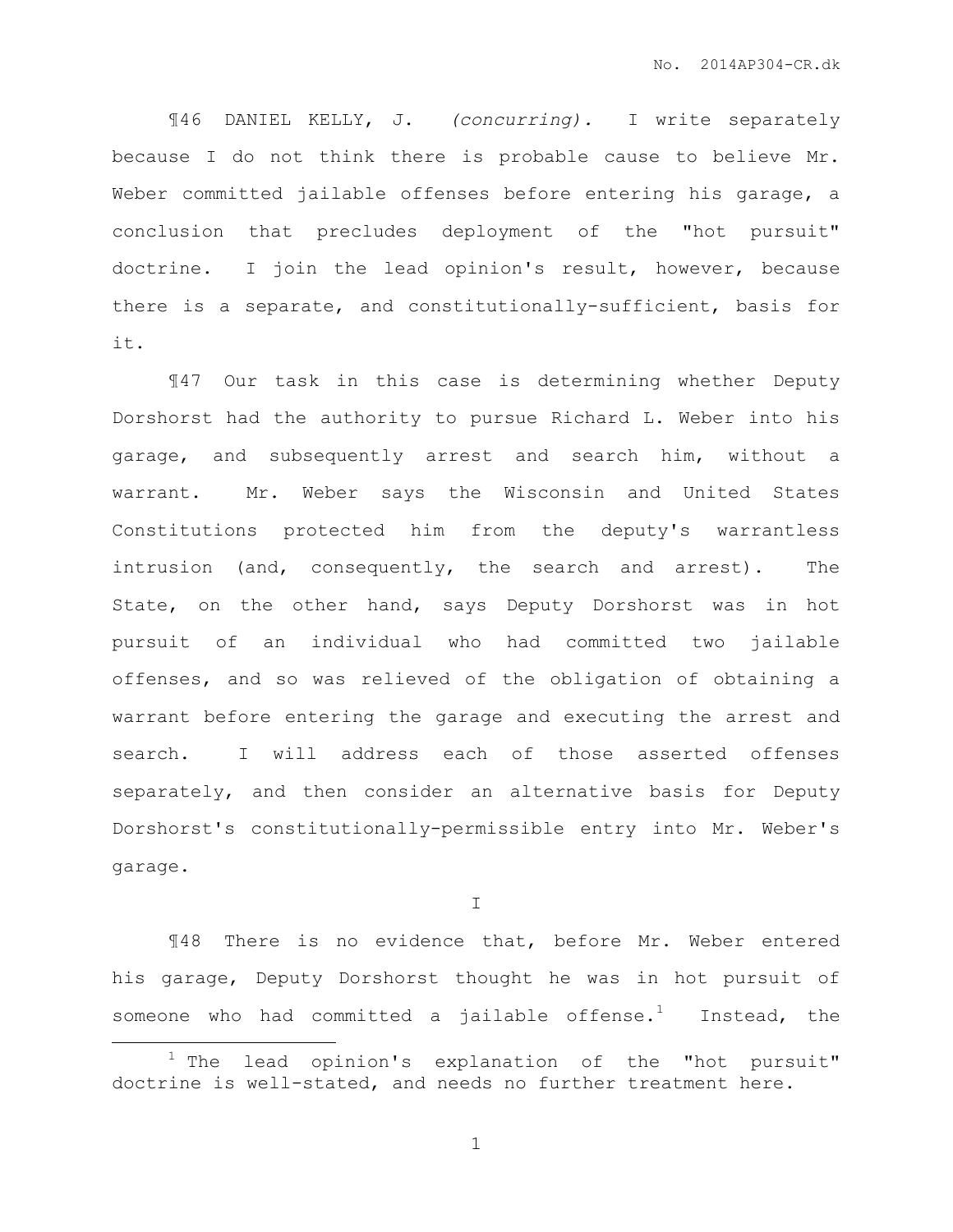¶46 DANIEL KELLY, J. *(concurring).* I write separately because I do not think there is probable cause to believe Mr. Weber committed jailable offenses before entering his garage, a conclusion that precludes deployment of the "hot pursuit" doctrine. I join the lead opinion's result, however, because there is a separate, and constitutionally-sufficient, basis for it.

¶47 Our task in this case is determining whether Deputy Dorshorst had the authority to pursue Richard L. Weber into his garage, and subsequently arrest and search him, without a warrant. Mr. Weber says the Wisconsin and United States Constitutions protected him from the deputy's warrantless intrusion (and, consequently, the search and arrest). The State, on the other hand, says Deputy Dorshorst was in hot pursuit of an individual who had committed two jailable offenses, and so was relieved of the obligation of obtaining a warrant before entering the garage and executing the arrest and search. I will address each of those asserted offenses separately, and then consider an alternative basis for Deputy Dorshorst's constitutionally-permissible entry into Mr. Weber's garage.

I

¶48 There is no evidence that, before Mr. Weber entered his garage, Deputy Dorshorst thought he was in hot pursuit of someone who had committed a jailable offense.[1] Instead, the

[1] The lead opinion's explanation of the "hot pursuit" doctrine is well-stated, and needs no further treatment here.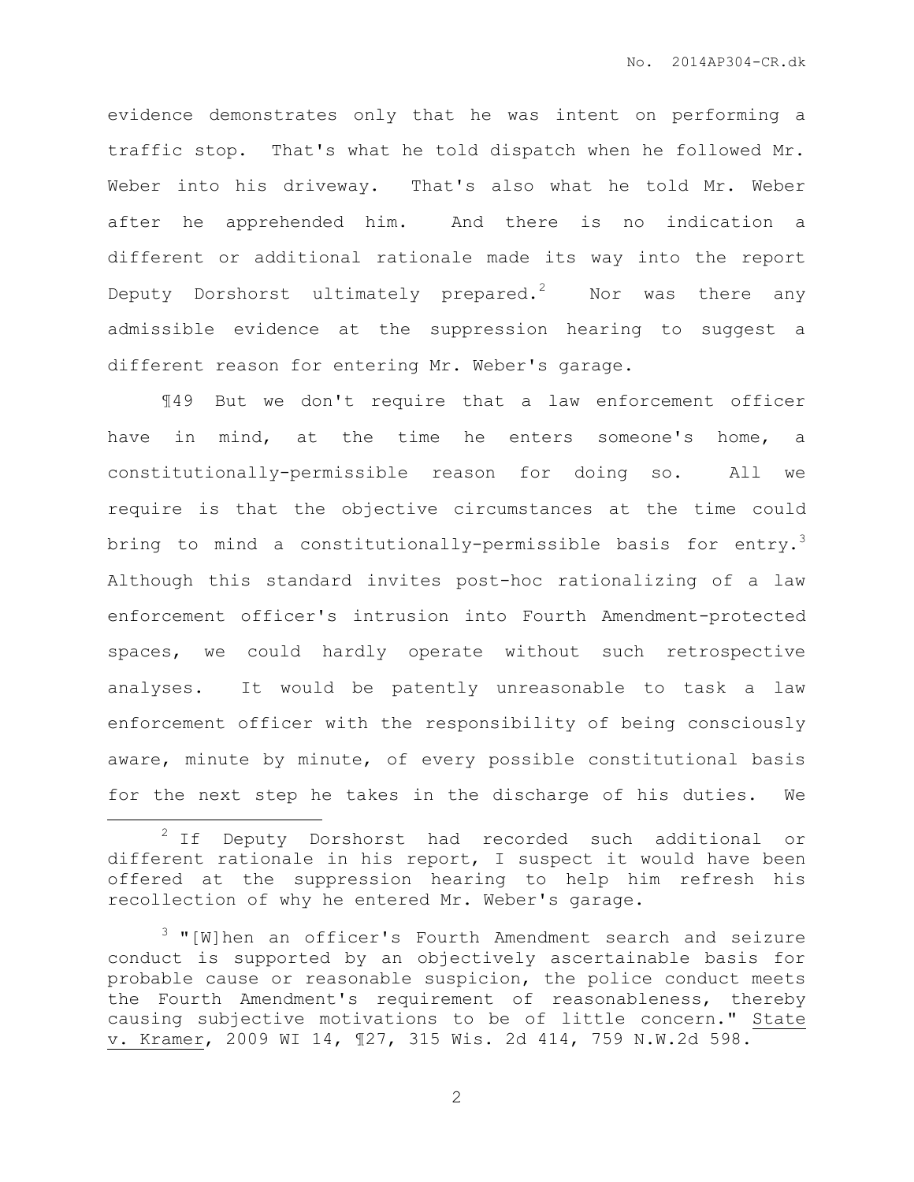evidence demonstrates only that he was intent on performing a traffic stop. That's what he told dispatch when he followed Mr. Weber into his driveway. That's also what he told Mr. Weber after he apprehended him. And there is no indication a different or additional rationale made its way into the report Deputy Dorshorst ultimately prepared.[2] Nor was there any admissible evidence at the suppression hearing to suggest a different reason for entering Mr. Weber's garage.

¶49 But we don't require that a law enforcement officer have in mind, at the time he enters someone's home, a constitutionally-permissible reason for doing so. All we require is that the objective circumstances at the time could bring to mind a constitutionally-permissible basis for entry.[3] Although this standard invites post-hoc rationalizing of a law enforcement officer's intrusion into Fourth Amendment-protected spaces, we could hardly operate without such retrospective analyses. It would be patently unreasonable to task a law enforcement officer with the responsibility of being consciously aware, minute by minute, of every possible constitutional basis for the next step he takes in the discharge of his duties. We

---

[2] If Deputy Dorshorst had recorded such additional or different rationale in his report, I suspect it would have been offered at the suppression hearing to help him refresh his recollection of why he entered Mr. Weber's garage.

[3] "[W]hen an officer's Fourth Amendment search and seizure conduct is supported by an objectively ascertainable basis for probable cause or reasonable suspicion, the police conduct meets the Fourth Amendment's requirement of reasonableness, thereby causing subjective motivations to be of little concern." State v. Kramer, 2009 WI 14, ¶27, 315 Wis. 2d 414, 759 N.W.2d 598.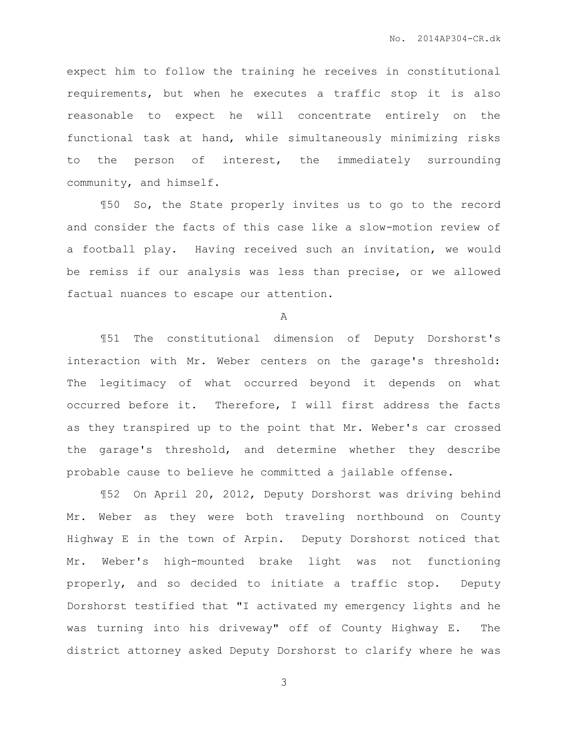expect him to follow the training he receives in constitutional requirements, but when he executes a traffic stop it is also reasonable to expect he will concentrate entirely on the functional task at hand, while simultaneously minimizing risks to the person of interest, the immediately surrounding community, and himself.

¶50 So, the State properly invites us to go to the record and consider the facts of this case like a slow-motion review of a football play. Having received such an invitation, we would be remiss if our analysis was less than precise, or we allowed factual nuances to escape our attention.

A

¶51 The constitutional dimension of Deputy Dorshorst's interaction with Mr. Weber centers on the garage's threshold: The legitimacy of what occurred beyond it depends on what occurred before it. Therefore, I will first address the facts as they transpired up to the point that Mr. Weber's car crossed the garage's threshold, and determine whether they describe probable cause to believe he committed a jailable offense.

¶52 On April 20, 2012, Deputy Dorshorst was driving behind Mr. Weber as they were both traveling northbound on County Highway E in the town of Arpin. Deputy Dorshorst noticed that Mr. Weber's high-mounted brake light was not functioning properly, and so decided to initiate a traffic stop. Deputy Dorshorst testified that "I activated my emergency lights and he was turning into his driveway" off of County Highway E. The district attorney asked Deputy Dorshorst to clarify where he was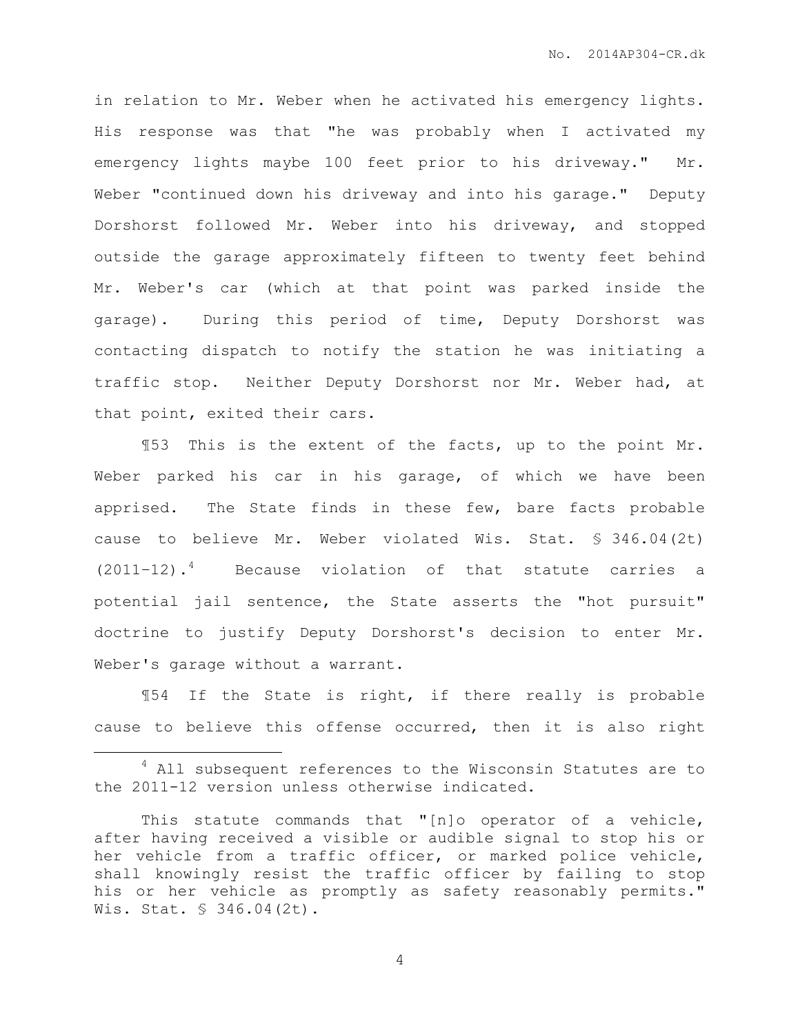in relation to Mr. Weber when he activated his emergency lights. His response was that "he was probably when I activated my emergency lights maybe 100 feet prior to his driveway." Mr. Weber "continued down his driveway and into his garage." Deputy Dorshorst followed Mr. Weber into his driveway, and stopped outside the garage approximately fifteen to twenty feet behind Mr. Weber's car (which at that point was parked inside the garage). During this period of time, Deputy Dorshorst was contacting dispatch to notify the station he was initiating a traffic stop. Neither Deputy Dorshorst nor Mr. Weber had, at that point, exited their cars.

¶53 This is the extent of the facts, up to the point Mr. Weber parked his car in his garage, of which we have been apprised. The State finds in these few, bare facts probable cause to believe Mr. Weber violated Wis. Stat. § 346.04(2t) (2011-12).[4] Because violation of that statute carries a potential jail sentence, the State asserts the "hot pursuit" doctrine to justify Deputy Dorshorst's decision to enter Mr. Weber's garage without a warrant.

¶54 If the State is right, if there really is probable cause to believe this offense occurred, then it is also right

---

[4] All subsequent references to the Wisconsin Statutes are to the 2011-12 version unless otherwise indicated.

This statute commands that "[n]o operator of a vehicle, after having received a visible or audible signal to stop his or her vehicle from a traffic officer, or marked police vehicle, shall knowingly resist the traffic officer by failing to stop his or her vehicle as promptly as safety reasonably permits." Wis. Stat. § 346.04(2t).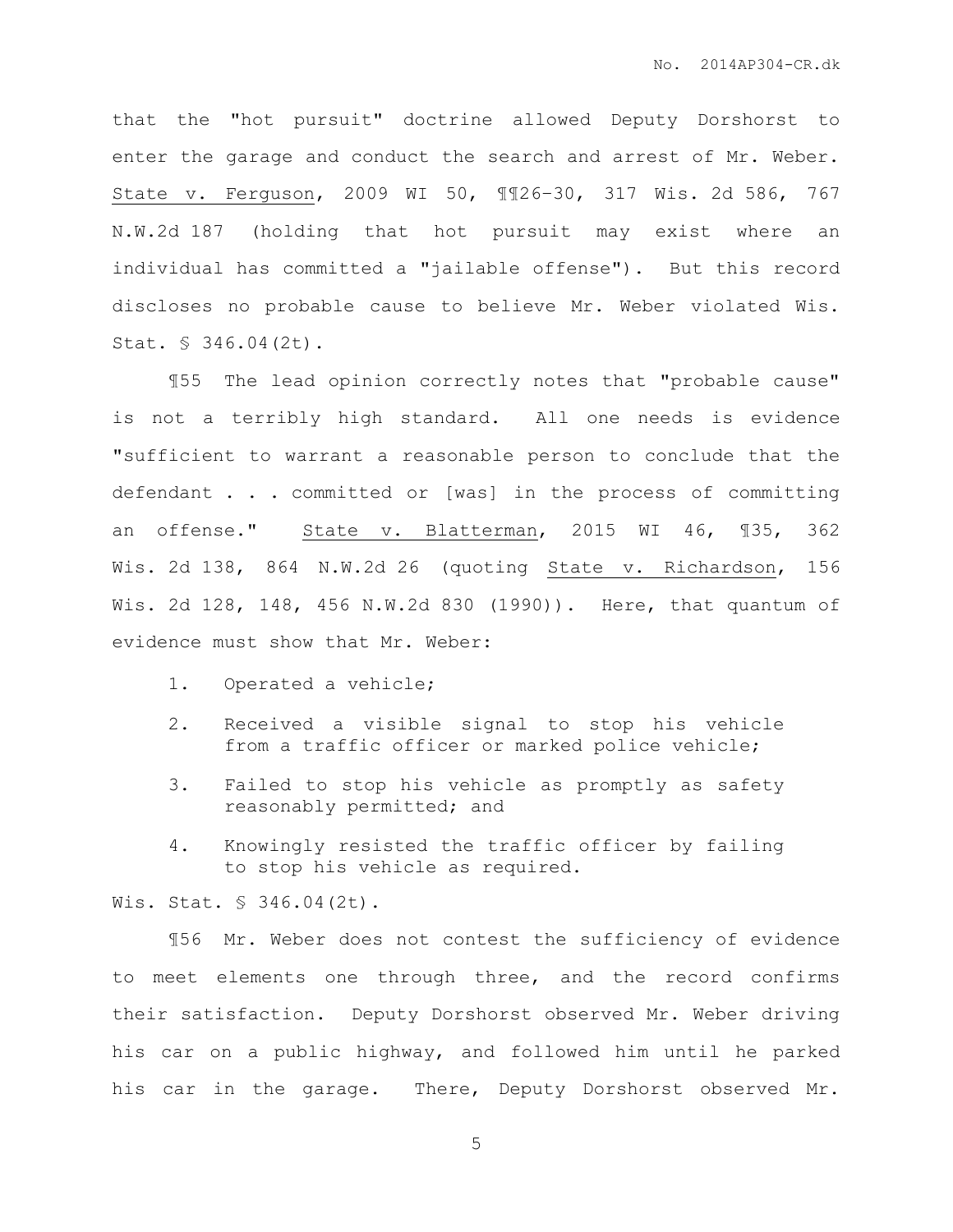that the "hot pursuit" doctrine allowed Deputy Dorshorst to enter the garage and conduct the search and arrest of Mr. Weber. State v. Ferguson, 2009 WI 50, ¶¶26–30, 317 Wis. 2d 586, 767 N.W.2d 187 (holding that hot pursuit may exist where an individual has committed a "jailable offense"). But this record discloses no probable cause to believe Mr. Weber violated Wis. Stat. § 346.04(2t).

¶55 The lead opinion correctly notes that "probable cause" is not a terribly high standard. All one needs is evidence "sufficient to warrant a reasonable person to conclude that the defendant . . . committed or [was] in the process of committing an offense." State v. Blatterman, 2015 WI 46, ¶35, 362 Wis. 2d 138, 864 N.W.2d 26 (quoting State v. Richardson, 156 Wis. 2d 128, 148, 456 N.W.2d 830 (1990)). Here, that quantum of evidence must show that Mr. Weber:

1. Operated a vehicle;
2. Received a visible signal to stop his vehicle from a traffic officer or marked police vehicle;
3. Failed to stop his vehicle as promptly as safety reasonably permitted; and
4. Knowingly resisted the traffic officer by failing to stop his vehicle as required.

Wis. Stat. § 346.04(2t).

¶56 Mr. Weber does not contest the sufficiency of evidence to meet elements one through three, and the record confirms their satisfaction. Deputy Dorshorst observed Mr. Weber driving his car on a public highway, and followed him until he parked his car in the garage. There, Deputy Dorshorst observed Mr.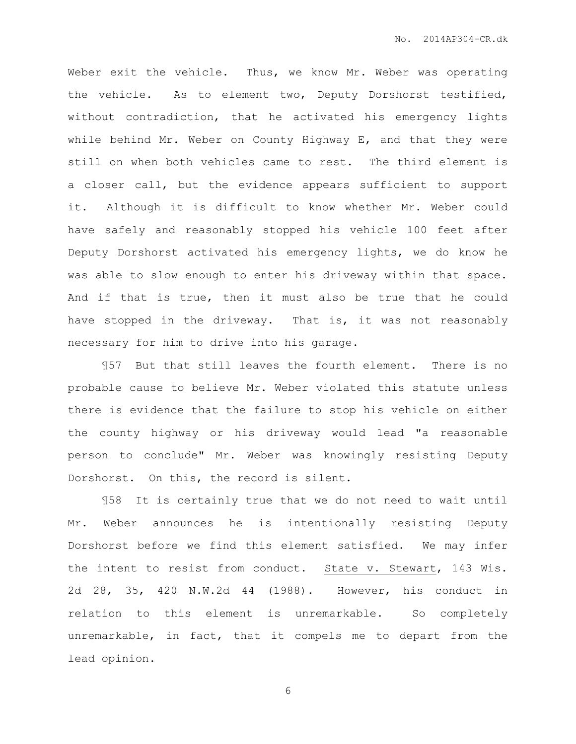Weber exit the vehicle. Thus, we know Mr. Weber was operating the vehicle. As to element two, Deputy Dorshorst testified, without contradiction, that he activated his emergency lights while behind Mr. Weber on County Highway E, and that they were still on when both vehicles came to rest. The third element is a closer call, but the evidence appears sufficient to support it. Although it is difficult to know whether Mr. Weber could have safely and reasonably stopped his vehicle 100 feet after Deputy Dorshorst activated his emergency lights, we do know he was able to slow enough to enter his driveway within that space. And if that is true, then it must also be true that he could have stopped in the driveway. That is, it was not reasonably necessary for him to drive into his garage.

¶57 But that still leaves the fourth element. There is no probable cause to believe Mr. Weber violated this statute unless there is evidence that the failure to stop his vehicle on either the county highway or his driveway would lead "a reasonable person to conclude" Mr. Weber was knowingly resisting Deputy Dorshorst. On this, the record is silent.

¶58 It is certainly true that we do not need to wait until Mr. Weber announces he is intentionally resisting Deputy Dorshorst before we find this element satisfied. We may infer the intent to resist from conduct. State v. Stewart, 143 Wis. 2d 28, 35, 420 N.W.2d 44 (1988). However, his conduct in relation to this element is unremarkable. So completely unremarkable, in fact, that it compels me to depart from the lead opinion.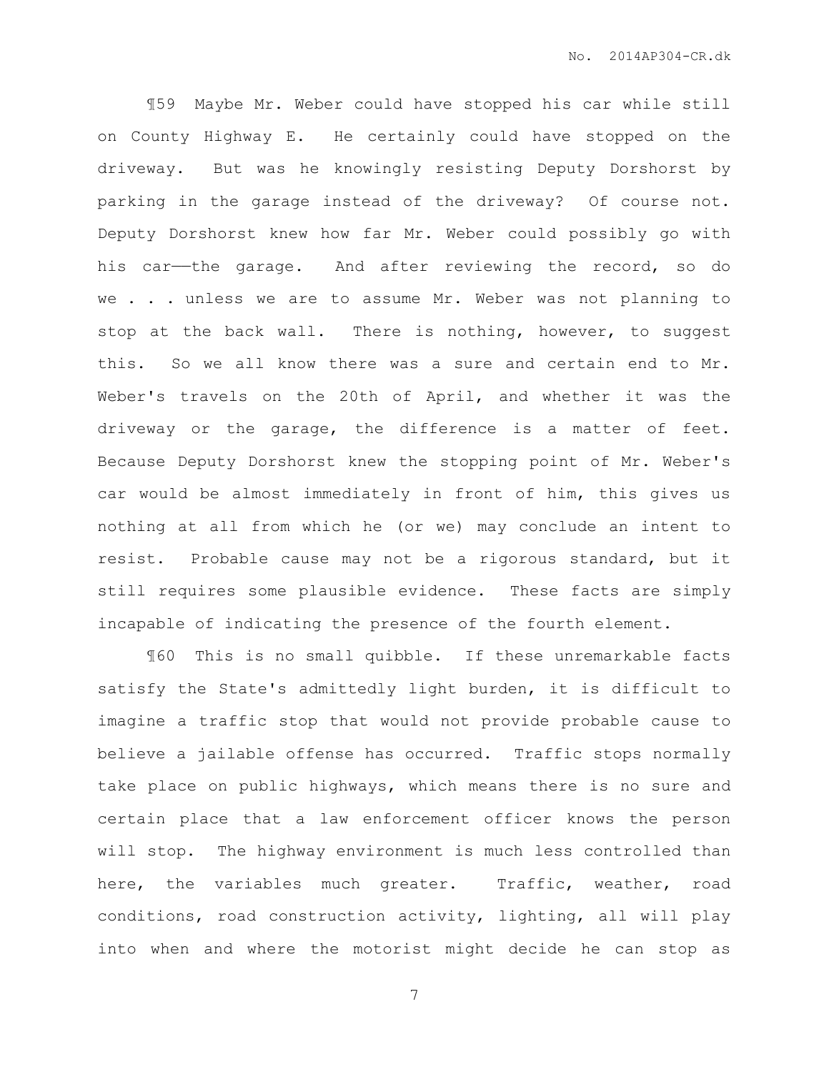¶59 Maybe Mr. Weber could have stopped his car while still on County Highway E. He certainly could have stopped on the driveway. But was he knowingly resisting Deputy Dorshorst by parking in the garage instead of the driveway? Of course not. Deputy Dorshorst knew how far Mr. Weber could possibly go with his car——the garage. And after reviewing the record, so do we . . . unless we are to assume Mr. Weber was not planning to stop at the back wall. There is nothing, however, to suggest this. So we all know there was a sure and certain end to Mr. Weber's travels on the 20th of April, and whether it was the driveway or the garage, the difference is a matter of feet. Because Deputy Dorshorst knew the stopping point of Mr. Weber's car would be almost immediately in front of him, this gives us nothing at all from which he (or we) may conclude an intent to resist. Probable cause may not be a rigorous standard, but it still requires some plausible evidence. These facts are simply incapable of indicating the presence of the fourth element.

¶60 This is no small quibble. If these unremarkable facts satisfy the State's admittedly light burden, it is difficult to imagine a traffic stop that would not provide probable cause to believe a jailable offense has occurred. Traffic stops normally take place on public highways, which means there is no sure and certain place that a law enforcement officer knows the person will stop. The highway environment is much less controlled than here, the variables much greater. Traffic, weather, road conditions, road construction activity, lighting, all will play into when and where the motorist might decide he can stop as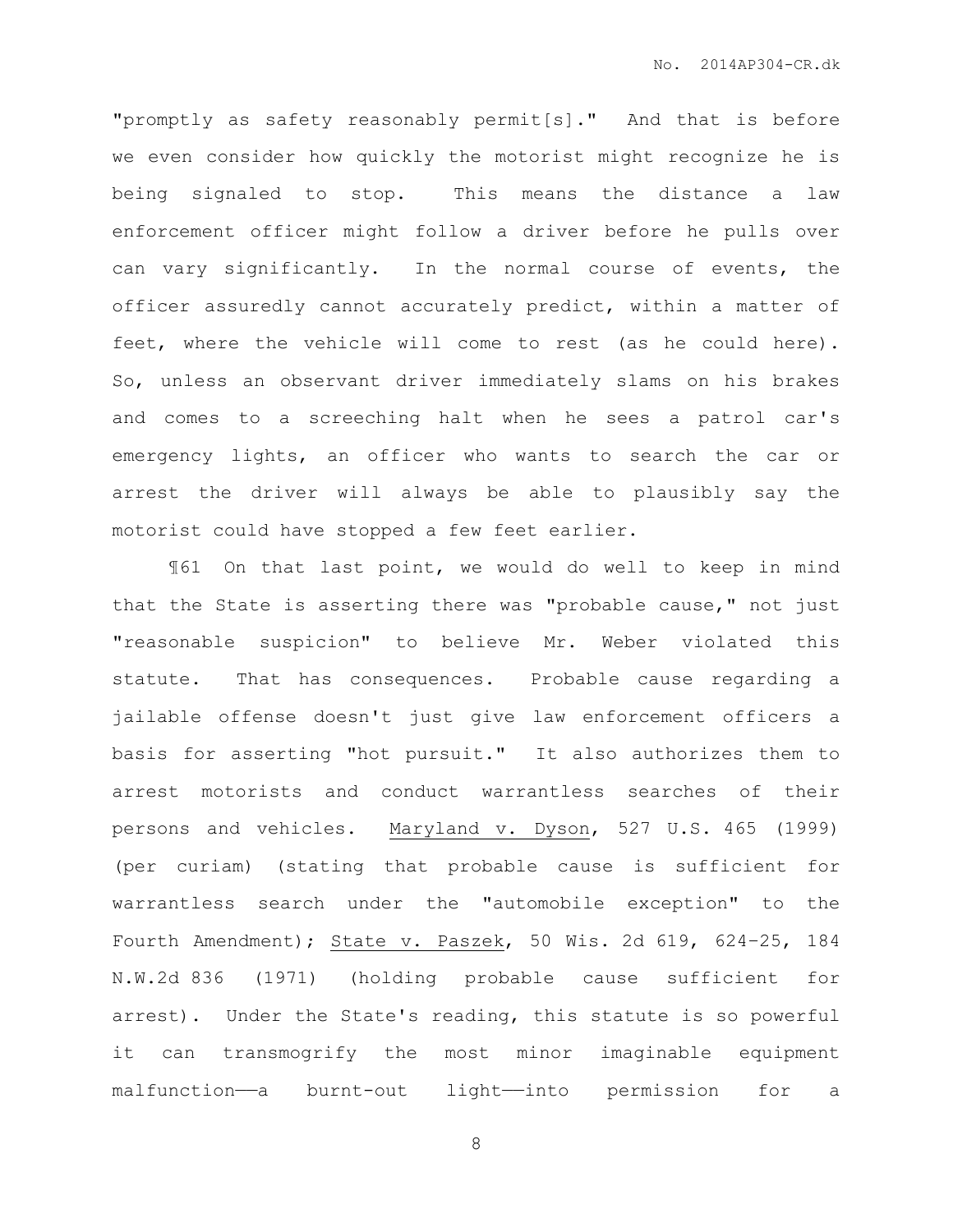"promptly as safety reasonably permit[s]." And that is before we even consider how quickly the motorist might recognize he is being signaled to stop. This means the distance a law enforcement officer might follow a driver before he pulls over can vary significantly. In the normal course of events, the officer assuredly cannot accurately predict, within a matter of feet, where the vehicle will come to rest (as he could here). So, unless an observant driver immediately slams on his brakes and comes to a screeching halt when he sees a patrol car's emergency lights, an officer who wants to search the car or arrest the driver will always be able to plausibly say the motorist could have stopped a few feet earlier.

¶61 On that last point, we would do well to keep in mind that the State is asserting there was "probable cause," not just "reasonable suspicion" to believe Mr. Weber violated this statute. That has consequences. Probable cause regarding a jailable offense doesn't just give law enforcement officers a basis for asserting "hot pursuit." It also authorizes them to arrest motorists and conduct warrantless searches of their persons and vehicles. Maryland v. Dyson, 527 U.S. 465 (1999) (per curiam) (stating that probable cause is sufficient for warrantless search under the "automobile exception" to the Fourth Amendment); State v. Paszek, 50 Wis. 2d 619, 624-25, 184 N.W.2d 836 (1971) (holding probable cause sufficient for arrest). Under the State's reading, this statute is so powerful it can transmogrify the most minor imaginable equipment malfunction——a burnt-out light——into permission for a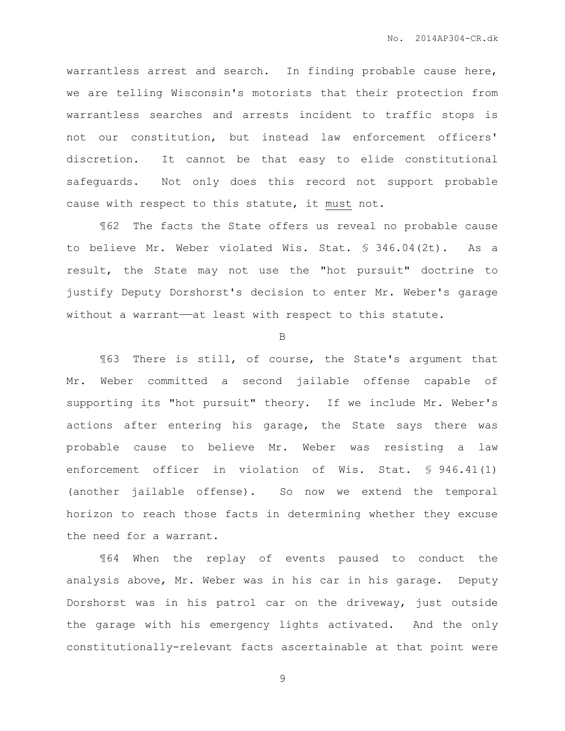warrantless arrest and search. In finding probable cause here, we are telling Wisconsin's motorists that their protection from warrantless searches and arrests incident to traffic stops is not our constitution, but instead law enforcement officers' discretion. It cannot be that easy to elide constitutional safeguards. Not only does this record not support probable cause with respect to this statute, it <u>must</u> not.

¶62 The facts the State offers us reveal no probable cause to believe Mr. Weber violated Wis. Stat. § 346.04(2t). As a result, the State may not use the "hot pursuit" doctrine to justify Deputy Dorshorst's decision to enter Mr. Weber's garage without a warrant——at least with respect to this statute.

B

¶63 There is still, of course, the State's argument that Mr. Weber committed a second jailable offense capable of supporting its "hot pursuit" theory. If we include Mr. Weber's actions after entering his garage, the State says there was probable cause to believe Mr. Weber was resisting a law enforcement officer in violation of Wis. Stat. § 946.41(1) (another jailable offense). So now we extend the temporal horizon to reach those facts in determining whether they excuse the need for a warrant.

¶64 When the replay of events paused to conduct the analysis above, Mr. Weber was in his car in his garage. Deputy Dorshorst was in his patrol car on the driveway, just outside the garage with his emergency lights activated. And the only constitutionally-relevant facts ascertainable at that point were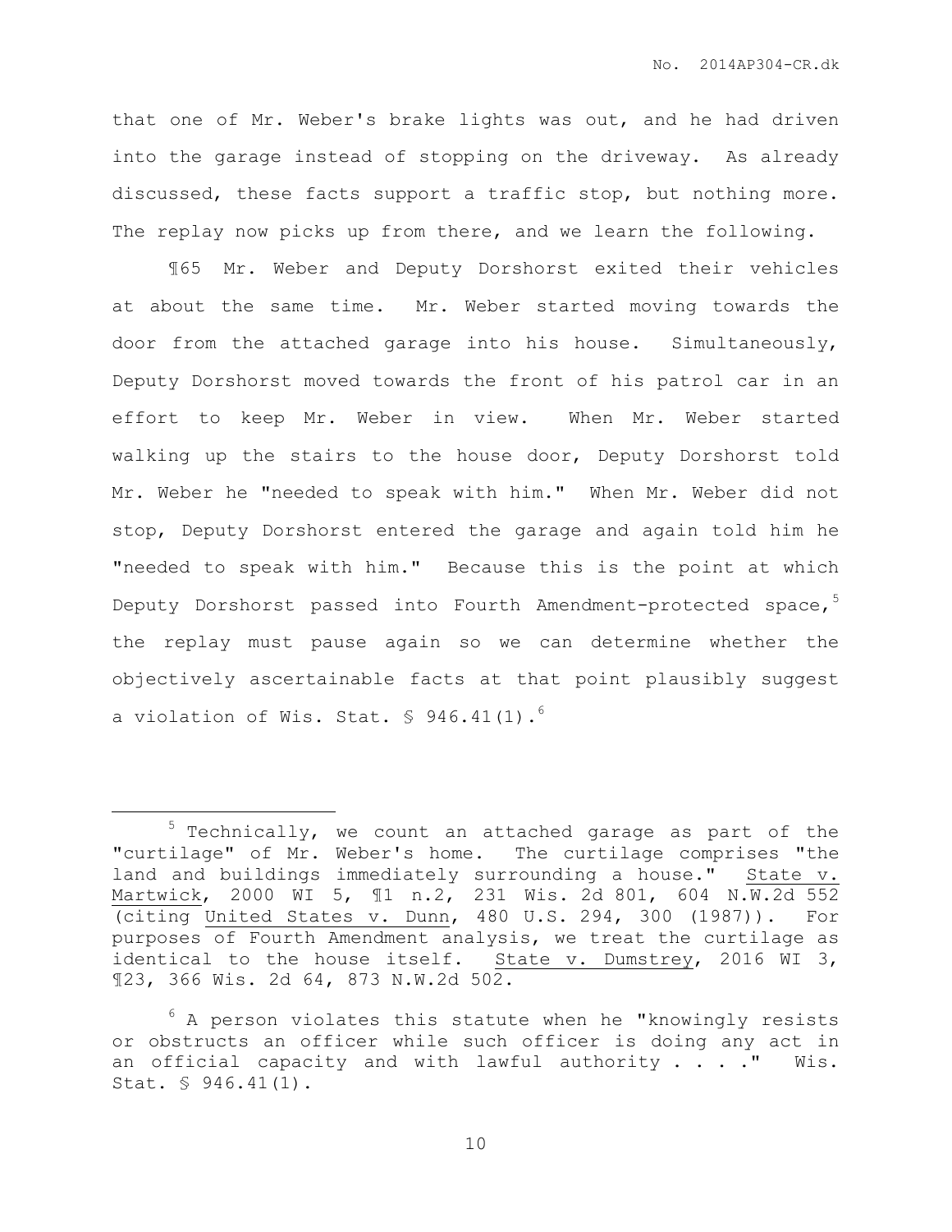that one of Mr. Weber's brake lights was out, and he had driven into the garage instead of stopping on the driveway. As already discussed, these facts support a traffic stop, but nothing more. The replay now picks up from there, and we learn the following.

¶65 Mr. Weber and Deputy Dorshorst exited their vehicles at about the same time. Mr. Weber started moving towards the door from the attached garage into his house. Simultaneously, Deputy Dorshorst moved towards the front of his patrol car in an effort to keep Mr. Weber in view. When Mr. Weber started walking up the stairs to the house door, Deputy Dorshorst told Mr. Weber he "needed to speak with him." When Mr. Weber did not stop, Deputy Dorshorst entered the garage and again told him he "needed to speak with him." Because this is the point at which Deputy Dorshorst passed into Fourth Amendment-protected space,[5] the replay must pause again so we can determine whether the objectively ascertainable facts at that point plausibly suggest a violation of Wis. Stat. § 946.41(1).[6]

---

[5] Technically, we count an attached garage as part of the "curtilage" of Mr. Weber's home. The curtilage comprises "the land and buildings immediately surrounding a house." State v. Martwick, 2000 WI 5, ¶1 n.2, 231 Wis. 2d 801, 604 N.W.2d 552 (citing United States v. Dunn, 480 U.S. 294, 300 (1987)). For purposes of Fourth Amendment analysis, we treat the curtilage as identical to the house itself. State v. Dumstrey, 2016 WI 3, ¶23, 366 Wis. 2d 64, 873 N.W.2d 502.

[6] A person violates this statute when he "knowingly resists or obstructs an officer while such officer is doing any act in an official capacity and with lawful authority . . . ." Wis. Stat. § 946.41(1).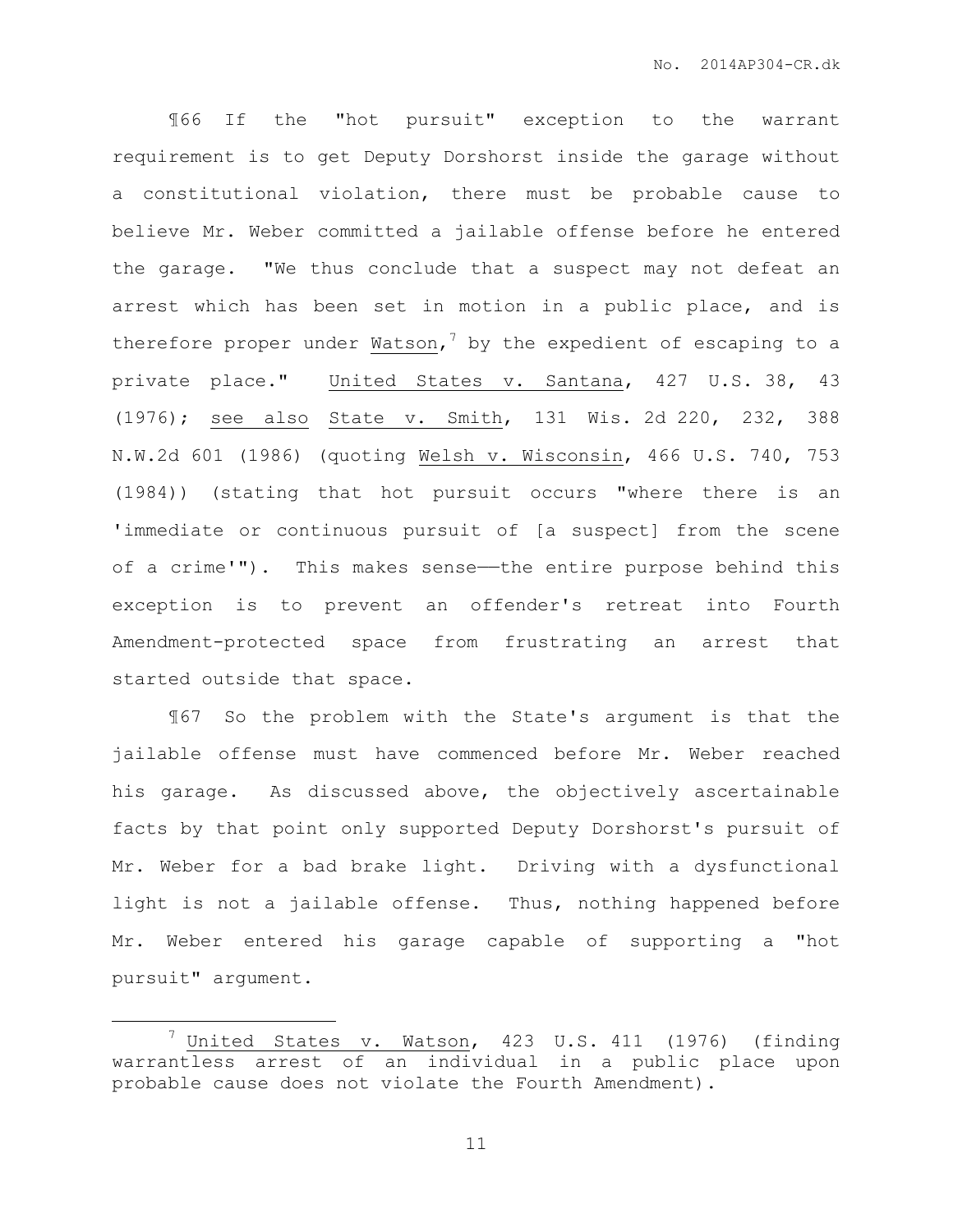¶66 If the "hot pursuit" exception to the warrant requirement is to get Deputy Dorshorst inside the garage without a constitutional violation, there must be probable cause to believe Mr. Weber committed a jailable offense before he entered the garage. "We thus conclude that a suspect may not defeat an arrest which has been set in motion in a public place, and is therefore proper under Watson,[7] by the expedient of escaping to a private place." United States v. Santana, 427 U.S. 38, 43 (1976); see also State v. Smith, 131 Wis. 2d 220, 232, 388 N.W.2d 601 (1986) (quoting Welsh v. Wisconsin, 466 U.S. 740, 753 (1984)) (stating that hot pursuit occurs "where there is an 'immediate or continuous pursuit of [a suspect] from the scene of a crime'"). This makes sense——the entire purpose behind this exception is to prevent an offender's retreat into Fourth Amendment-protected space from frustrating an arrest that started outside that space.

¶67 So the problem with the State's argument is that the jailable offense must have commenced before Mr. Weber reached his garage. As discussed above, the objectively ascertainable facts by that point only supported Deputy Dorshorst's pursuit of Mr. Weber for a bad brake light. Driving with a dysfunctional light is not a jailable offense. Thus, nothing happened before Mr. Weber entered his garage capable of supporting a "hot pursuit" argument.

---

[7] United States v. Watson, 423 U.S. 411 (1976) (finding warrantless arrest of an individual in a public place upon probable cause does not violate the Fourth Amendment).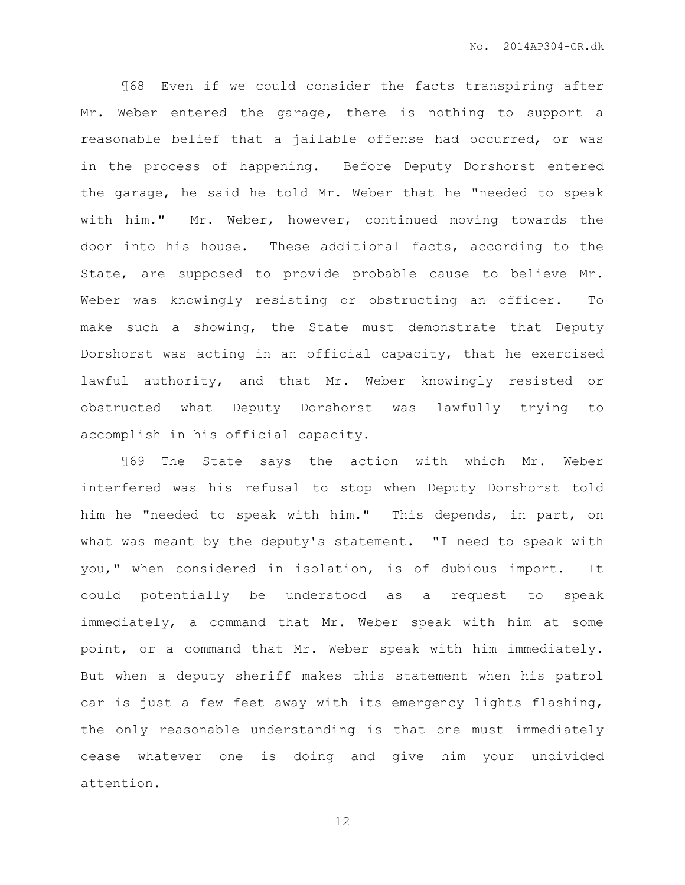¶68 Even if we could consider the facts transpiring after Mr. Weber entered the garage, there is nothing to support a reasonable belief that a jailable offense had occurred, or was in the process of happening. Before Deputy Dorshorst entered the garage, he said he told Mr. Weber that he "needed to speak with him." Mr. Weber, however, continued moving towards the door into his house. These additional facts, according to the State, are supposed to provide probable cause to believe Mr. Weber was knowingly resisting or obstructing an officer. To make such a showing, the State must demonstrate that Deputy Dorshorst was acting in an official capacity, that he exercised lawful authority, and that Mr. Weber knowingly resisted or obstructed what Deputy Dorshorst was lawfully trying to accomplish in his official capacity.

¶69 The State says the action with which Mr. Weber interfered was his refusal to stop when Deputy Dorshorst told him he "needed to speak with him." This depends, in part, on what was meant by the deputy's statement. "I need to speak with you," when considered in isolation, is of dubious import. It could potentially be understood as a request to speak immediately, a command that Mr. Weber speak with him at some point, or a command that Mr. Weber speak with him immediately. But when a deputy sheriff makes this statement when his patrol car is just a few feet away with its emergency lights flashing, the only reasonable understanding is that one must immediately cease whatever one is doing and give him your undivided attention.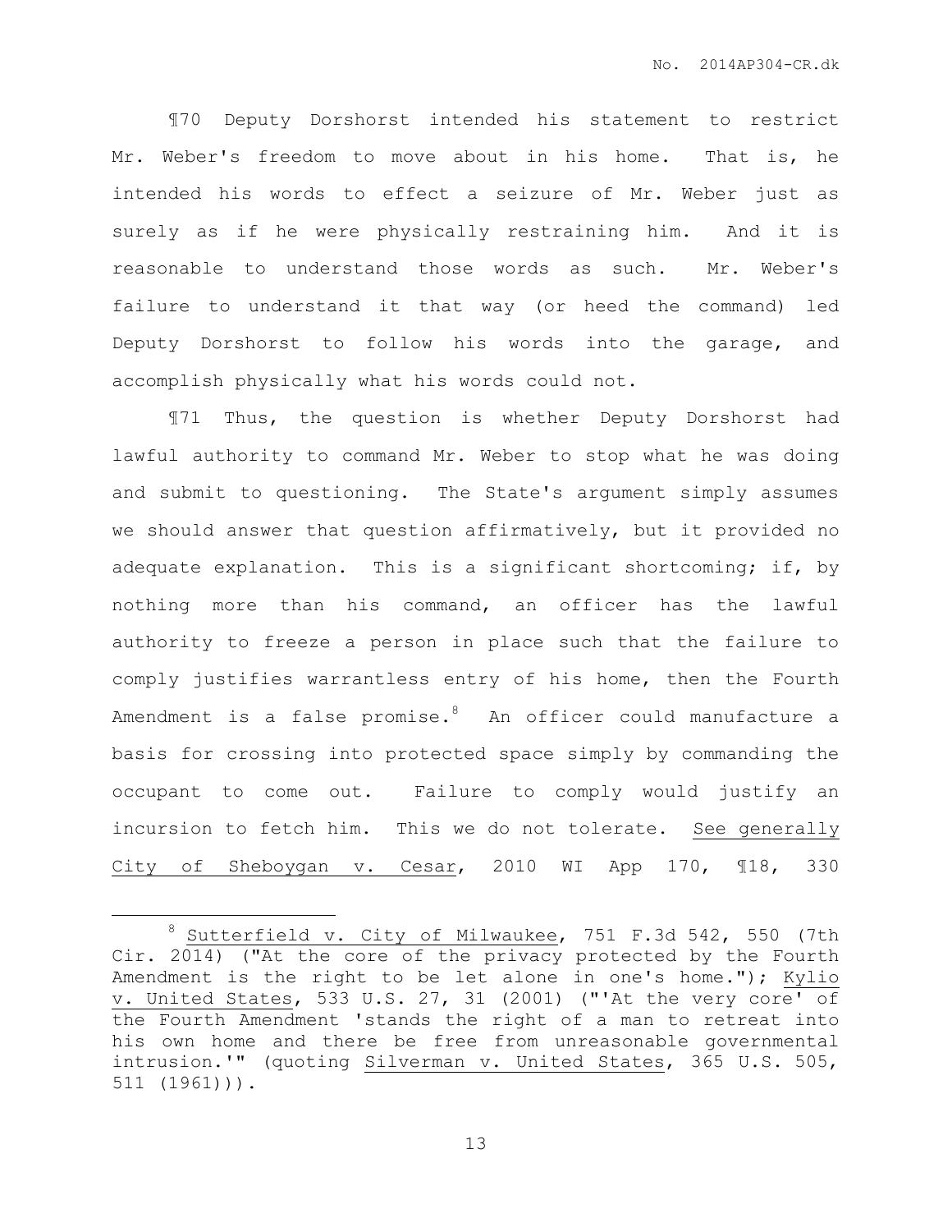¶70 Deputy Dorshorst intended his statement to restrict Mr. Weber's freedom to move about in his home. That is, he intended his words to effect a seizure of Mr. Weber just as surely as if he were physically restraining him. And it is reasonable to understand those words as such. Mr. Weber's failure to understand it that way (or heed the command) led Deputy Dorshorst to follow his words into the garage, and accomplish physically what his words could not.

¶71 Thus, the question is whether Deputy Dorshorst had lawful authority to command Mr. Weber to stop what he was doing and submit to questioning. The State's argument simply assumes we should answer that question affirmatively, but it provided no adequate explanation. This is a significant shortcoming; if, by nothing more than his command, an officer has the lawful authority to freeze a person in place such that the failure to comply justifies warrantless entry of his home, then the Fourth Amendment is a false promise.[8] An officer could manufacture a basis for crossing into protected space simply by commanding the occupant to come out. Failure to comply would justify an incursion to fetch him. This we do not tolerate. See generally City of Sheboygan v. Cesar, 2010 WI App 170, ¶18, 330

---

[8] Sutterfield v. City of Milwaukee, 751 F.3d 542, 550 (7th Cir. 2014) ("At the core of the privacy protected by the Fourth Amendment is the right to be let alone in one's home."); Kylio v. United States, 533 U.S. 27, 31 (2001) ("'At the very core' of the Fourth Amendment 'stands the right of a man to retreat into his own home and there be free from unreasonable governmental intrusion.'" (quoting Silverman v. United States, 365 U.S. 505, 511 (1961))).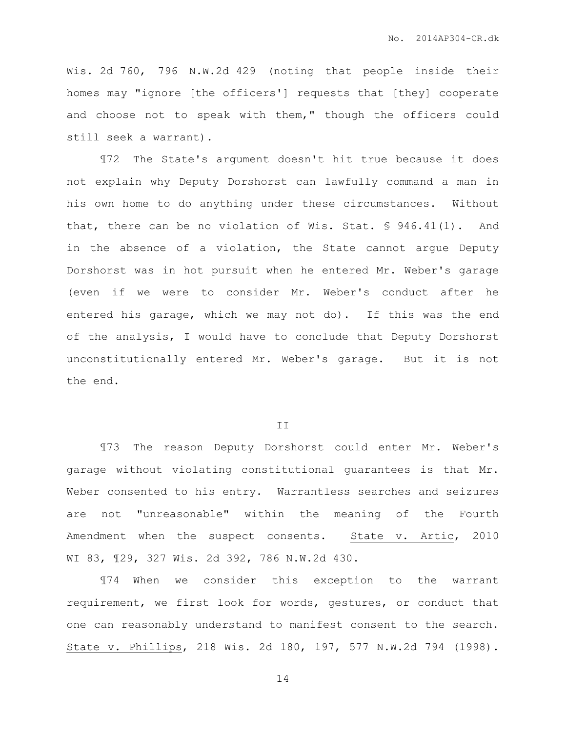Wis. 2d 760, 796 N.W.2d 429 (noting that people inside their homes may "ignore [the officers'] requests that [they] cooperate and choose not to speak with them," though the officers could still seek a warrant).

¶72 The State's argument doesn't hit true because it does not explain why Deputy Dorshorst can lawfully command a man in his own home to do anything under these circumstances. Without that, there can be no violation of Wis. Stat. § 946.41(1). And in the absence of a violation, the State cannot argue Deputy Dorshorst was in hot pursuit when he entered Mr. Weber's garage (even if we were to consider Mr. Weber's conduct after he entered his garage, which we may not do). If this was the end of the analysis, I would have to conclude that Deputy Dorshorst unconstitutionally entered Mr. Weber's garage. But it is not the end.

## II

¶73 The reason Deputy Dorshorst could enter Mr. Weber's garage without violating constitutional guarantees is that Mr. Weber consented to his entry. Warrantless searches and seizures are not "unreasonable" within the meaning of the Fourth Amendment when the suspect consents. State v. Artic, 2010 WI 83, ¶29, 327 Wis. 2d 392, 786 N.W.2d 430.

¶74 When we consider this exception to the warrant requirement, we first look for words, gestures, or conduct that one can reasonably understand to manifest consent to the search. State v. Phillips, 218 Wis. 2d 180, 197, 577 N.W.2d 794 (1998).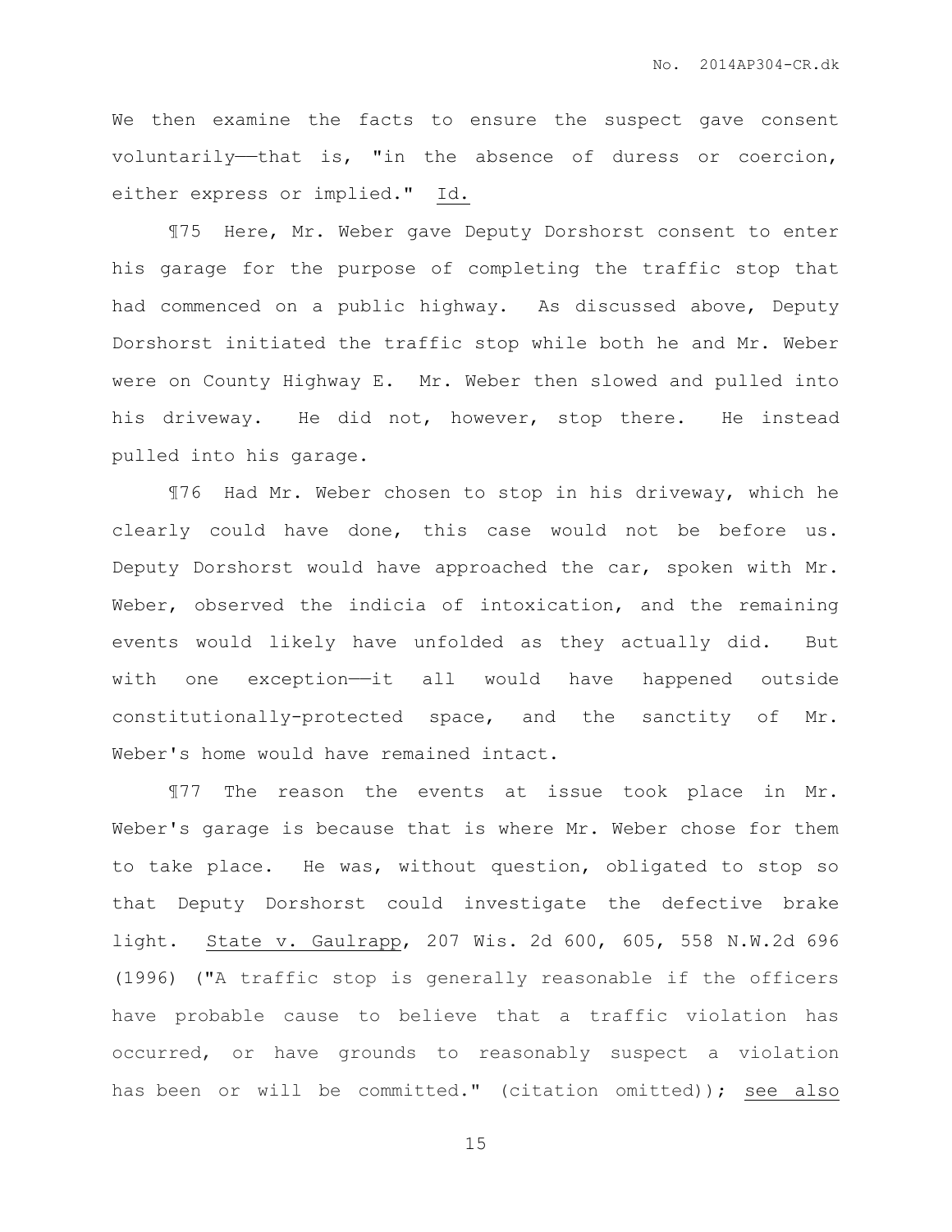We then examine the facts to ensure the suspect gave consent voluntarily——that is, "in the absence of duress or coercion, either express or implied." Id.

¶75 Here, Mr. Weber gave Deputy Dorshorst consent to enter his garage for the purpose of completing the traffic stop that had commenced on a public highway. As discussed above, Deputy Dorshorst initiated the traffic stop while both he and Mr. Weber were on County Highway E. Mr. Weber then slowed and pulled into his driveway. He did not, however, stop there. He instead pulled into his garage.

¶76 Had Mr. Weber chosen to stop in his driveway, which he clearly could have done, this case would not be before us. Deputy Dorshorst would have approached the car, spoken with Mr. Weber, observed the indicia of intoxication, and the remaining events would likely have unfolded as they actually did. But with one exception——it all would have happened outside constitutionally-protected space, and the sanctity of Mr. Weber's home would have remained intact.

¶77 The reason the events at issue took place in Mr. Weber's garage is because that is where Mr. Weber chose for them to take place. He was, without question, obligated to stop so that Deputy Dorshorst could investigate the defective brake light. State v. Gaulrapp, 207 Wis. 2d 600, 605, 558 N.W.2d 696 (1996) ("A traffic stop is generally reasonable if the officers have probable cause to believe that a traffic violation has occurred, or have grounds to reasonably suspect a violation has been or will be committed." (citation omitted)); see also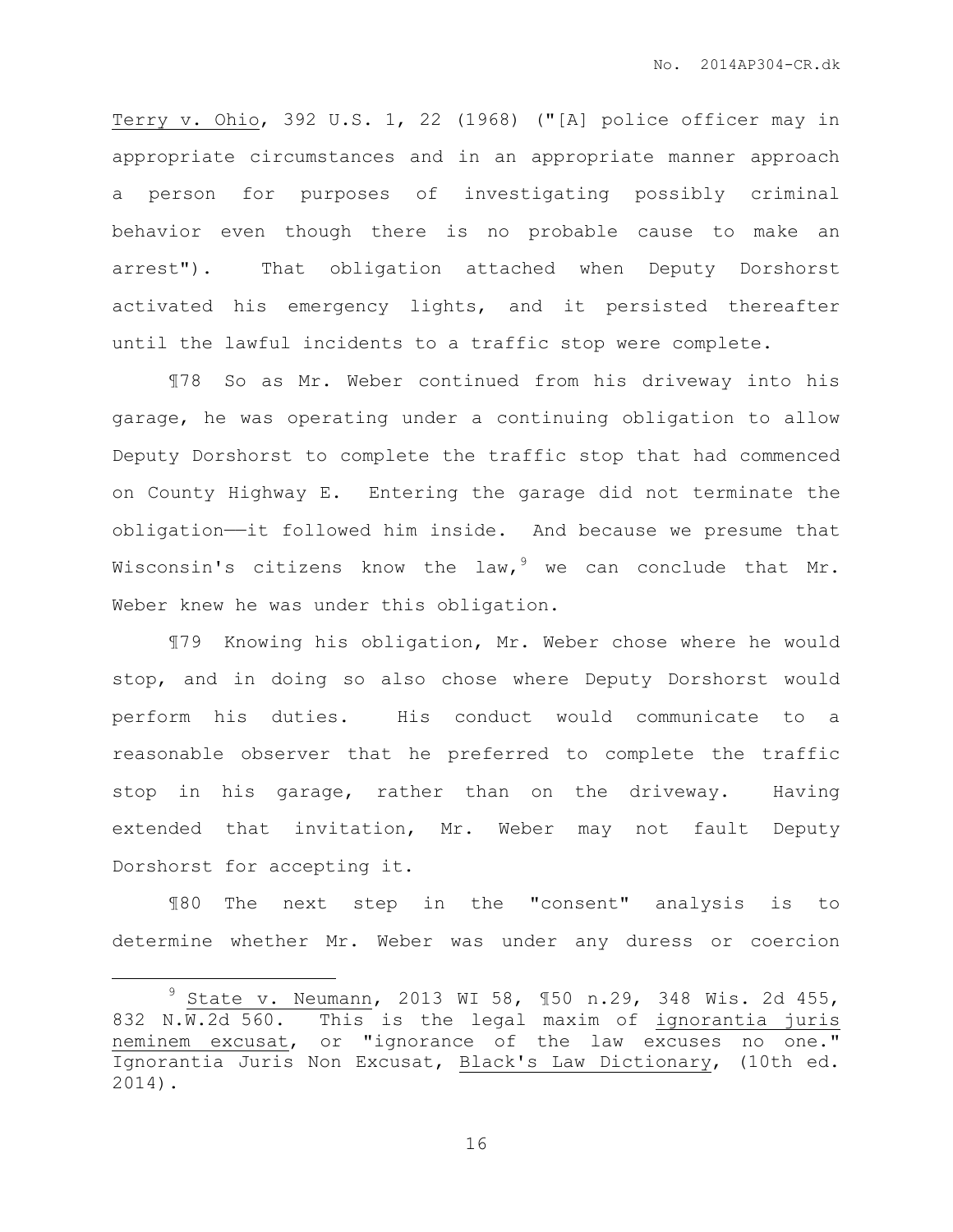Terry v. Ohio, 392 U.S. 1, 22 (1968) ("[A] police officer may in appropriate circumstances and in an appropriate manner approach a person for purposes of investigating possibly criminal behavior even though there is no probable cause to make an arrest"). That obligation attached when Deputy Dorshorst activated his emergency lights, and it persisted thereafter until the lawful incidents to a traffic stop were complete.

¶78 So as Mr. Weber continued from his driveway into his garage, he was operating under a continuing obligation to allow Deputy Dorshorst to complete the traffic stop that had commenced on County Highway E. Entering the garage did not terminate the obligation——it followed him inside. And because we presume that Wisconsin's citizens know the law,[9] we can conclude that Mr. Weber knew he was under this obligation.

¶79 Knowing his obligation, Mr. Weber chose where he would stop, and in doing so also chose where Deputy Dorshorst would perform his duties. His conduct would communicate to a reasonable observer that he preferred to complete the traffic stop in his garage, rather than on the driveway. Having extended that invitation, Mr. Weber may not fault Deputy Dorshorst for accepting it.

¶80 The next step in the "consent" analysis is to determine whether Mr. Weber was under any duress or coercion

---

[9] State v. Neumann, 2013 WI 58, ¶50 n.29, 348 Wis. 2d 455, 832 N.W.2d 560. This is the legal maxim of ignorantia juris neminem excusat, or "ignorance of the law excuses no one." Ignorantia Juris Non Excusat, Black's Law Dictionary, (10th ed. 2014).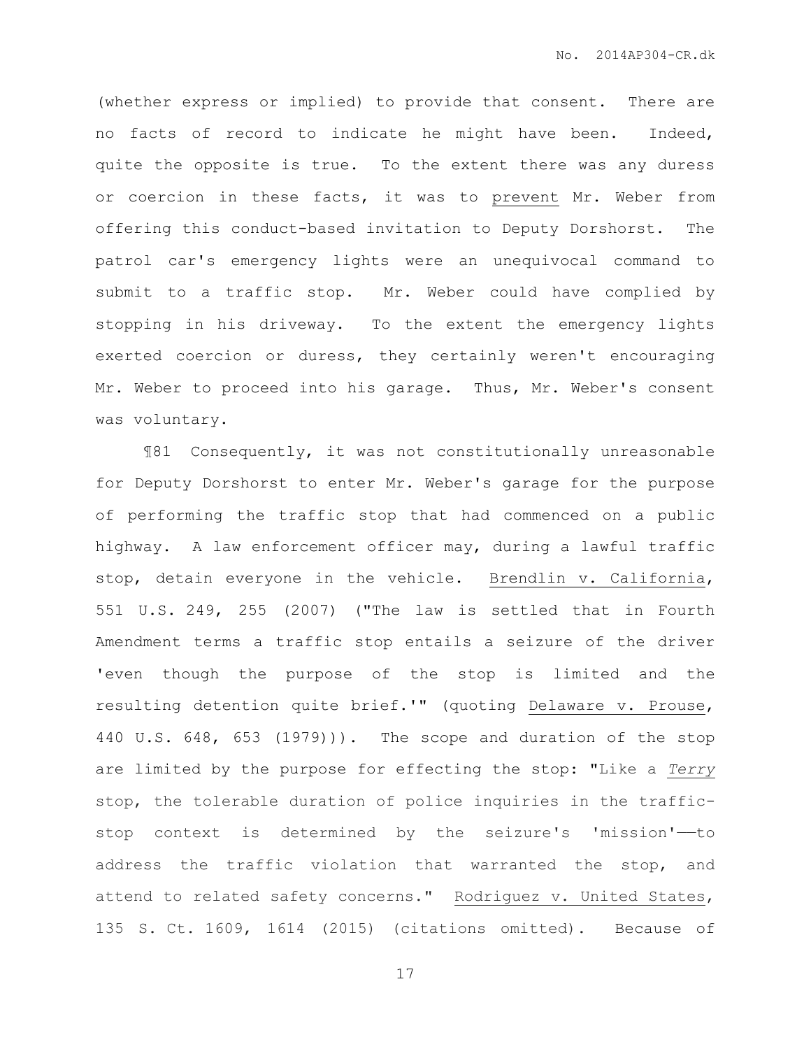(whether express or implied) to provide that consent. There are no facts of record to indicate he might have been. Indeed, quite the opposite is true. To the extent there was any duress or coercion in these facts, it was to prevent Mr. Weber from offering this conduct-based invitation to Deputy Dorshorst. The patrol car's emergency lights were an unequivocal command to submit to a traffic stop. Mr. Weber could have complied by stopping in his driveway. To the extent the emergency lights exerted coercion or duress, they certainly weren't encouraging Mr. Weber to proceed into his garage. Thus, Mr. Weber's consent was voluntary.

¶81 Consequently, it was not constitutionally unreasonable for Deputy Dorshorst to enter Mr. Weber's garage for the purpose of performing the traffic stop that had commenced on a public highway. A law enforcement officer may, during a lawful traffic stop, detain everyone in the vehicle. Brendlin v. California, 551 U.S. 249, 255 (2007) ("The law is settled that in Fourth Amendment terms a traffic stop entails a seizure of the driver 'even though the purpose of the stop is limited and the resulting detention quite brief.'" (quoting Delaware v. Prouse, 440 U.S. 648, 653 (1979))). The scope and duration of the stop are limited by the purpose for effecting the stop: "Like a *Terry* stop, the tolerable duration of police inquiries in the traffic-stop context is determined by the seizure's 'mission'——to address the traffic violation that warranted the stop, and attend to related safety concerns." Rodriguez v. United States, 135 S. Ct. 1609, 1614 (2015) (citations omitted). Because of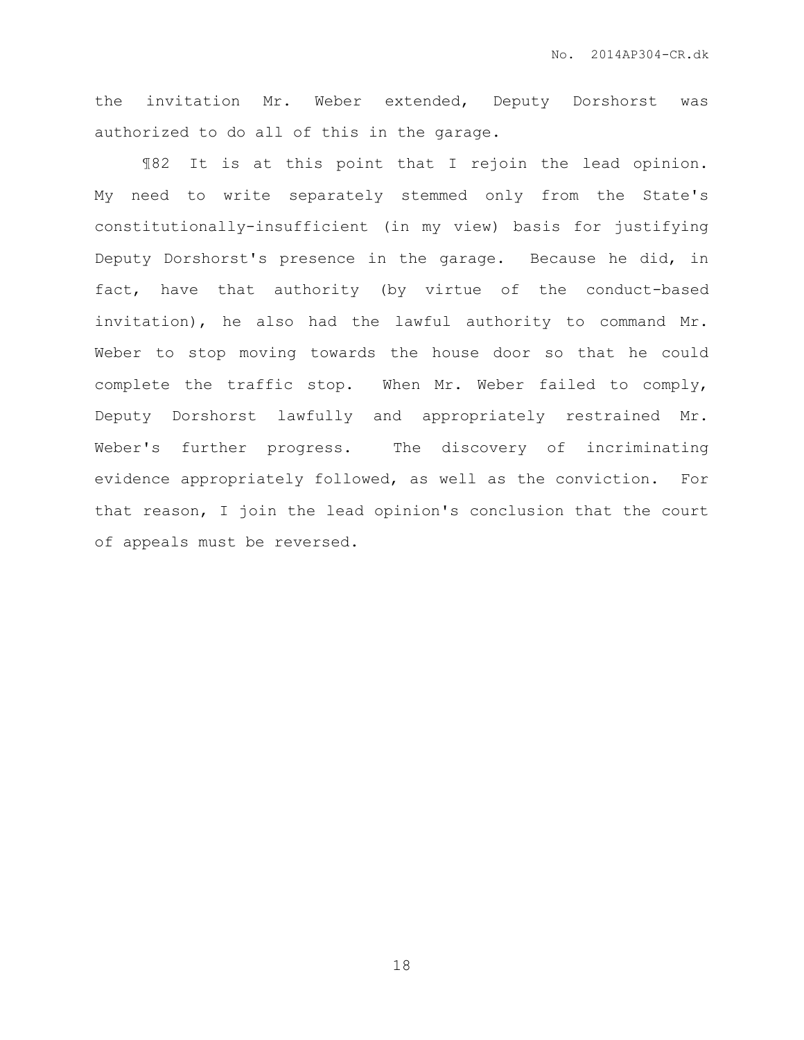the invitation Mr. Weber extended, Deputy Dorshorst was authorized to do all of this in the garage.

¶82 It is at this point that I rejoin the lead opinion. My need to write separately stemmed only from the State's constitutionally-insufficient (in my view) basis for justifying Deputy Dorshorst's presence in the garage. Because he did, in fact, have that authority (by virtue of the conduct-based invitation), he also had the lawful authority to command Mr. Weber to stop moving towards the house door so that he could complete the traffic stop. When Mr. Weber failed to comply, Deputy Dorshorst lawfully and appropriately restrained Mr. Weber's further progress. The discovery of incriminating evidence appropriately followed, as well as the conviction. For that reason, I join the lead opinion's conclusion that the court of appeals must be reversed.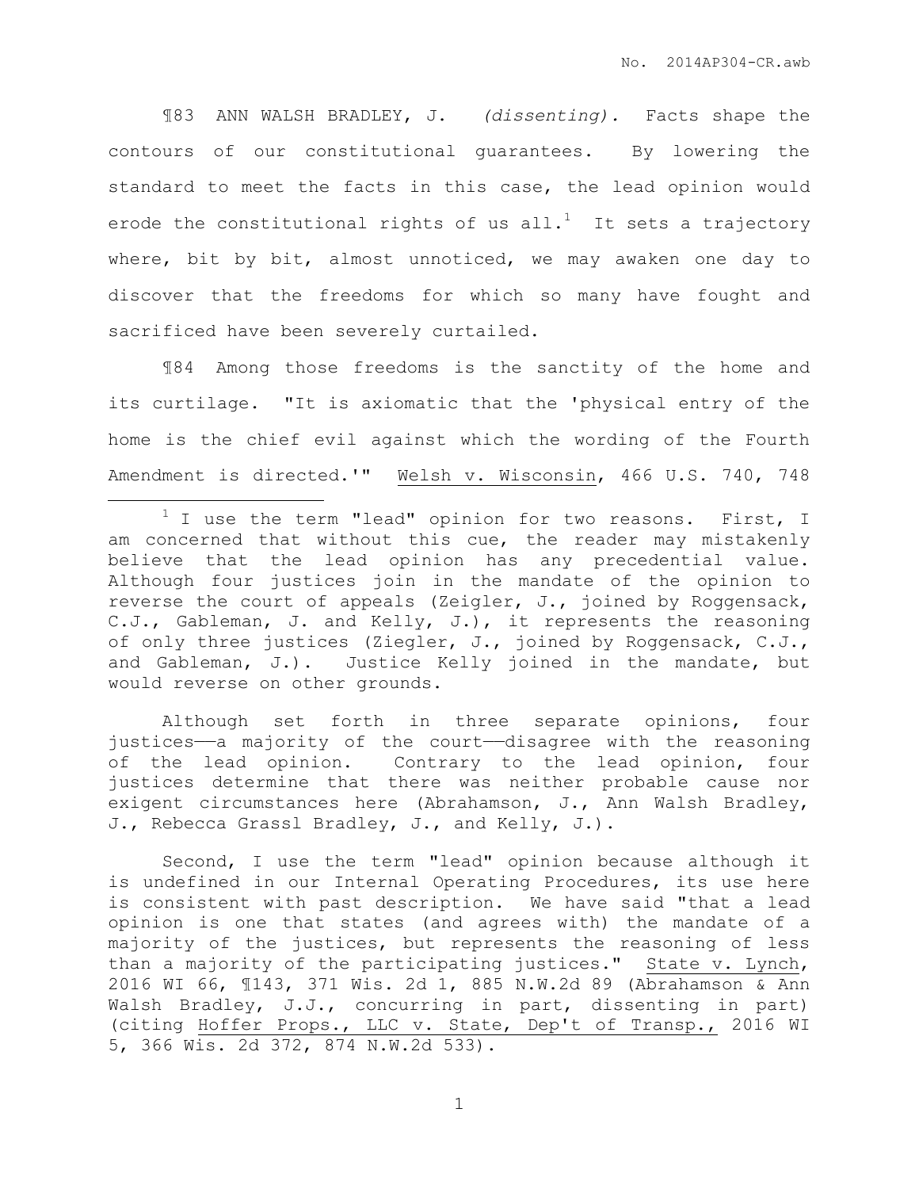¶83 ANN WALSH BRADLEY, J. *(dissenting).* Facts shape the contours of our constitutional guarantees. By lowering the standard to meet the facts in this case, the lead opinion would erode the constitutional rights of us all.[1] It sets a trajectory where, bit by bit, almost unnoticed, we may awaken one day to discover that the freedoms for which so many have fought and sacrificed have been severely curtailed.

¶84 Among those freedoms is the sanctity of the home and its curtilage. "It is axiomatic that the 'physical entry of the home is the chief evil against which the wording of the Fourth Amendment is directed.'" Welsh v. Wisconsin, 466 U.S. 740, 748

---

[1] I use the term "lead" opinion for two reasons. First, I am concerned that without this cue, the reader may mistakenly believe that the lead opinion has any precedential value. Although four justices join in the mandate of the opinion to reverse the court of appeals (Zeigler, J., joined by Roggensack, C.J., Gableman, J. and Kelly, J.), it represents the reasoning of only three justices (Ziegler, J., joined by Roggensack, C.J., and Gableman, J.). Justice Kelly joined in the mandate, but would reverse on other grounds.

Although set forth in three separate opinions, four justices——a majority of the court——disagree with the reasoning of the lead opinion. Contrary to the lead opinion, four justices determine that there was neither probable cause nor exigent circumstances here (Abrahamson, J., Ann Walsh Bradley, J., Rebecca Grassl Bradley, J., and Kelly, J.).

Second, I use the term "lead" opinion because although it is undefined in our Internal Operating Procedures, its use here is consistent with past description. We have said "that a lead opinion is one that states (and agrees with) the mandate of a majority of the justices, but represents the reasoning of less than a majority of the participating justices." State v. Lynch, 2016 WI 66, ¶143, 371 Wis. 2d 1, 885 N.W.2d 89 (Abrahamson & Ann Walsh Bradley, J.J., concurring in part, dissenting in part) (citing Hoffer Props., LLC v. State, Dep't of Transp., 2016 WI 5, 366 Wis. 2d 372, 874 N.W.2d 533).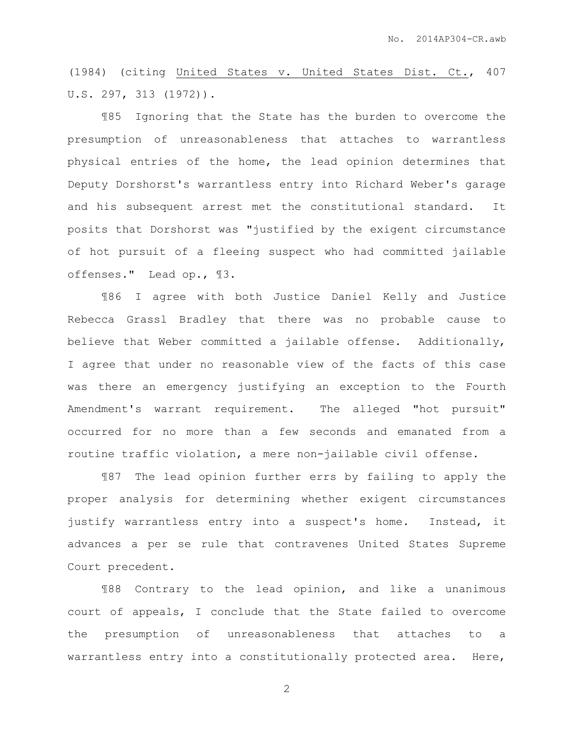(1984) (citing United States v. United States Dist. Ct., 407 U.S. 297, 313 (1972)).

¶85 Ignoring that the State has the burden to overcome the presumption of unreasonableness that attaches to warrantless physical entries of the home, the lead opinion determines that Deputy Dorshorst's warrantless entry into Richard Weber's garage and his subsequent arrest met the constitutional standard. It posits that Dorshorst was "justified by the exigent circumstance of hot pursuit of a fleeing suspect who had committed jailable offenses." Lead op., ¶3.

¶86 I agree with both Justice Daniel Kelly and Justice Rebecca Grassl Bradley that there was no probable cause to believe that Weber committed a jailable offense. Additionally, I agree that under no reasonable view of the facts of this case was there an emergency justifying an exception to the Fourth Amendment's warrant requirement. The alleged "hot pursuit" occurred for no more than a few seconds and emanated from a routine traffic violation, a mere non-jailable civil offense.

¶87 The lead opinion further errs by failing to apply the proper analysis for determining whether exigent circumstances justify warrantless entry into a suspect's home. Instead, it advances a per se rule that contravenes United States Supreme Court precedent.

¶88 Contrary to the lead opinion, and like a unanimous court of appeals, I conclude that the State failed to overcome the presumption of unreasonableness that attaches to a warrantless entry into a constitutionally protected area. Here,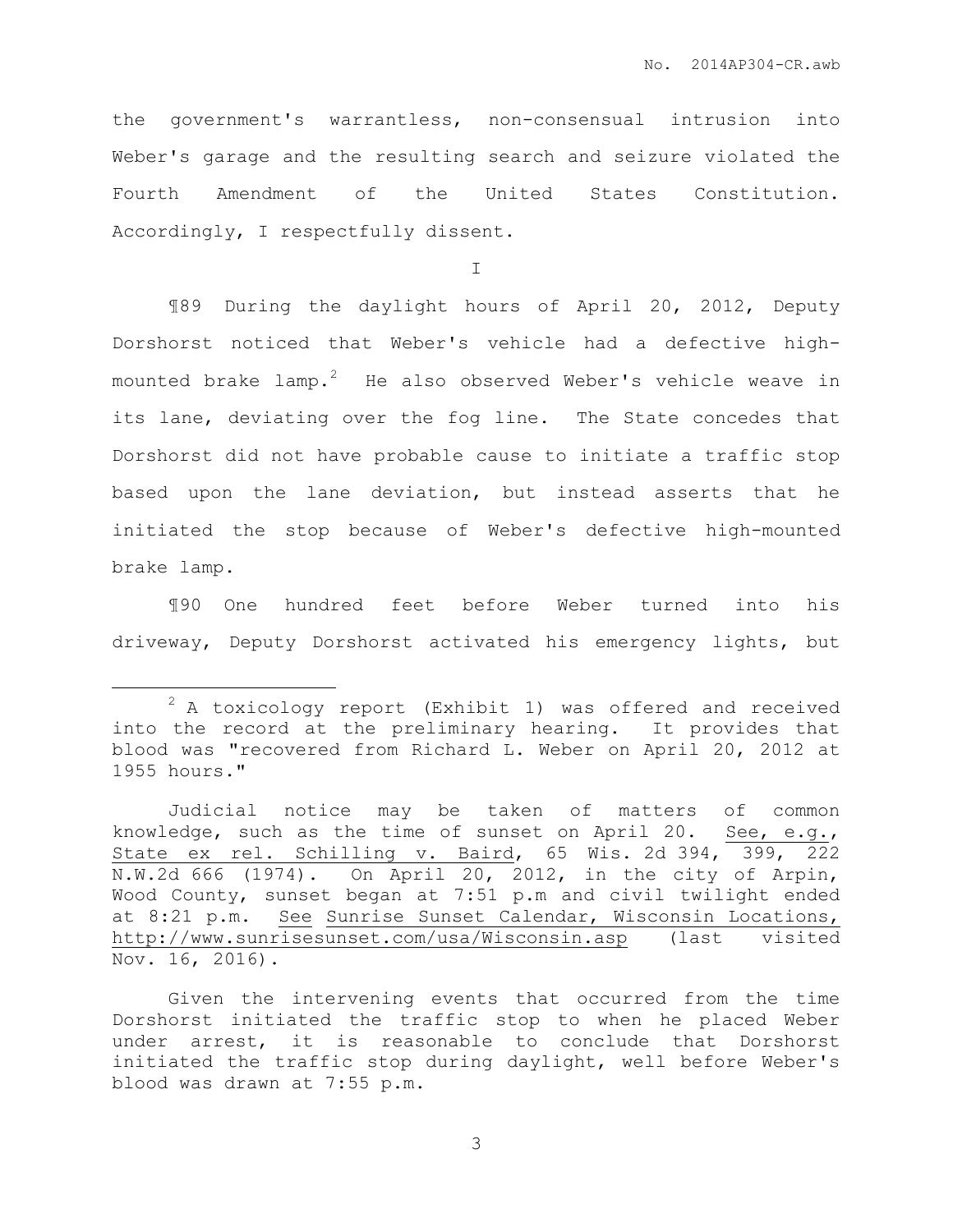the government's warrantless, non-consensual intrusion into Weber's garage and the resulting search and seizure violated the Fourth Amendment of the United States Constitution. Accordingly, I respectfully dissent.

I

¶89 During the daylight hours of April 20, 2012, Deputy Dorshorst noticed that Weber's vehicle had a defective high-mounted brake lamp.[2] He also observed Weber's vehicle weave in its lane, deviating over the fog line. The State concedes that Dorshorst did not have probable cause to initiate a traffic stop based upon the lane deviation, but instead asserts that he initiated the stop because of Weber's defective high-mounted brake lamp.

¶90 One hundred feet before Weber turned into his driveway, Deputy Dorshorst activated his emergency lights, but

---

[2] A toxicology report (Exhibit 1) was offered and received into the record at the preliminary hearing. It provides that blood was "recovered from Richard L. Weber on April 20, 2012 at 1955 hours."

Judicial notice may be taken of matters of common knowledge, such as the time of sunset on April 20. See, e.g., State ex rel. Schilling v. Baird, 65 Wis. 2d 394, 399, 222 N.W.2d 666 (1974). On April 20, 2012, in the city of Arpin, Wood County, sunset began at 7:51 p.m and civil twilight ended at 8:21 p.m. See Sunrise Sunset Calendar, Wisconsin Locations, http://www.sunrisesunset.com/usa/Wisconsin.asp (last visited Nov. 16, 2016).

Given the intervening events that occurred from the time Dorshorst initiated the traffic stop to when he placed Weber under arrest, it is reasonable to conclude that Dorshorst initiated the traffic stop during daylight, well before Weber's blood was drawn at 7:55 p.m.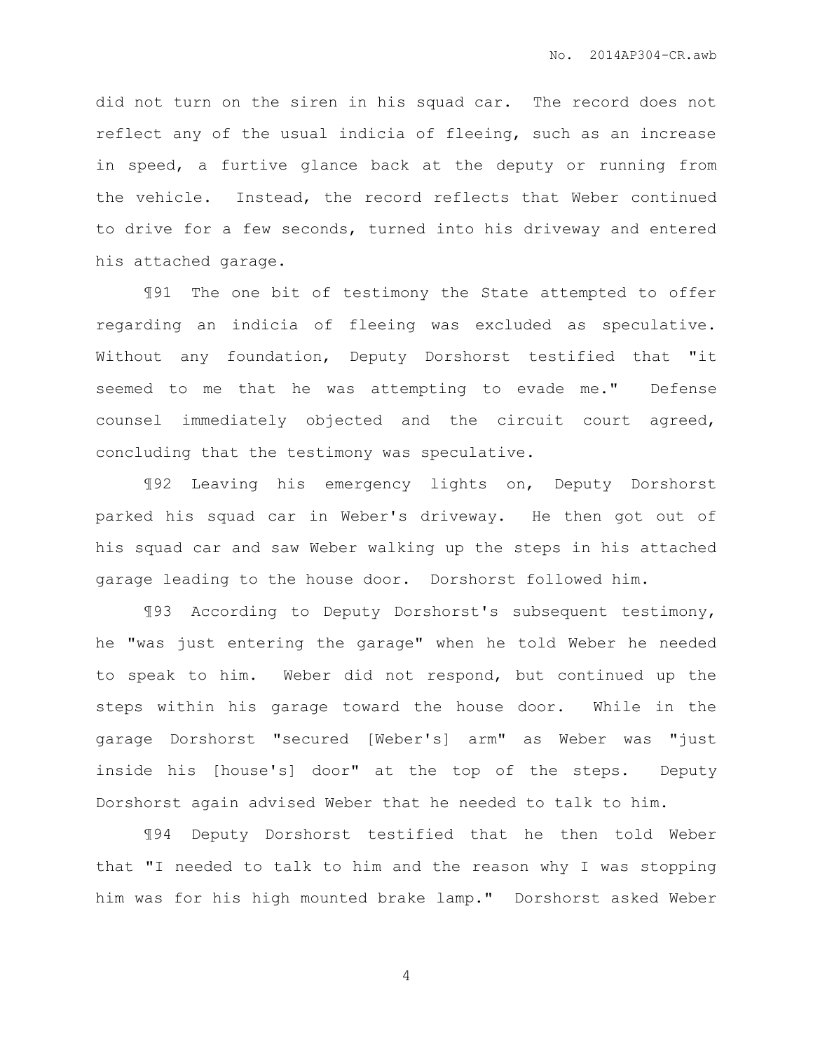did not turn on the siren in his squad car. The record does not reflect any of the usual indicia of fleeing, such as an increase in speed, a furtive glance back at the deputy or running from the vehicle. Instead, the record reflects that Weber continued to drive for a few seconds, turned into his driveway and entered his attached garage.

¶91 The one bit of testimony the State attempted to offer regarding an indicia of fleeing was excluded as speculative. Without any foundation, Deputy Dorshorst testified that "it seemed to me that he was attempting to evade me." Defense counsel immediately objected and the circuit court agreed, concluding that the testimony was speculative.

¶92 Leaving his emergency lights on, Deputy Dorshorst parked his squad car in Weber's driveway. He then got out of his squad car and saw Weber walking up the steps in his attached garage leading to the house door. Dorshorst followed him.

¶93 According to Deputy Dorshorst's subsequent testimony, he "was just entering the garage" when he told Weber he needed to speak to him. Weber did not respond, but continued up the steps within his garage toward the house door. While in the garage Dorshorst "secured [Weber's] arm" as Weber was "just inside his [house's] door" at the top of the steps. Deputy Dorshorst again advised Weber that he needed to talk to him.

¶94 Deputy Dorshorst testified that he then told Weber that "I needed to talk to him and the reason why I was stopping him was for his high mounted brake lamp." Dorshorst asked Weber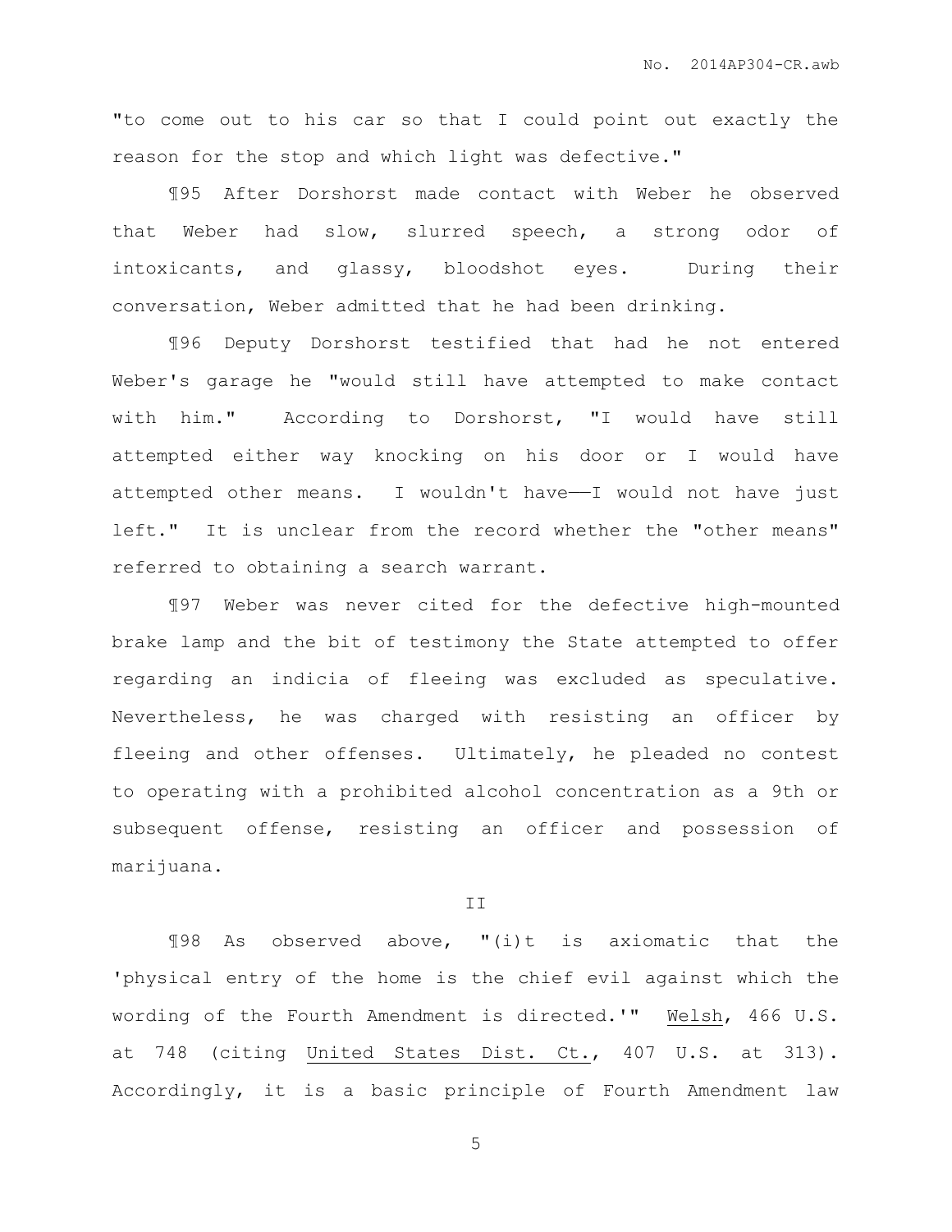"to come out to his car so that I could point out exactly the reason for the stop and which light was defective."

¶95 After Dorshorst made contact with Weber he observed that Weber had slow, slurred speech, a strong odor of intoxicants, and glassy, bloodshot eyes. During their conversation, Weber admitted that he had been drinking.

¶96 Deputy Dorshorst testified that had he not entered Weber's garage he "would still have attempted to make contact with him." According to Dorshorst, "I would have still attempted either way knocking on his door or I would have attempted other means. I wouldn't have——I would not have just left." It is unclear from the record whether the "other means" referred to obtaining a search warrant.

¶97 Weber was never cited for the defective high-mounted brake lamp and the bit of testimony the State attempted to offer regarding an indicia of fleeing was excluded as speculative. Nevertheless, he was charged with resisting an officer by fleeing and other offenses. Ultimately, he pleaded no contest to operating with a prohibited alcohol concentration as a 9th or subsequent offense, resisting an officer and possession of marijuana.

II

¶98 As observed above, "(i)t is axiomatic that the 'physical entry of the home is the chief evil against which the wording of the Fourth Amendment is directed.'" Welsh, 466 U.S. at 748 (citing United States Dist. Ct., 407 U.S. at 313). Accordingly, it is a basic principle of Fourth Amendment law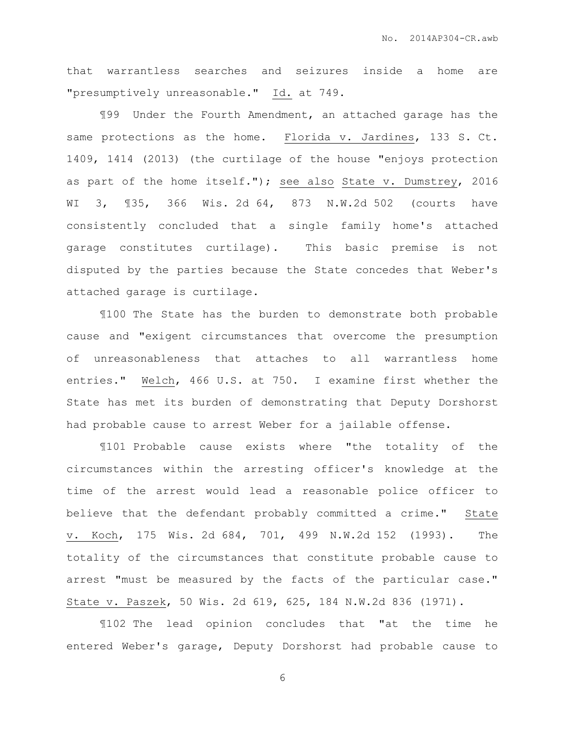that warrantless searches and seizures inside a home are "presumptively unreasonable." Id. at 749.

¶99 Under the Fourth Amendment, an attached garage has the same protections as the home. Florida v. Jardines, 133 S. Ct. 1409, 1414 (2013) (the curtilage of the house "enjoys protection as part of the home itself."); see also State v. Dumstrey, 2016 WI 3, ¶35, 366 Wis. 2d 64, 873 N.W.2d 502 (courts have consistently concluded that a single family home's attached garage constitutes curtilage). This basic premise is not disputed by the parties because the State concedes that Weber's attached garage is curtilage.

¶100 The State has the burden to demonstrate both probable cause and "exigent circumstances that overcome the presumption of unreasonableness that attaches to all warrantless home entries." Welch, 466 U.S. at 750. I examine first whether the State has met its burden of demonstrating that Deputy Dorshorst had probable cause to arrest Weber for a jailable offense.

¶101 Probable cause exists where "the totality of the circumstances within the arresting officer's knowledge at the time of the arrest would lead a reasonable police officer to believe that the defendant probably committed a crime." State v. Koch, 175 Wis. 2d 684, 701, 499 N.W.2d 152 (1993). The totality of the circumstances that constitute probable cause to arrest "must be measured by the facts of the particular case." State v. Paszek, 50 Wis. 2d 619, 625, 184 N.W.2d 836 (1971).

¶102 The lead opinion concludes that "at the time he entered Weber's garage, Deputy Dorshorst had probable cause to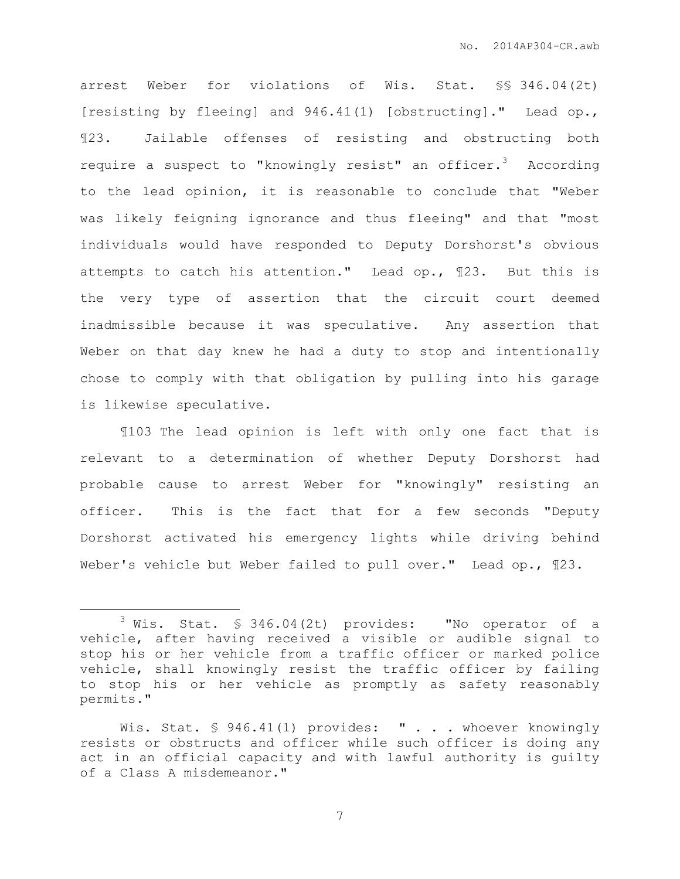arrest Weber for violations of Wis. Stat. §§ 346.04(2t) [resisting by fleeing] and 946.41(1) [obstructing]." Lead op., ¶23. Jailable offenses of resisting and obstructing both require a suspect to "knowingly resist" an officer.[3] According to the lead opinion, it is reasonable to conclude that "Weber was likely feigning ignorance and thus fleeing" and that "most individuals would have responded to Deputy Dorshorst's obvious attempts to catch his attention." Lead op., ¶23. But this is the very type of assertion that the circuit court deemed inadmissible because it was speculative. Any assertion that Weber on that day knew he had a duty to stop and intentionally chose to comply with that obligation by pulling into his garage is likewise speculative.

¶103 The lead opinion is left with only one fact that is relevant to a determination of whether Deputy Dorshorst had probable cause to arrest Weber for "knowingly" resisting an officer. This is the fact that for a few seconds "Deputy Dorshorst activated his emergency lights while driving behind Weber's vehicle but Weber failed to pull over." Lead op., ¶23.

---

[3] Wis. Stat. § 346.04(2t) provides: "No operator of a vehicle, after having received a visible or audible signal to stop his or her vehicle from a traffic officer or marked police vehicle, shall knowingly resist the traffic officer by failing to stop his or her vehicle as promptly as safety reasonably permits."

Wis. Stat. § 946.41(1) provides: " . . . whoever knowingly resists or obstructs and officer while such officer is doing any act in an official capacity and with lawful authority is guilty of a Class A misdemeanor."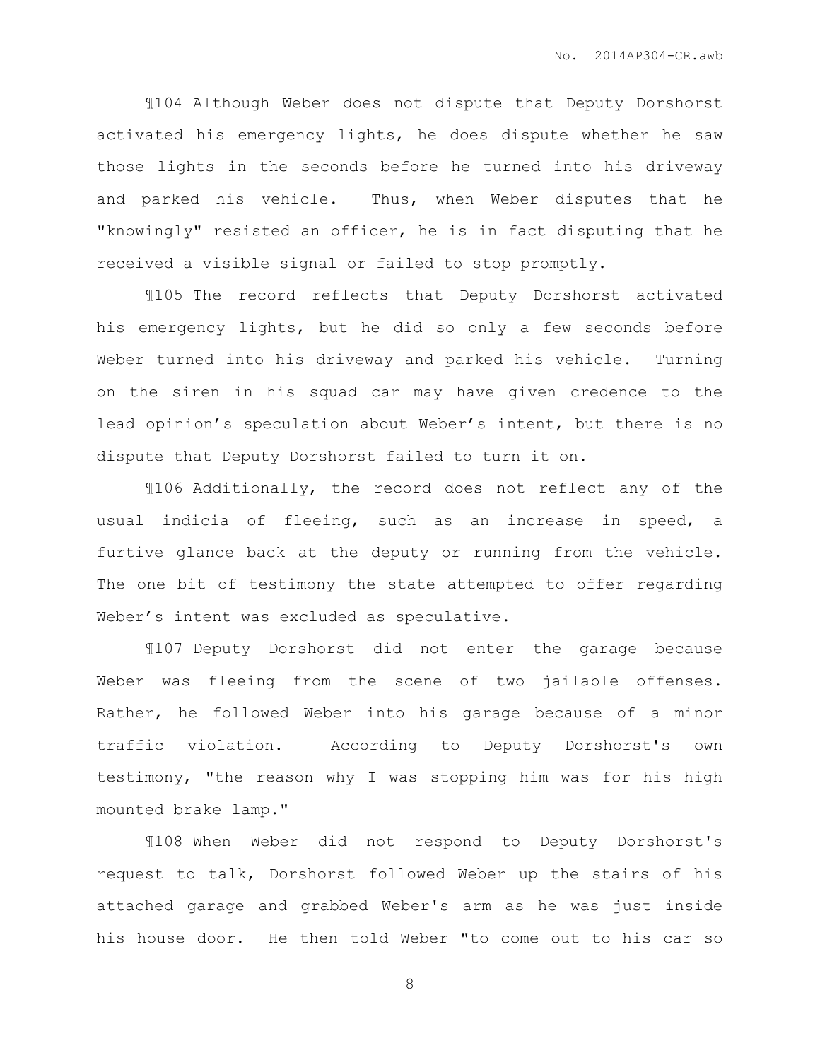¶104 Although Weber does not dispute that Deputy Dorshorst activated his emergency lights, he does dispute whether he saw those lights in the seconds before he turned into his driveway and parked his vehicle. Thus, when Weber disputes that he "knowingly" resisted an officer, he is in fact disputing that he received a visible signal or failed to stop promptly.

¶105 The record reflects that Deputy Dorshorst activated his emergency lights, but he did so only a few seconds before Weber turned into his driveway and parked his vehicle. Turning on the siren in his squad car may have given credence to the lead opinion's speculation about Weber's intent, but there is no dispute that Deputy Dorshorst failed to turn it on.

¶106 Additionally, the record does not reflect any of the usual indicia of fleeing, such as an increase in speed, a furtive glance back at the deputy or running from the vehicle. The one bit of testimony the state attempted to offer regarding Weber's intent was excluded as speculative.

¶107 Deputy Dorshorst did not enter the garage because Weber was fleeing from the scene of two jailable offenses. Rather, he followed Weber into his garage because of a minor traffic violation. According to Deputy Dorshorst's own testimony, "the reason why I was stopping him was for his high mounted brake lamp."

¶108 When Weber did not respond to Deputy Dorshorst's request to talk, Dorshorst followed Weber up the stairs of his attached garage and grabbed Weber's arm as he was just inside his house door. He then told Weber "to come out to his car so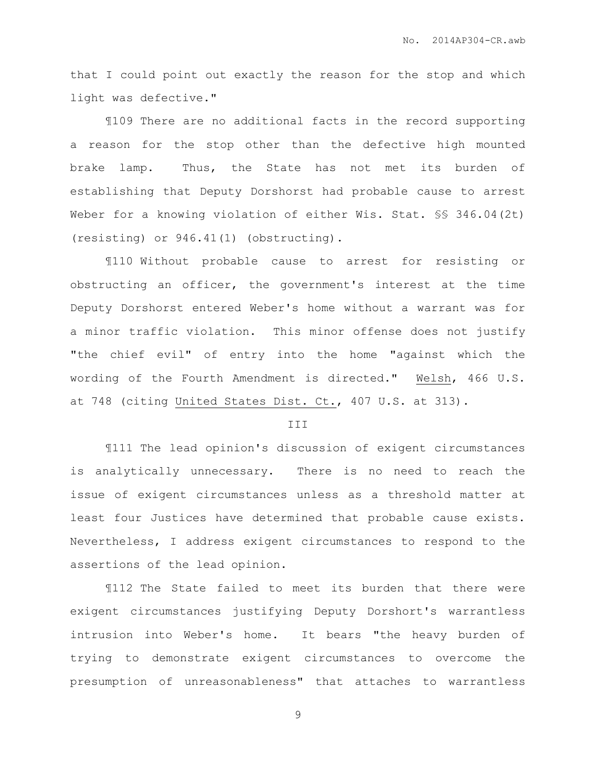that I could point out exactly the reason for the stop and which light was defective."

¶109 There are no additional facts in the record supporting a reason for the stop other than the defective high mounted brake lamp. Thus, the State has not met its burden of establishing that Deputy Dorshorst had probable cause to arrest Weber for a knowing violation of either Wis. Stat. §§ 346.04(2t) (resisting) or 946.41(1) (obstructing).

¶110 Without probable cause to arrest for resisting or obstructing an officer, the government's interest at the time Deputy Dorshorst entered Weber's home without a warrant was for a minor traffic violation. This minor offense does not justify "the chief evil" of entry into the home "against which the wording of the Fourth Amendment is directed." Welsh, 466 U.S. at 748 (citing United States Dist. Ct., 407 U.S. at 313).

III

¶111 The lead opinion's discussion of exigent circumstances is analytically unnecessary. There is no need to reach the issue of exigent circumstances unless as a threshold matter at least four Justices have determined that probable cause exists. Nevertheless, I address exigent circumstances to respond to the assertions of the lead opinion.

¶112 The State failed to meet its burden that there were exigent circumstances justifying Deputy Dorshort's warrantless intrusion into Weber's home. It bears "the heavy burden of trying to demonstrate exigent circumstances to overcome the presumption of unreasonableness" that attaches to warrantless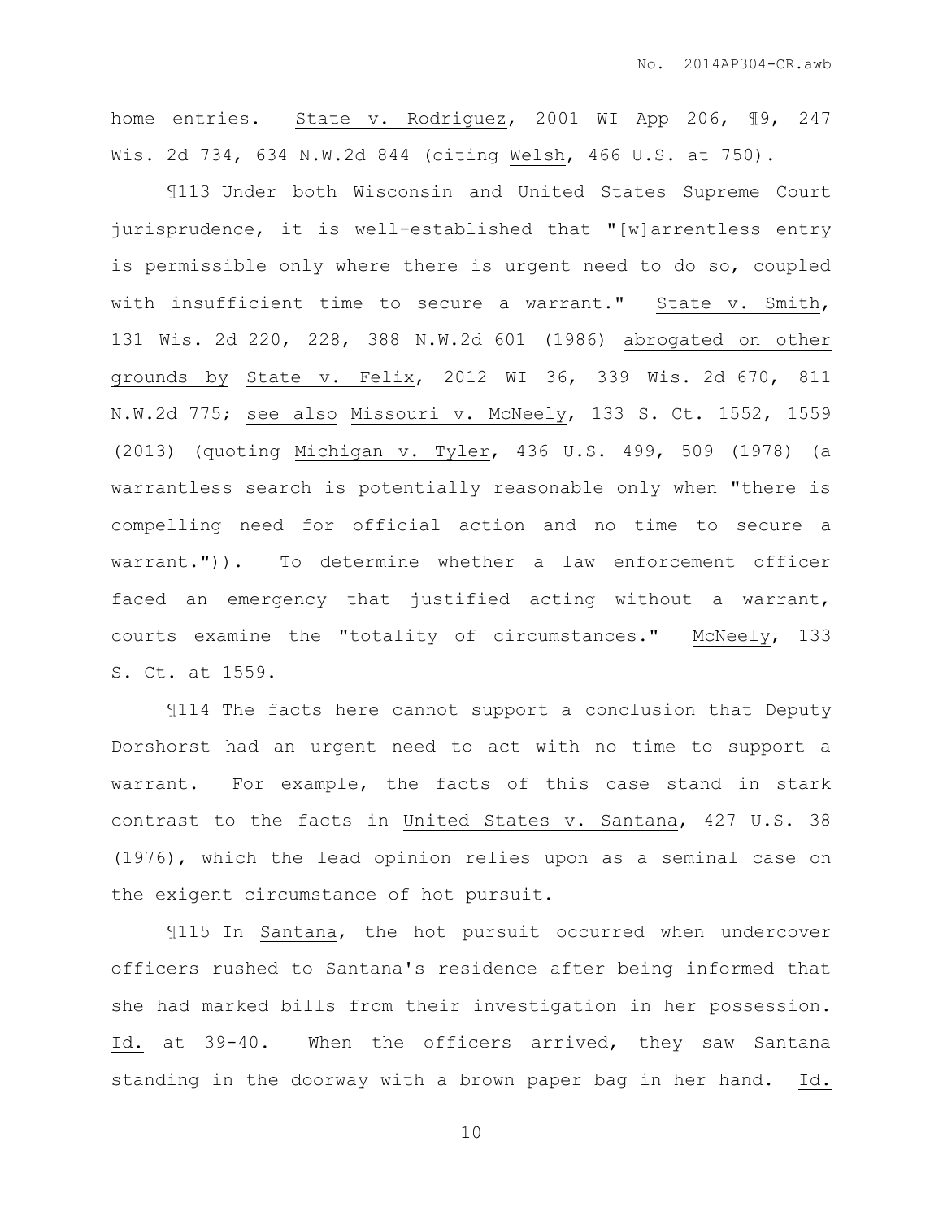home entries. State v. Rodriguez, 2001 WI App 206, ¶9, 247 Wis. 2d 734, 634 N.W.2d 844 (citing Welsh, 466 U.S. at 750).

¶113 Under both Wisconsin and United States Supreme Court jurisprudence, it is well-established that "[w]arrentless entry is permissible only where there is urgent need to do so, coupled with insufficient time to secure a warrant." State v. Smith, 131 Wis. 2d 220, 228, 388 N.W.2d 601 (1986) abrogated on other grounds by State v. Felix, 2012 WI 36, 339 Wis. 2d 670, 811 N.W.2d 775; see also Missouri v. McNeely, 133 S. Ct. 1552, 1559 (2013) (quoting Michigan v. Tyler, 436 U.S. 499, 509 (1978) (a warrantless search is potentially reasonable only when "there is compelling need for official action and no time to secure a warrant.")). To determine whether a law enforcement officer faced an emergency that justified acting without a warrant, courts examine the "totality of circumstances." McNeely, 133 S. Ct. at 1559.

¶114 The facts here cannot support a conclusion that Deputy Dorshorst had an urgent need to act with no time to support a warrant. For example, the facts of this case stand in stark contrast to the facts in United States v. Santana, 427 U.S. 38 (1976), which the lead opinion relies upon as a seminal case on the exigent circumstance of hot pursuit.

¶115 In Santana, the hot pursuit occurred when undercover officers rushed to Santana's residence after being informed that she had marked bills from their investigation in her possession. Id. at 39-40. When the officers arrived, they saw Santana standing in the doorway with a brown paper bag in her hand. Id.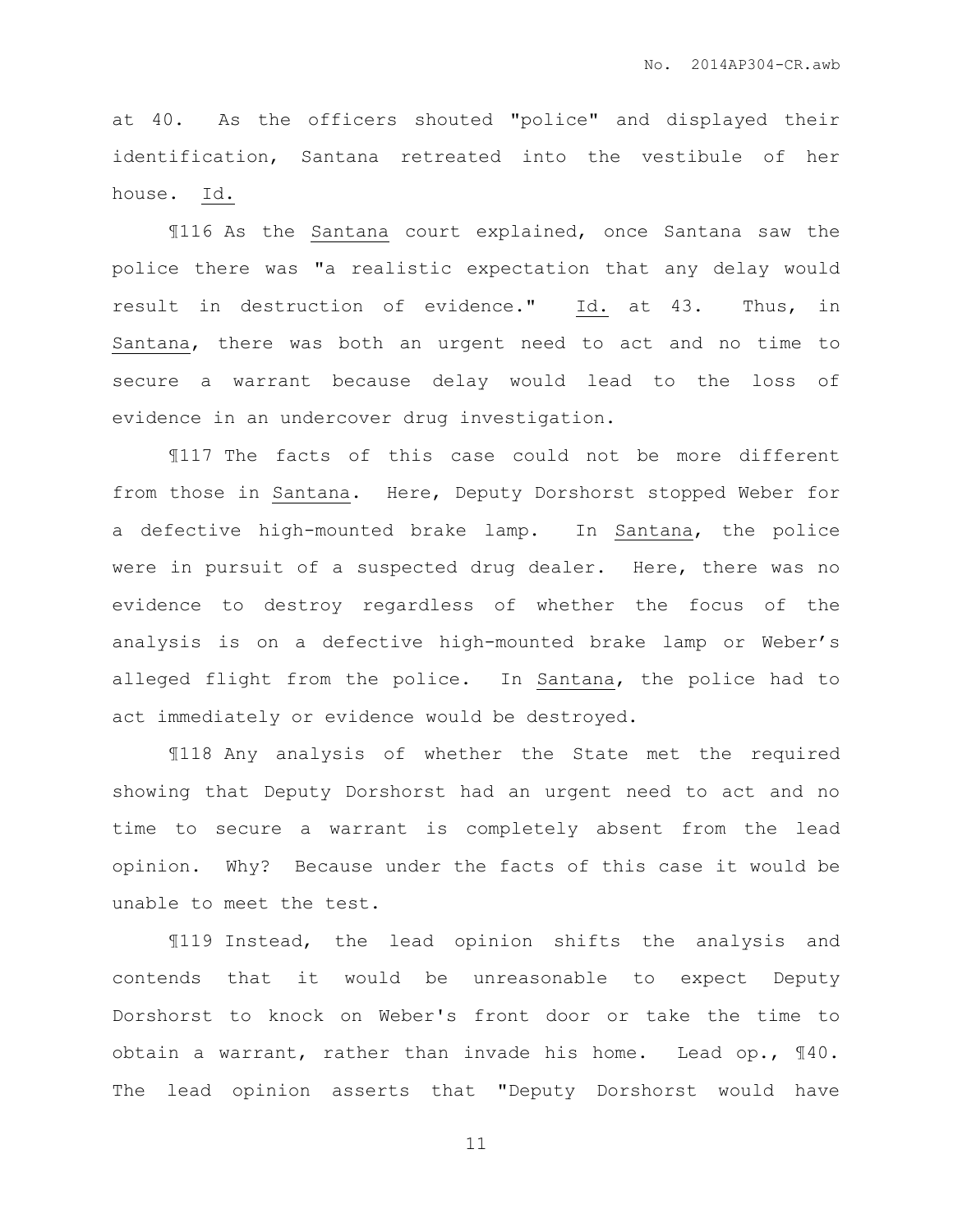at 40. As the officers shouted "police" and displayed their identification, Santana retreated into the vestibule of her house. Id.

¶116 As the Santana court explained, once Santana saw the police there was "a realistic expectation that any delay would result in destruction of evidence." Id. at 43. Thus, in Santana, there was both an urgent need to act and no time to secure a warrant because delay would lead to the loss of evidence in an undercover drug investigation.

¶117 The facts of this case could not be more different from those in Santana. Here, Deputy Dorshorst stopped Weber for a defective high-mounted brake lamp. In Santana, the police were in pursuit of a suspected drug dealer. Here, there was no evidence to destroy regardless of whether the focus of the analysis is on a defective high-mounted brake lamp or Weber's alleged flight from the police. In Santana, the police had to act immediately or evidence would be destroyed.

¶118 Any analysis of whether the State met the required showing that Deputy Dorshorst had an urgent need to act and no time to secure a warrant is completely absent from the lead opinion. Why? Because under the facts of this case it would be unable to meet the test.

¶119 Instead, the lead opinion shifts the analysis and contends that it would be unreasonable to expect Deputy Dorshorst to knock on Weber's front door or take the time to obtain a warrant, rather than invade his home. Lead op., ¶40. The lead opinion asserts that "Deputy Dorshorst would have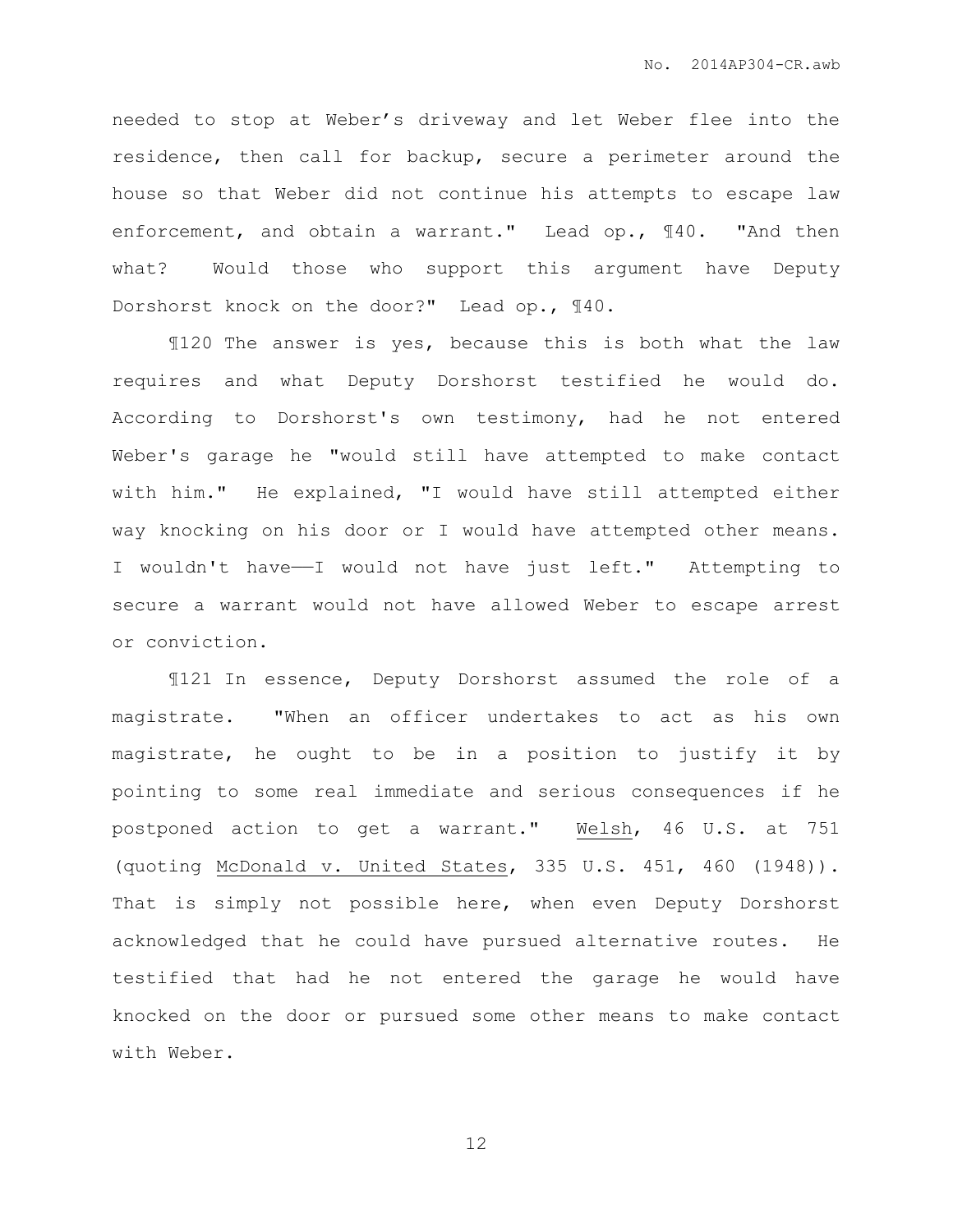needed to stop at Weber's driveway and let Weber flee into the residence, then call for backup, secure a perimeter around the house so that Weber did not continue his attempts to escape law enforcement, and obtain a warrant." Lead op., ¶40. "And then what? Would those who support this argument have Deputy Dorshorst knock on the door?" Lead op., ¶40.

¶120 The answer is yes, because this is both what the law requires and what Deputy Dorshorst testified he would do. According to Dorshorst's own testimony, had he not entered Weber's garage he "would still have attempted to make contact with him." He explained, "I would have still attempted either way knocking on his door or I would have attempted other means. I wouldn't have——I would not have just left." Attempting to secure a warrant would not have allowed Weber to escape arrest or conviction.

¶121 In essence, Deputy Dorshorst assumed the role of a magistrate. "When an officer undertakes to act as his own magistrate, he ought to be in a position to justify it by pointing to some real immediate and serious consequences if he postponed action to get a warrant." Welsh, 46 U.S. at 751 (quoting McDonald v. United States, 335 U.S. 451, 460 (1948)). That is simply not possible here, when even Deputy Dorshorst acknowledged that he could have pursued alternative routes. He testified that had he not entered the garage he would have knocked on the door or pursued some other means to make contact with Weber.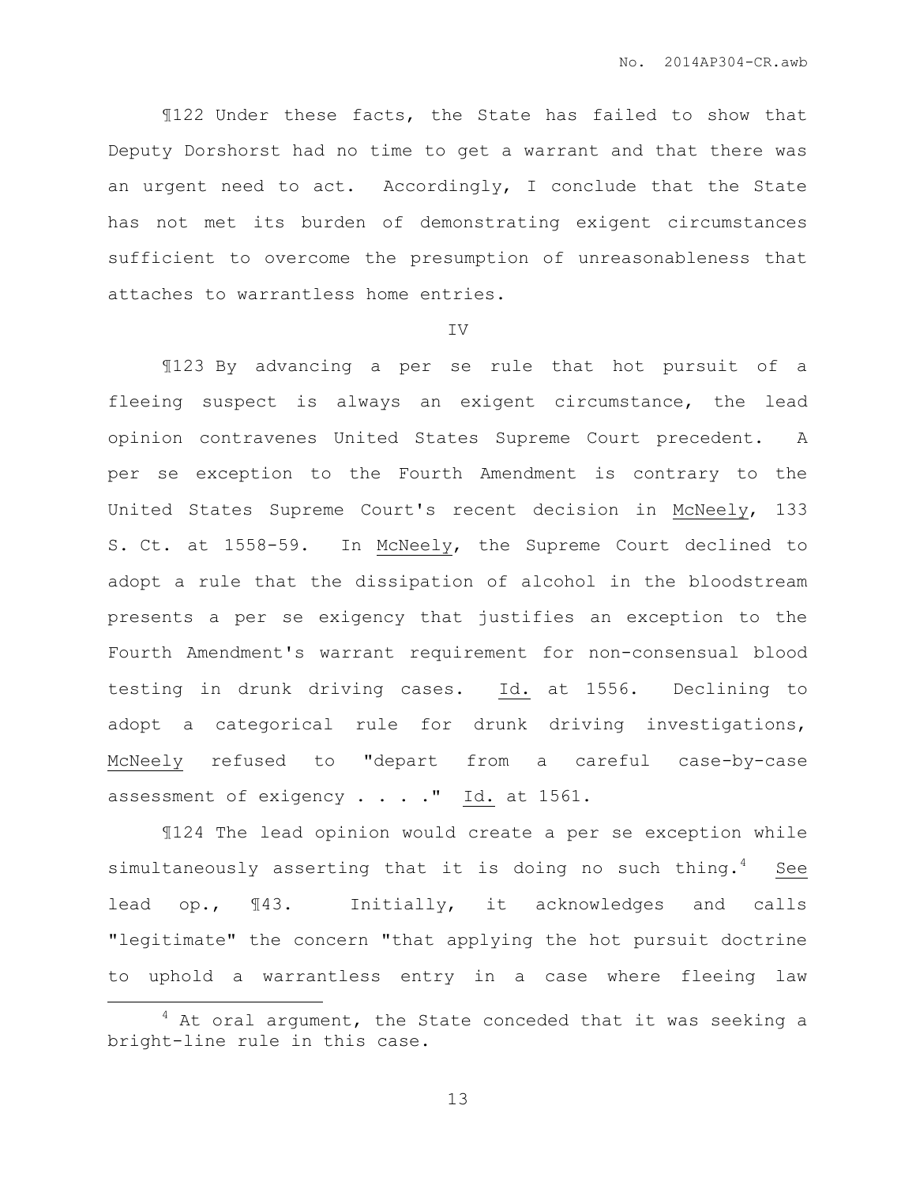¶122 Under these facts, the State has failed to show that Deputy Dorshorst had no time to get a warrant and that there was an urgent need to act. Accordingly, I conclude that the State has not met its burden of demonstrating exigent circumstances sufficient to overcome the presumption of unreasonableness that attaches to warrantless home entries.

IV

¶123 By advancing a per se rule that hot pursuit of a fleeing suspect is always an exigent circumstance, the lead opinion contravenes United States Supreme Court precedent. A per se exception to the Fourth Amendment is contrary to the United States Supreme Court's recent decision in McNeely, 133 S. Ct. at 1558-59. In McNeely, the Supreme Court declined to adopt a rule that the dissipation of alcohol in the bloodstream presents a per se exigency that justifies an exception to the Fourth Amendment's warrant requirement for non-consensual blood testing in drunk driving cases. Id. at 1556. Declining to adopt a categorical rule for drunk driving investigations, McNeely refused to "depart from a careful case-by-case assessment of exigency . . . ." Id. at 1561.

¶124 The lead opinion would create a per se exception while simultaneously asserting that it is doing no such thing.[4] See lead op., ¶43. Initially, it acknowledges and calls "legitimate" the concern "that applying the hot pursuit doctrine to uphold a warrantless entry in a case where fleeing law

[4] At oral argument, the State conceded that it was seeking a bright-line rule in this case.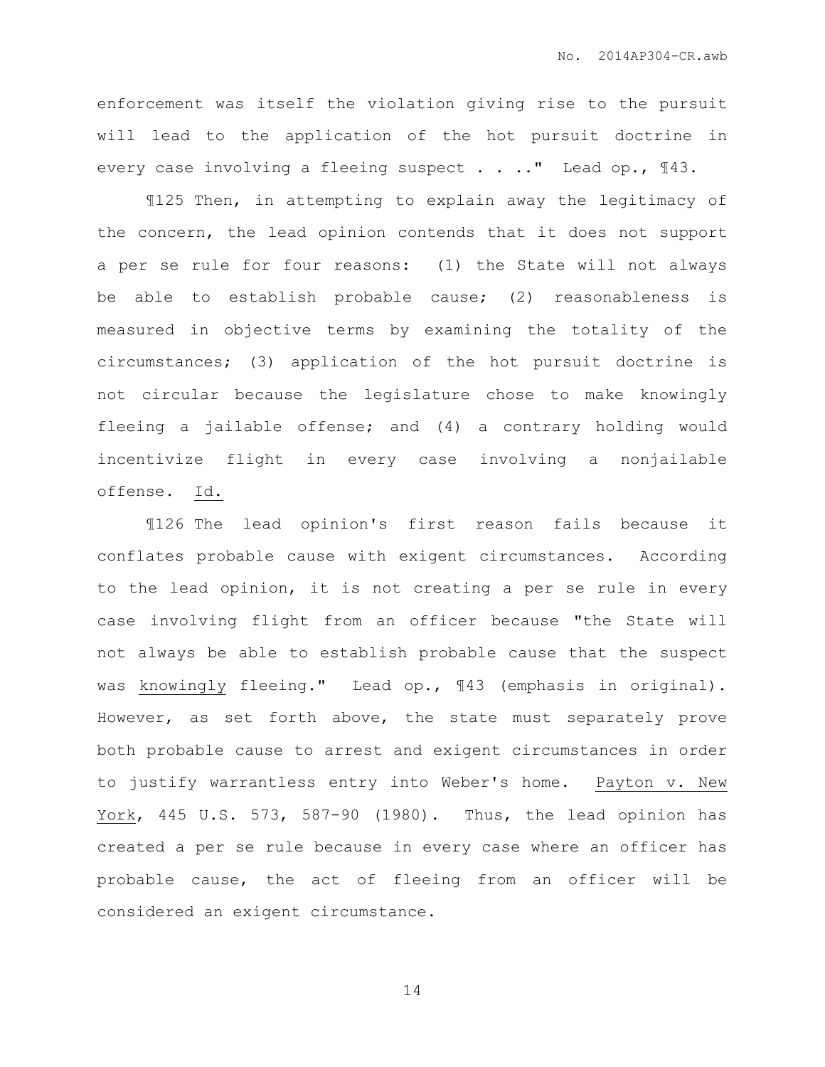enforcement was itself the violation giving rise to the pursuit will lead to the application of the hot pursuit doctrine in every case involving a fleeing suspect . . .." Lead op., ¶43.

¶125 Then, in attempting to explain away the legitimacy of the concern, the lead opinion contends that it does not support a per se rule for four reasons: (1) the State will not always be able to establish probable cause; (2) reasonableness is measured in objective terms by examining the totality of the circumstances; (3) application of the hot pursuit doctrine is not circular because the legislature chose to make knowingly fleeing a jailable offense; and (4) a contrary holding would incentivize flight in every case involving a nonjailable offense. Id.

¶126 The lead opinion's first reason fails because it conflates probable cause with exigent circumstances. According to the lead opinion, it is not creating a per se rule in every case involving flight from an officer because "the State will not always be able to establish probable cause that the suspect was knowingly fleeing." Lead op., ¶43 (emphasis in original). However, as set forth above, the state must separately prove both probable cause to arrest and exigent circumstances in order to justify warrantless entry into Weber's home. Payton v. New York, 445 U.S. 573, 587-90 (1980). Thus, the lead opinion has created a per se rule because in every case where an officer has probable cause, the act of fleeing from an officer will be considered an exigent circumstance.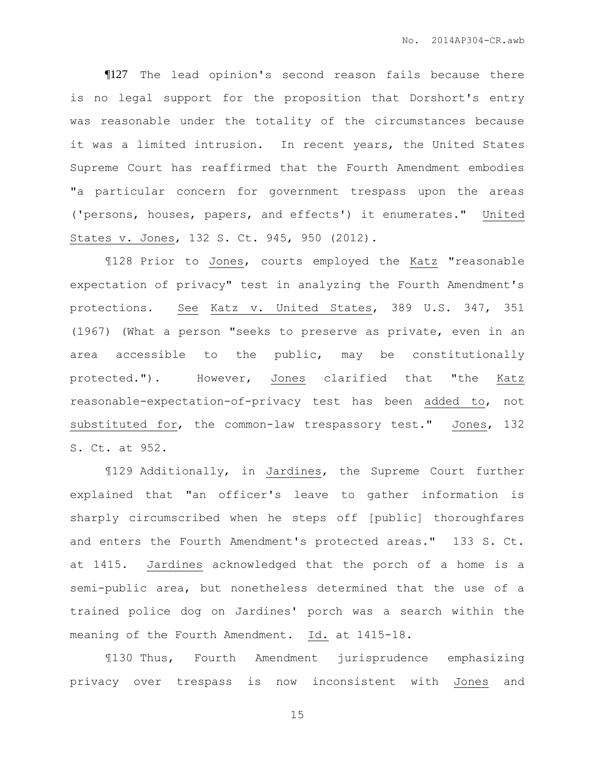¶127 The lead opinion's second reason fails because there is no legal support for the proposition that Dorshort's entry was reasonable under the totality of the circumstances because it was a limited intrusion. In recent years, the United States Supreme Court has reaffirmed that the Fourth Amendment embodies "a particular concern for government trespass upon the areas ('persons, houses, papers, and effects') it enumerates." United States v. Jones, 132 S. Ct. 945, 950 (2012).

¶128 Prior to Jones, courts employed the Katz "reasonable expectation of privacy" test in analyzing the Fourth Amendment's protections. See Katz v. United States, 389 U.S. 347, 351 (1967) (What a person "seeks to preserve as private, even in an area accessible to the public, may be constitutionally protected."). However, Jones clarified that "the Katz reasonable-expectation-of-privacy test has been added to, not substituted for, the common-law trespassory test." Jones, 132 S. Ct. at 952.

¶129 Additionally, in Jardines, the Supreme Court further explained that "an officer's leave to gather information is sharply circumscribed when he steps off [public] thoroughfares and enters the Fourth Amendment's protected areas." 133 S. Ct. at 1415. Jardines acknowledged that the porch of a home is a semi-public area, but nonetheless determined that the use of a trained police dog on Jardines' porch was a search within the meaning of the Fourth Amendment. Id. at 1415-18.

¶130 Thus, Fourth Amendment jurisprudence emphasizing privacy over trespass is now inconsistent with Jones and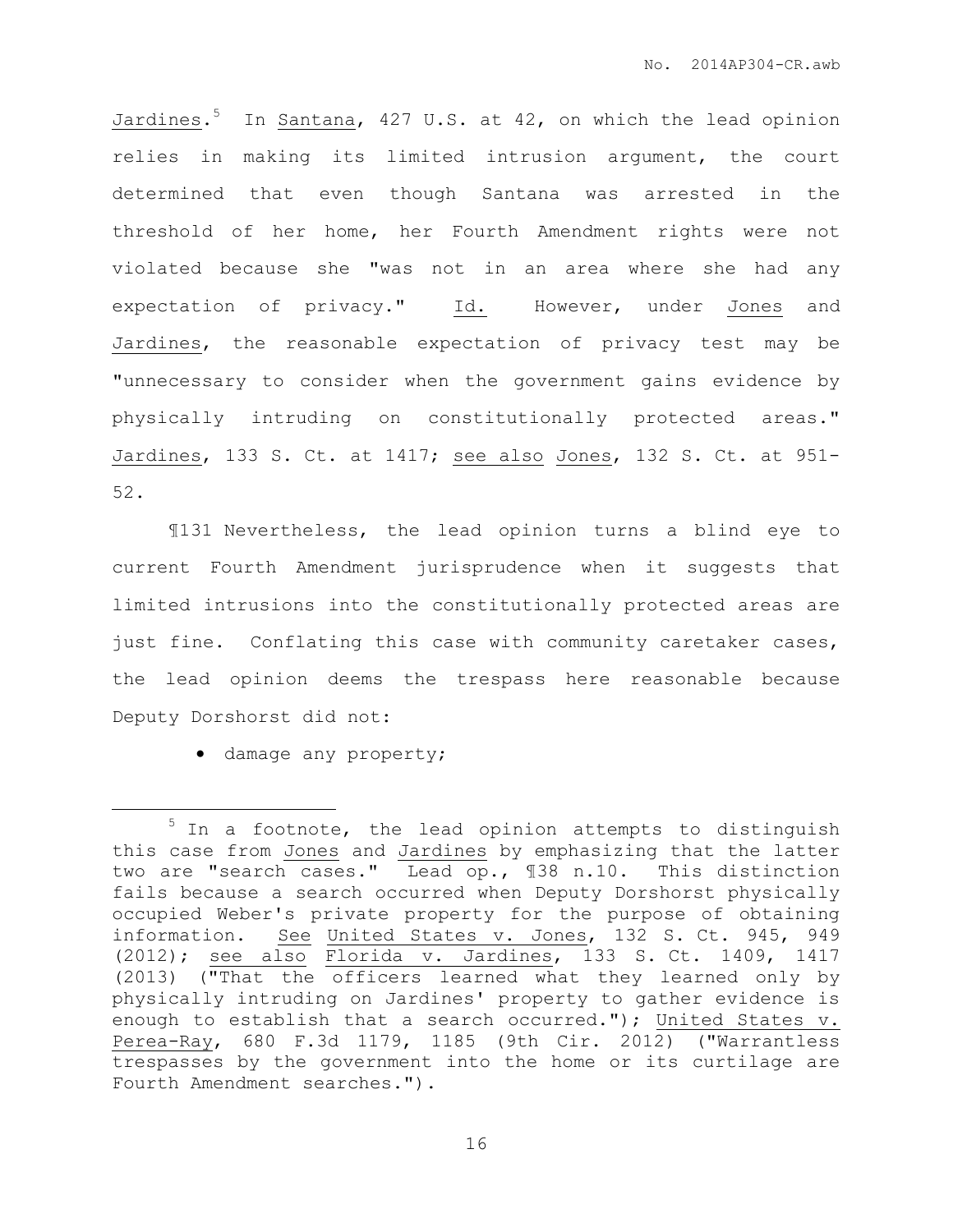Jardines.[5] In Santana, 427 U.S. at 42, on which the lead opinion relies in making its limited intrusion argument, the court determined that even though Santana was arrested in the threshold of her home, her Fourth Amendment rights were not violated because she "was not in an area where she had any expectation of privacy." Id. However, under Jones and Jardines, the reasonable expectation of privacy test may be "unnecessary to consider when the government gains evidence by physically intruding on constitutionally protected areas." Jardines, 133 S. Ct. at 1417; see also Jones, 132 S. Ct. at 951-52.

¶131 Nevertheless, the lead opinion turns a blind eye to current Fourth Amendment jurisprudence when it suggests that limited intrusions into the constitutionally protected areas are just fine. Conflating this case with community caretaker cases, the lead opinion deems the trespass here reasonable because Deputy Dorshorst did not:

- damage any property;

---

[5] In a footnote, the lead opinion attempts to distinguish this case from Jones and Jardines by emphasizing that the latter two are "search cases." Lead op., ¶38 n.10. This distinction fails because a search occurred when Deputy Dorshorst physically occupied Weber's private property for the purpose of obtaining information. See United States v. Jones, 132 S. Ct. 945, 949 (2012); see also Florida v. Jardines, 133 S. Ct. 1409, 1417 (2013) ("That the officers learned what they learned only by physically intruding on Jardines' property to gather evidence is enough to establish that a search occurred."); United States v. Perea-Ray, 680 F.3d 1179, 1185 (9th Cir. 2012) ("Warrantless trespasses by the government into the home or its curtilage are Fourth Amendment searches.").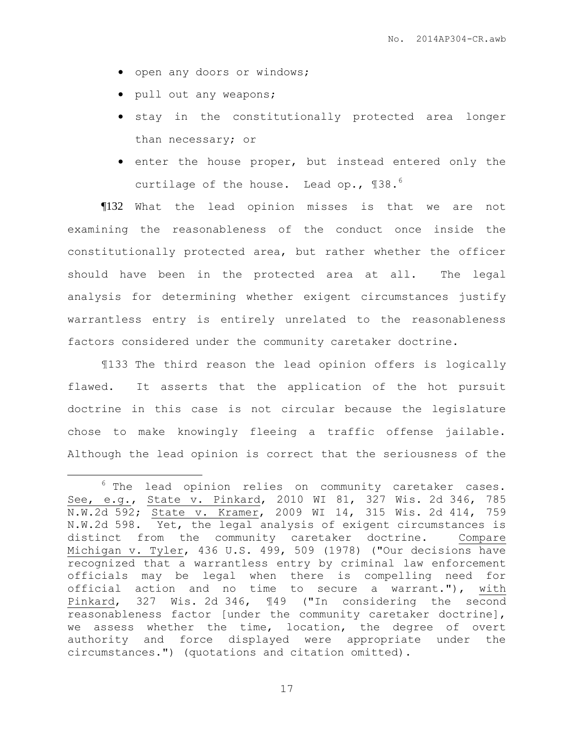- open any doors or windows;
- pull out any weapons;
- stay in the constitutionally protected area longer than necessary; or
- enter the house proper, but instead entered only the curtilage of the house. Lead op., ¶38.[6]

¶132 What the lead opinion misses is that we are not examining the reasonableness of the conduct once inside the constitutionally protected area, but rather whether the officer should have been in the protected area at all. The legal analysis for determining whether exigent circumstances justify warrantless entry is entirely unrelated to the reasonableness factors considered under the community caretaker doctrine.

¶133 The third reason the lead opinion offers is logically flawed. It asserts that the application of the hot pursuit doctrine in this case is not circular because the legislature chose to make knowingly fleeing a traffic offense jailable. Although the lead opinion is correct that the seriousness of the

---

[6] The lead opinion relies on community caretaker cases. See, e.g., State v. Pinkard, 2010 WI 81, 327 Wis. 2d 346, 785 N.W.2d 592; State v. Kramer, 2009 WI 14, 315 Wis. 2d 414, 759 N.W.2d 598. Yet, the legal analysis of exigent circumstances is distinct from the community caretaker doctrine. Compare Michigan v. Tyler, 436 U.S. 499, 509 (1978) ("Our decisions have recognized that a warrantless entry by criminal law enforcement officials may be legal when there is compelling need for official action and no time to secure a warrant."), with Pinkard, 327 Wis. 2d 346, ¶49 ("In considering the second reasonableness factor [under the community caretaker doctrine], we assess whether the time, location, the degree of overt authority and force displayed were appropriate under the circumstances.") (quotations and citation omitted).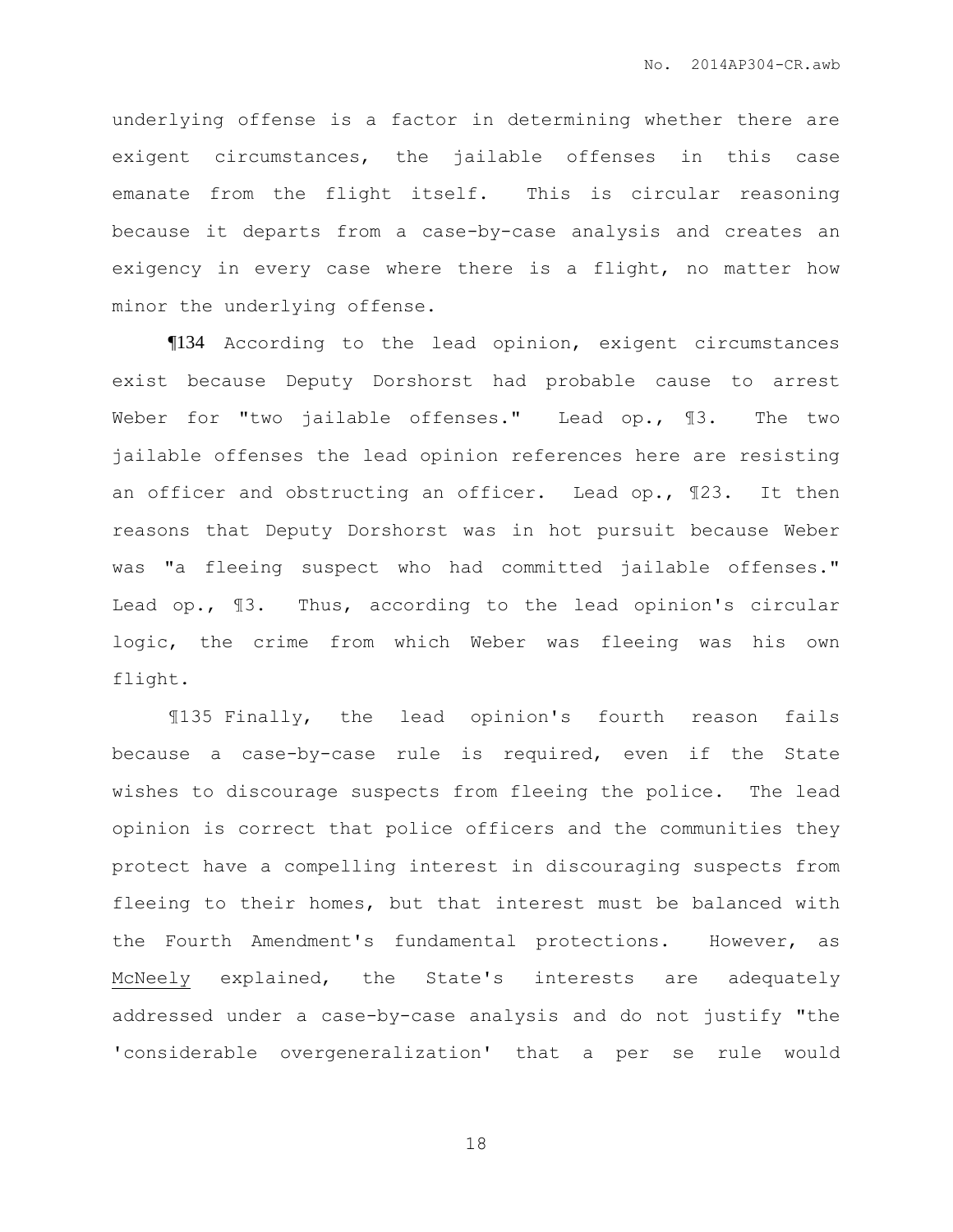underlying offense is a factor in determining whether there are exigent circumstances, the jailable offenses in this case emanate from the flight itself. This is circular reasoning because it departs from a case-by-case analysis and creates an exigency in every case where there is a flight, no matter how minor the underlying offense.

¶134 According to the lead opinion, exigent circumstances exist because Deputy Dorshorst had probable cause to arrest Weber for "two jailable offenses." Lead op., ¶3. The two jailable offenses the lead opinion references here are resisting an officer and obstructing an officer. Lead op., ¶23. It then reasons that Deputy Dorshorst was in hot pursuit because Weber was "a fleeing suspect who had committed jailable offenses." Lead op., ¶3. Thus, according to the lead opinion's circular logic, the crime from which Weber was fleeing was his own flight.

¶135 Finally, the lead opinion's fourth reason fails because a case-by-case rule is required, even if the State wishes to discourage suspects from fleeing the police. The lead opinion is correct that police officers and the communities they protect have a compelling interest in discouraging suspects from fleeing to their homes, but that interest must be balanced with the Fourth Amendment's fundamental protections. However, as McNeely explained, the State's interests are adequately addressed under a case-by-case analysis and do not justify "the 'considerable overgeneralization' that a per se rule would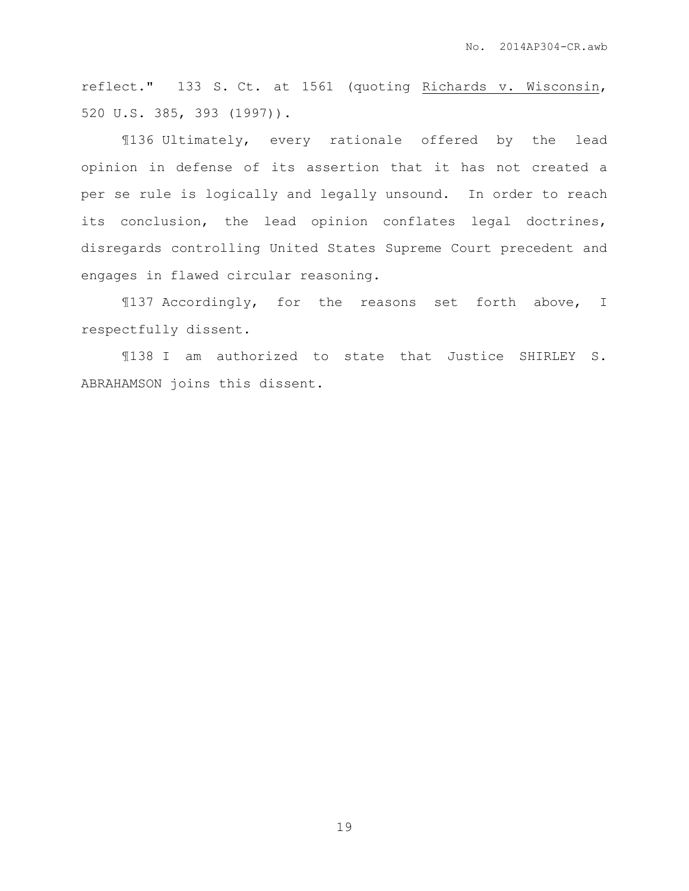reflect." 133 S. Ct. at 1561 (quoting Richards v. Wisconsin, 520 U.S. 385, 393 (1997)).

¶136 Ultimately, every rationale offered by the lead opinion in defense of its assertion that it has not created a per se rule is logically and legally unsound. In order to reach its conclusion, the lead opinion conflates legal doctrines, disregards controlling United States Supreme Court precedent and engages in flawed circular reasoning.

¶137 Accordingly, for the reasons set forth above, I respectfully dissent.

¶138 I am authorized to state that Justice SHIRLEY S. ABRAHAMSON joins this dissent.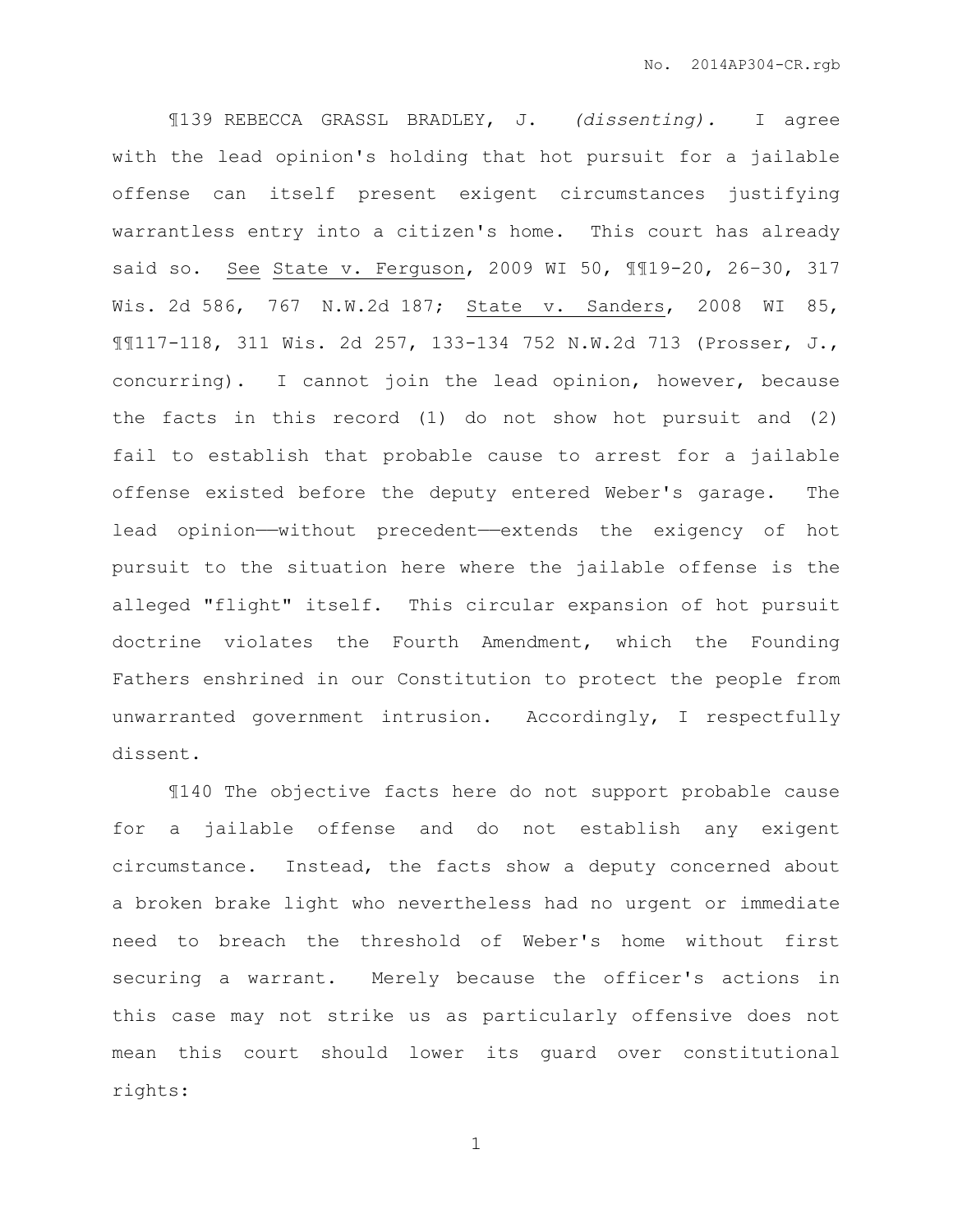¶139 REBECCA GRASSL BRADLEY, J. *(dissenting).* I agree with the lead opinion's holding that hot pursuit for a jailable offense can itself present exigent circumstances justifying warrantless entry into a citizen's home. This court has already said so. See State v. Ferguson, 2009 WI 50, ¶¶19-20, 26–30, 317 Wis. 2d 586, 767 N.W.2d 187; State v. Sanders, 2008 WI 85, ¶¶117-118, 311 Wis. 2d 257, 133-134 752 N.W.2d 713 (Prosser, J., concurring). I cannot join the lead opinion, however, because the facts in this record (1) do not show hot pursuit and (2) fail to establish that probable cause to arrest for a jailable offense existed before the deputy entered Weber's garage. The lead opinion——without precedent——extends the exigency of hot pursuit to the situation here where the jailable offense is the alleged "flight" itself. This circular expansion of hot pursuit doctrine violates the Fourth Amendment, which the Founding Fathers enshrined in our Constitution to protect the people from unwarranted government intrusion. Accordingly, I respectfully dissent.

¶140 The objective facts here do not support probable cause for a jailable offense and do not establish any exigent circumstance. Instead, the facts show a deputy concerned about a broken brake light who nevertheless had no urgent or immediate need to breach the threshold of Weber's home without first securing a warrant. Merely because the officer's actions in this case may not strike us as particularly offensive does not mean this court should lower its guard over constitutional rights: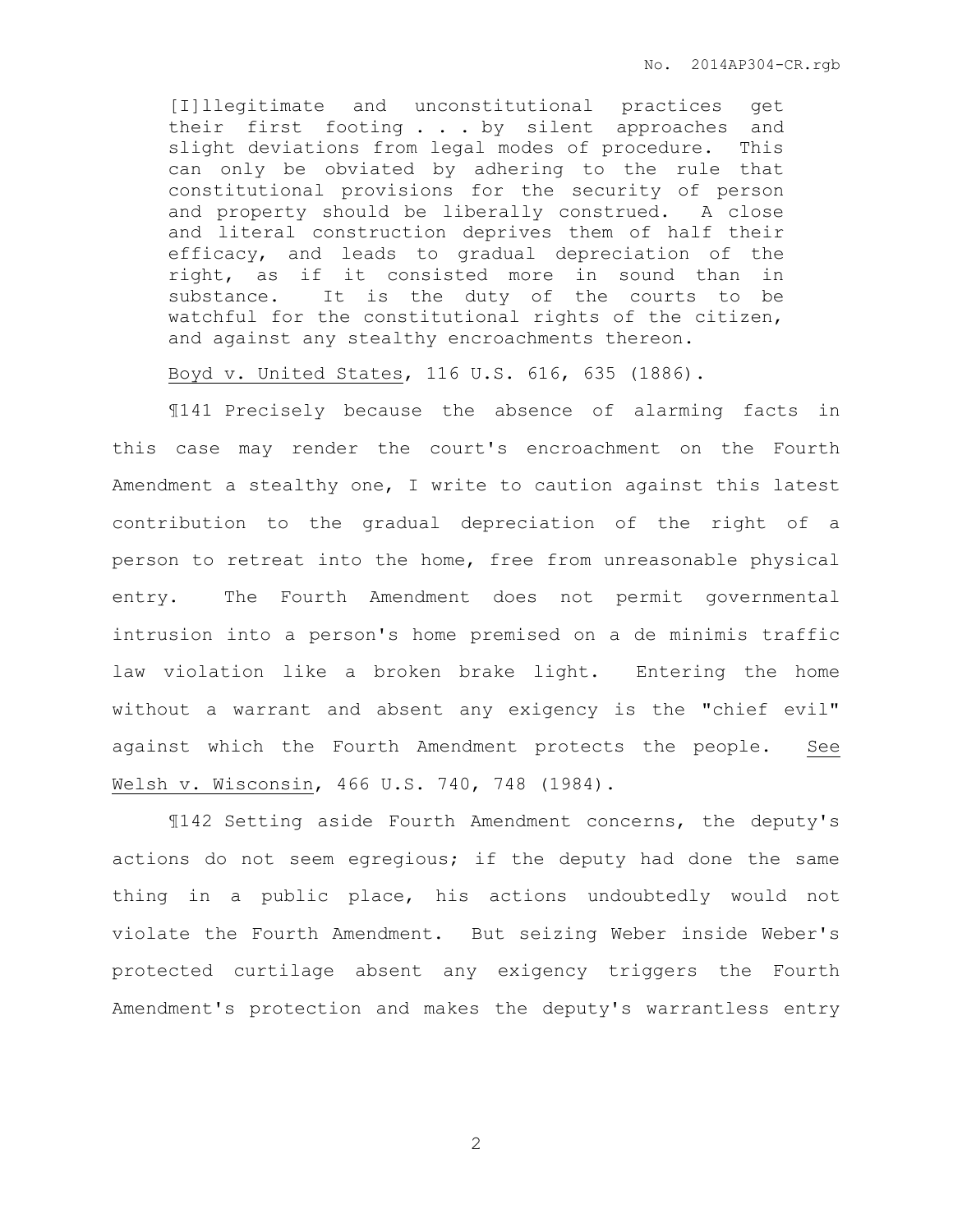> [I]llegitimate and unconstitutional practices get their first footing . . . by silent approaches and slight deviations from legal modes of procedure. This can only be obviated by adhering to the rule that constitutional provisions for the security of person and property should be liberally construed. A close and literal construction deprives them of half their efficacy, and leads to gradual depreciation of the right, as if it consisted more in sound than in substance. It is the duty of the courts to be watchful for the constitutional rights of the citizen, and against any stealthy encroachments thereon.

Boyd v. United States, 116 U.S. 616, 635 (1886).

¶141 Precisely because the absence of alarming facts in this case may render the court's encroachment on the Fourth Amendment a stealthy one, I write to caution against this latest contribution to the gradual depreciation of the right of a person to retreat into the home, free from unreasonable physical entry. The Fourth Amendment does not permit governmental intrusion into a person's home premised on a de minimis traffic law violation like a broken brake light. Entering the home without a warrant and absent any exigency is the "chief evil" against which the Fourth Amendment protects the people. See Welsh v. Wisconsin, 466 U.S. 740, 748 (1984).

¶142 Setting aside Fourth Amendment concerns, the deputy's actions do not seem egregious; if the deputy had done the same thing in a public place, his actions undoubtedly would not violate the Fourth Amendment. But seizing Weber inside Weber's protected curtilage absent any exigency triggers the Fourth Amendment's protection and makes the deputy's warrantless entry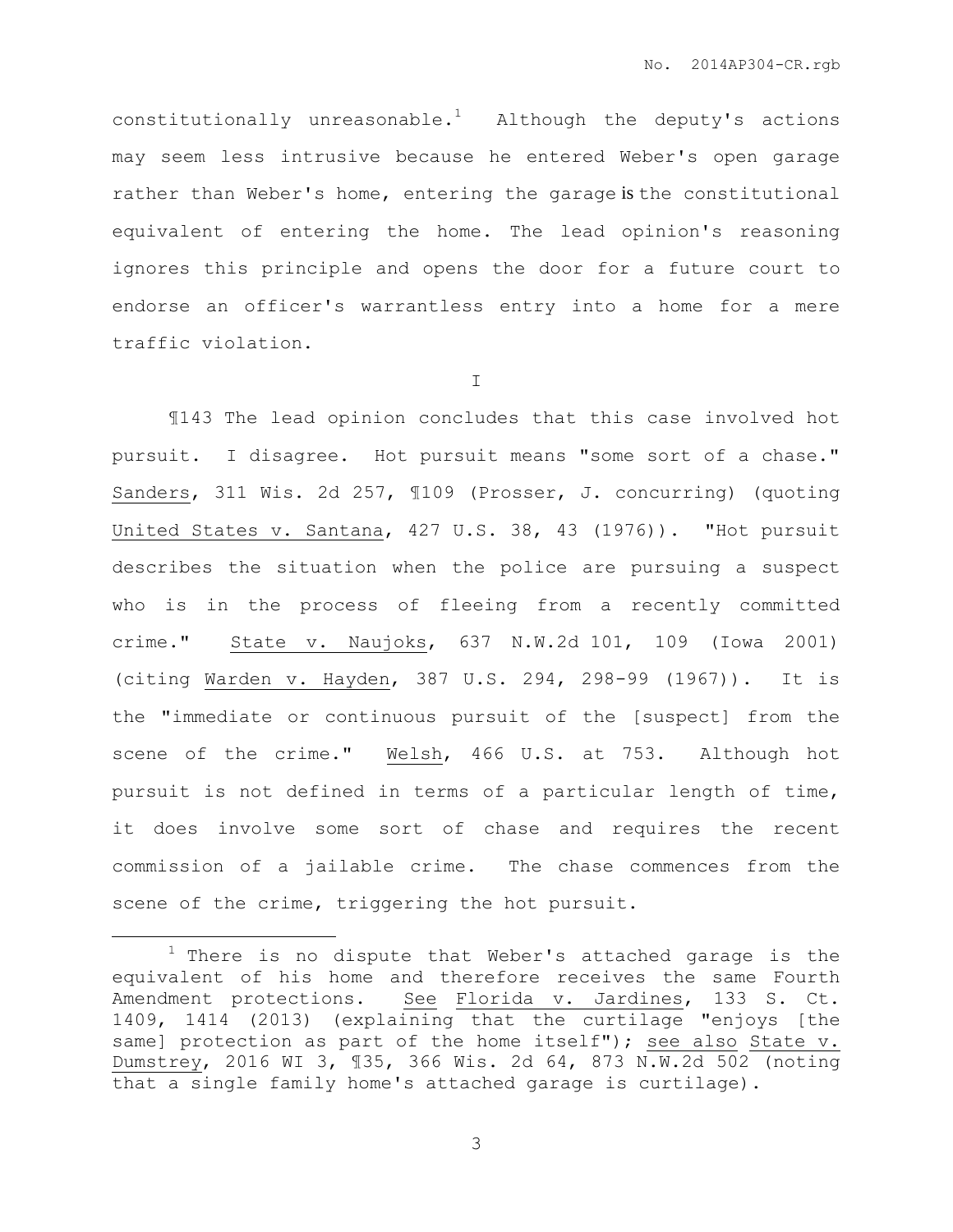constitutionally unreasonable.[1] Although the deputy's actions may seem less intrusive because he entered Weber's open garage rather than Weber's home, entering the garage is the constitutional equivalent of entering the home. The lead opinion's reasoning ignores this principle and opens the door for a future court to endorse an officer's warrantless entry into a home for a mere traffic violation.

I

¶143 The lead opinion concludes that this case involved hot pursuit. I disagree. Hot pursuit means "some sort of a chase." Sanders, 311 Wis. 2d 257, ¶109 (Prosser, J. concurring) (quoting United States v. Santana, 427 U.S. 38, 43 (1976)). "Hot pursuit describes the situation when the police are pursuing a suspect who is in the process of fleeing from a recently committed crime." State v. Naujoks, 637 N.W.2d 101, 109 (Iowa 2001) (citing Warden v. Hayden, 387 U.S. 294, 298-99 (1967)). It is the "immediate or continuous pursuit of the [suspect] from the scene of the crime." Welsh, 466 U.S. at 753. Although hot pursuit is not defined in terms of a particular length of time, it does involve some sort of chase and requires the recent commission of a jailable crime. The chase commences from the scene of the crime, triggering the hot pursuit.

---

[1] There is no dispute that Weber's attached garage is the equivalent of his home and therefore receives the same Fourth Amendment protections. See Florida v. Jardines, 133 S. Ct. 1409, 1414 (2013) (explaining that the curtilage "enjoys [the same] protection as part of the home itself"); see also State v. Dumstrey, 2016 WI 3, ¶35, 366 Wis. 2d 64, 873 N.W.2d 502 (noting that a single family home's attached garage is curtilage).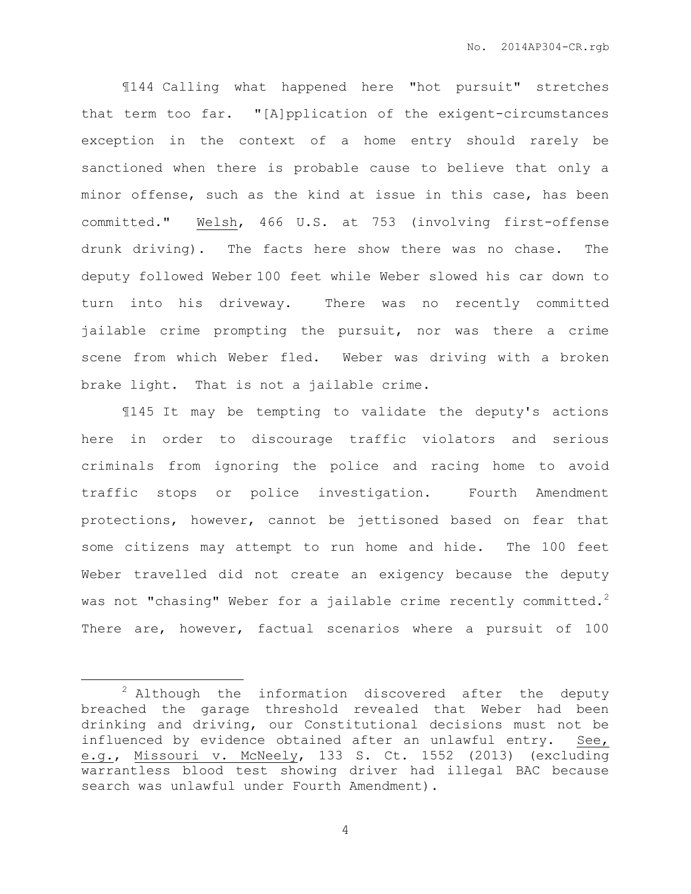¶144 Calling what happened here "hot pursuit" stretches that term too far. "[A]pplication of the exigent-circumstances exception in the context of a home entry should rarely be sanctioned when there is probable cause to believe that only a minor offense, such as the kind at issue in this case, has been committed." Welsh, 466 U.S. at 753 (involving first-offense drunk driving). The facts here show there was no chase. The deputy followed Weber 100 feet while Weber slowed his car down to turn into his driveway. There was no recently committed jailable crime prompting the pursuit, nor was there a crime scene from which Weber fled. Weber was driving with a broken brake light. That is not a jailable crime.

¶145 It may be tempting to validate the deputy's actions here in order to discourage traffic violators and serious criminals from ignoring the police and racing home to avoid traffic stops or police investigation. Fourth Amendment protections, however, cannot be jettisoned based on fear that some citizens may attempt to run home and hide. The 100 feet Weber travelled did not create an exigency because the deputy was not "chasing" Weber for a jailable crime recently committed.[2] There are, however, factual scenarios where a pursuit of 100

---

[2] Although the information discovered after the deputy breached the garage threshold revealed that Weber had been drinking and driving, our Constitutional decisions must not be influenced by evidence obtained after an unlawful entry. See, e.g., Missouri v. McNeely, 133 S. Ct. 1552 (2013) (excluding warrantless blood test showing driver had illegal BAC because search was unlawful under Fourth Amendment).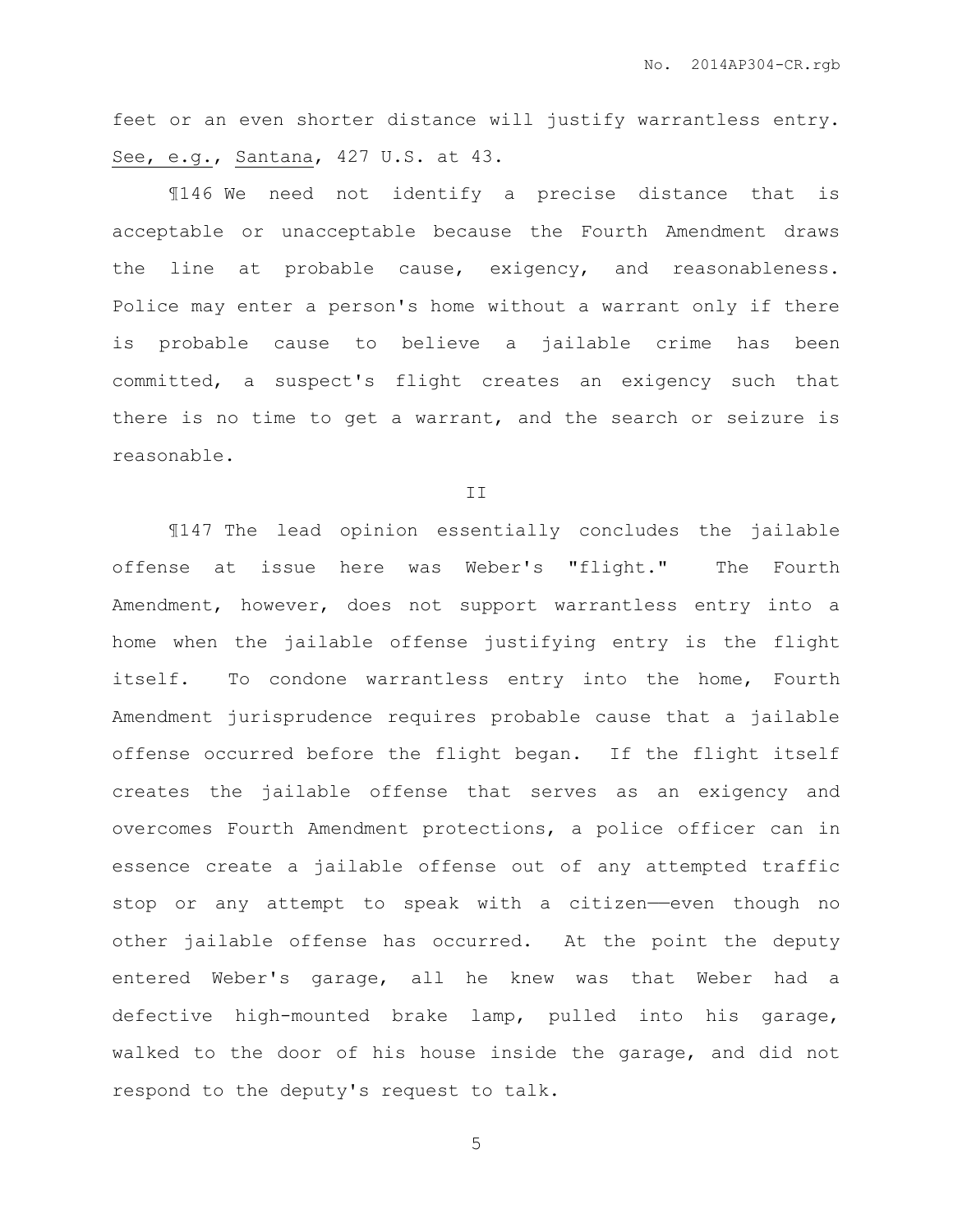feet or an even shorter distance will justify warrantless entry. See, e.g., Santana, 427 U.S. at 43.

¶146 We need not identify a precise distance that is acceptable or unacceptable because the Fourth Amendment draws the line at probable cause, exigency, and reasonableness. Police may enter a person's home without a warrant only if there is probable cause to believe a jailable crime has been committed, a suspect's flight creates an exigency such that there is no time to get a warrant, and the search or seizure is reasonable.

II

¶147 The lead opinion essentially concludes the jailable offense at issue here was Weber's "flight." The Fourth Amendment, however, does not support warrantless entry into a home when the jailable offense justifying entry is the flight itself. To condone warrantless entry into the home, Fourth Amendment jurisprudence requires probable cause that a jailable offense occurred before the flight began. If the flight itself creates the jailable offense that serves as an exigency and overcomes Fourth Amendment protections, a police officer can in essence create a jailable offense out of any attempted traffic stop or any attempt to speak with a citizen——even though no other jailable offense has occurred. At the point the deputy entered Weber's garage, all he knew was that Weber had a defective high-mounted brake lamp, pulled into his garage, walked to the door of his house inside the garage, and did not respond to the deputy's request to talk.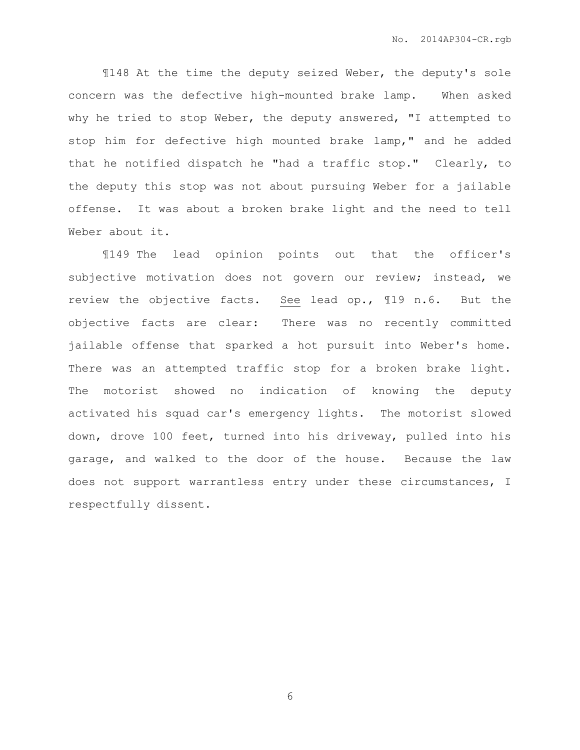¶148 At the time the deputy seized Weber, the deputy's sole concern was the defective high-mounted brake lamp. When asked why he tried to stop Weber, the deputy answered, "I attempted to stop him for defective high mounted brake lamp," and he added that he notified dispatch he "had a traffic stop." Clearly, to the deputy this stop was not about pursuing Weber for a jailable offense. It was about a broken brake light and the need to tell Weber about it.

¶149 The lead opinion points out that the officer's subjective motivation does not govern our review; instead, we review the objective facts. See lead op., ¶19 n.6. But the objective facts are clear: There was no recently committed jailable offense that sparked a hot pursuit into Weber's home. There was an attempted traffic stop for a broken brake light. The motorist showed no indication of knowing the deputy activated his squad car's emergency lights. The motorist slowed down, drove 100 feet, turned into his driveway, pulled into his garage, and walked to the door of the house. Because the law does not support warrantless entry under these circumstances, I respectfully dissent.